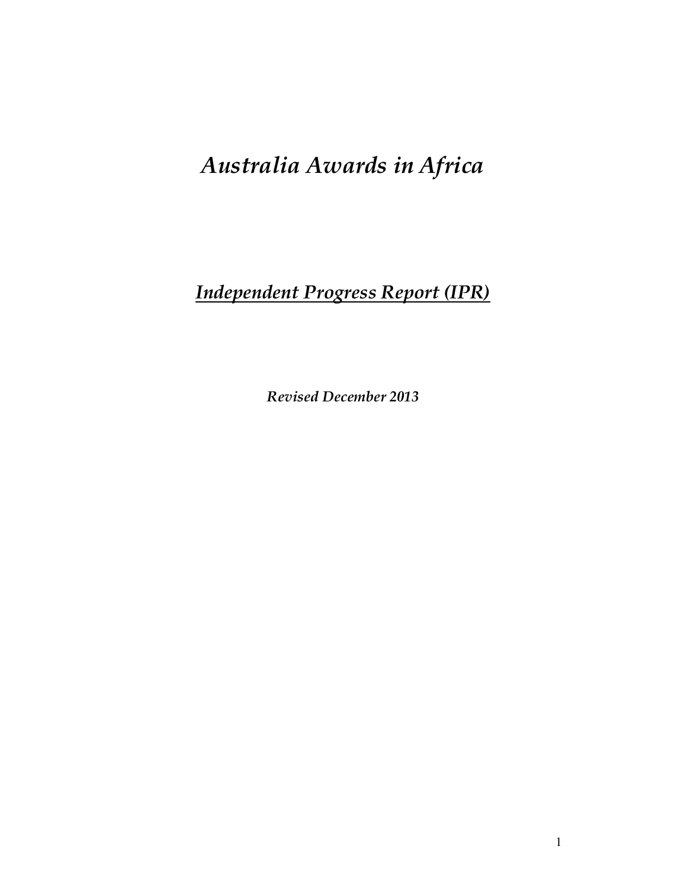# *Australia Awards in Africa*

## ***Independent Progress Report (IPR)***

***Revised December 2013***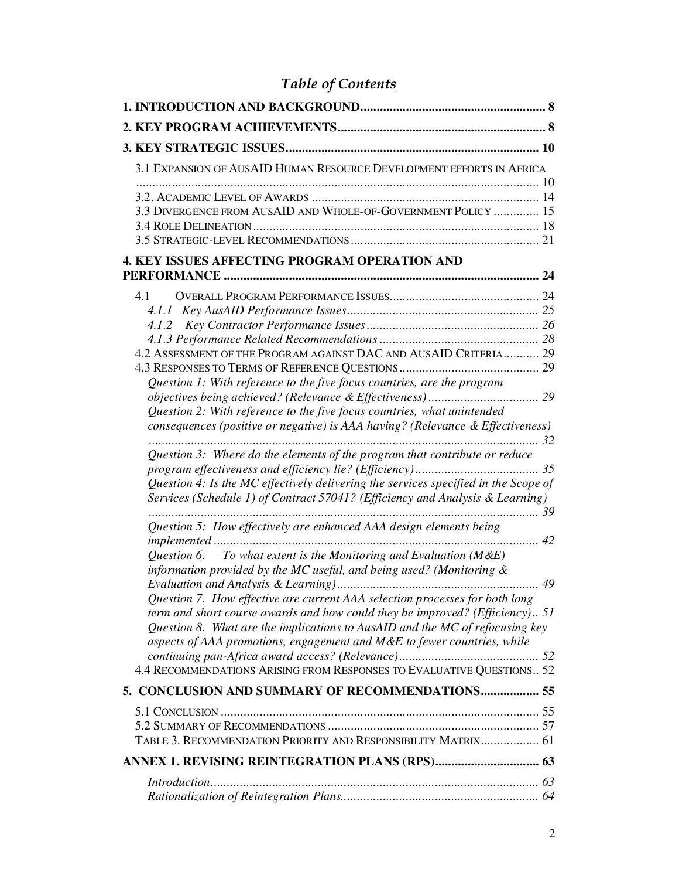# *Table of Contents*

| | |
|---|---|
| **1. INTRODUCTION AND BACKGROUND** | **8** |
| **2. KEY PROGRAM ACHIEVEMENTS** | **8** |
| **3. KEY STRATEGIC ISSUES** | **10** |
| 3.1 EXPANSION OF AUSAID HUMAN RESOURCE DEVELOPMENT EFFORTS IN AFRICA | 10 |
| 3.2. ACADEMIC LEVEL OF AWARDS | 14 |
| 3.3 DIVERGENCE FROM AUSAID AND WHOLE-OF-GOVERNMENT POLICY | 15 |
| 3.4 ROLE DELINEATION | 18 |
| 3.5 STRATEGIC-LEVEL RECOMMENDATIONS | 21 |
| **4. KEY ISSUES AFFECTING PROGRAM OPERATION AND PERFORMANCE** | **24** |
| 4.1 OVERALL PROGRAM PERFORMANCE ISSUES | 24 |
| *4.1.1 Key AusAID Performance Issues* | *25* |
| *4.1.2 Key Contractor Performance Issues* | *26* |
| *4.1.3 Performance Related Recommendations* | *28* |
| 4.2 ASSESSMENT OF THE PROGRAM AGAINST DAC AND AUSAID CRITERIA | 29 |
| 4.3 RESPONSES TO TERMS OF REFERENCE QUESTIONS | 29 |
| *Question 1: With reference to the five focus countries, are the program objectives being achieved? (Relevance & Effectiveness)* | *29* |
| *Question 2: With reference to the five focus countries, what unintended consequences (positive or negative) is AAA having? (Relevance & Effectiveness)* | *32* |
| *Question 3: Where do the elements of the program that contribute or reduce program effectiveness and efficiency lie? (Efficiency)* | *35* |
| *Question 4: Is the MC effectively delivering the services specified in the Scope of Services (Schedule 1) of Contract 57041? (Efficiency and Analysis & Learning)* | *39* |
| *Question 5: How effectively are enhanced AAA design elements being implemented* | *42* |
| *Question 6. To what extent is the Monitoring and Evaluation (M&E) information provided by the MC useful, and being used? (Monitoring & Evaluation and Analysis & Learning)* | *49* |
| *Question 7. How effective are current AAA selection processes for both long term and short course awards and how could they be improved? (Efficiency)* | *51* |
| *Question 8. What are the implications to AusAID and the MC of refocusing key aspects of AAA promotions, engagement and M&E to fewer countries, while continuing pan-Africa award access? (Relevance)* | *52* |
| 4.4 RECOMMENDATIONS ARISING FROM RESPONSES TO EVALUATIVE QUESTIONS | 52 |
| **5. CONCLUSION AND SUMMARY OF RECOMMENDATIONS** | **55** |
| 5.1 CONCLUSION | 55 |
| 5.2 SUMMARY OF RECOMMENDATIONS | 57 |
| TABLE 3. RECOMMENDATION PRIORITY AND RESPONSIBILITY MATRIX | 61 |
| **ANNEX 1. REVISING REINTEGRATION PLANS (RPS)** | **63** |
| *Introduction* | *63* |
| *Rationalization of Reintegration Plans* | *64* |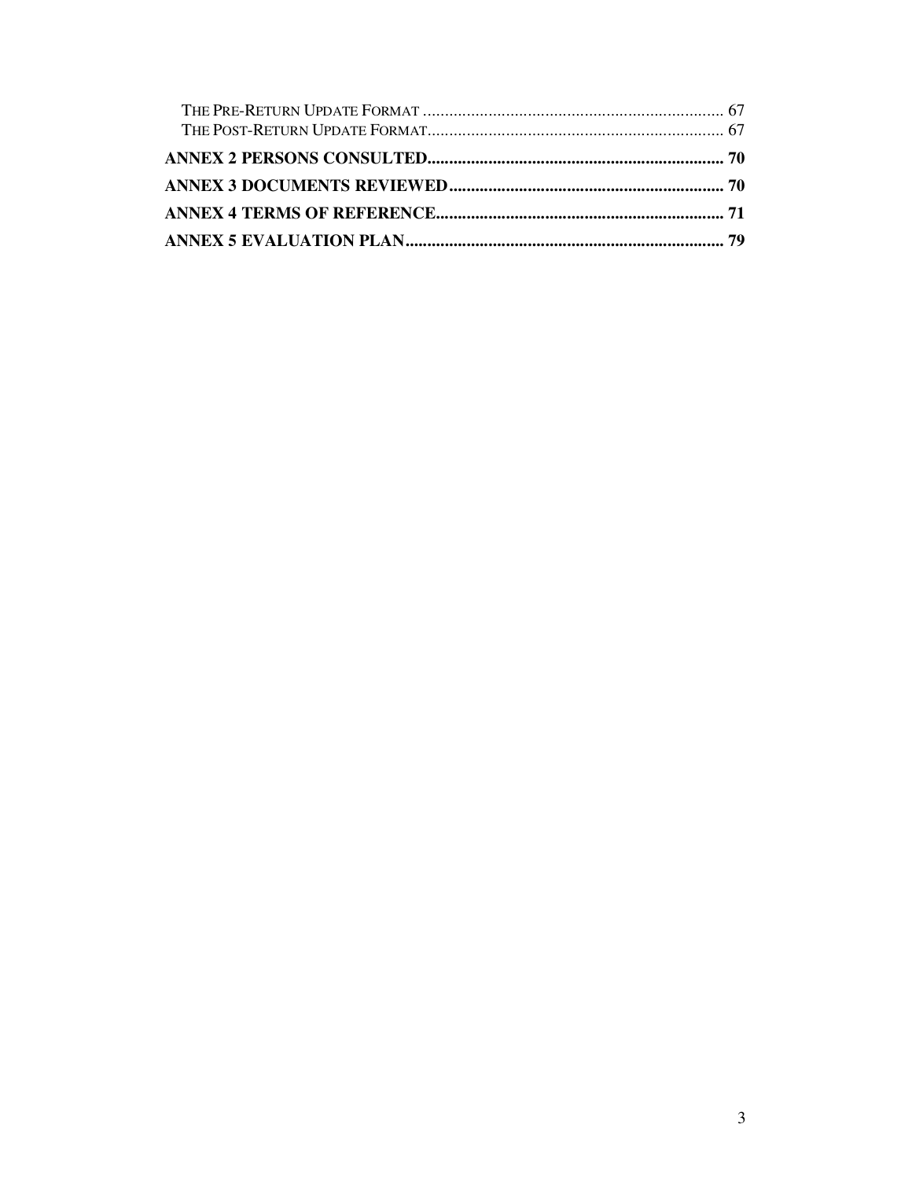THE PRE-RETURN UPDATE FORMAT ..................................................................... 67
THE POST-RETURN UPDATE FORMAT.................................................................... 67

**ANNEX 2 PERSONS CONSULTED.................................................................... 70**

**ANNEX 3 DOCUMENTS REVIEWED............................................................... 70**

**ANNEX 4 TERMS OF REFERENCE.................................................................. 71**

**ANNEX 5 EVALUATION PLAN......................................................................... 79**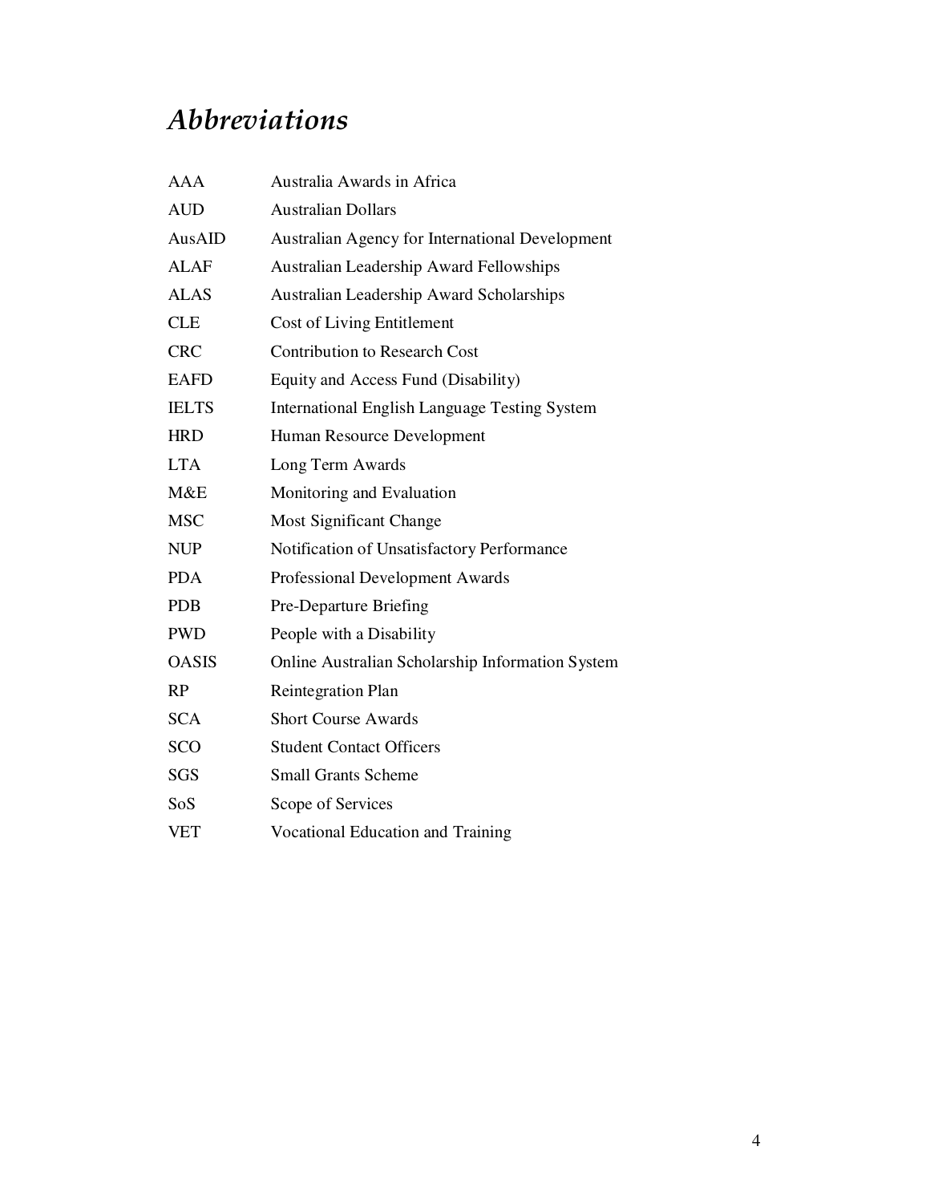# *Abbreviations*

| | |
|---|---|
| AAA | Australia Awards in Africa |
| AUD | Australian Dollars |
| AusAID | Australian Agency for International Development |
| ALAF | Australian Leadership Award Fellowships |
| ALAS | Australian Leadership Award Scholarships |
| CLE | Cost of Living Entitlement |
| CRC | Contribution to Research Cost |
| EAFD | Equity and Access Fund (Disability) |
| IELTS | International English Language Testing System |
| HRD | Human Resource Development |
| LTA | Long Term Awards |
| M&E | Monitoring and Evaluation |
| MSC | Most Significant Change |
| NUP | Notification of Unsatisfactory Performance |
| PDA | Professional Development Awards |
| PDB | Pre-Departure Briefing |
| PWD | People with a Disability |
| OASIS | Online Australian Scholarship Information System |
| RP | Reintegration Plan |
| SCA | Short Course Awards |
| SCO | Student Contact Officers |
| SGS | Small Grants Scheme |
| SoS | Scope of Services |
| VET | Vocational Education and Training |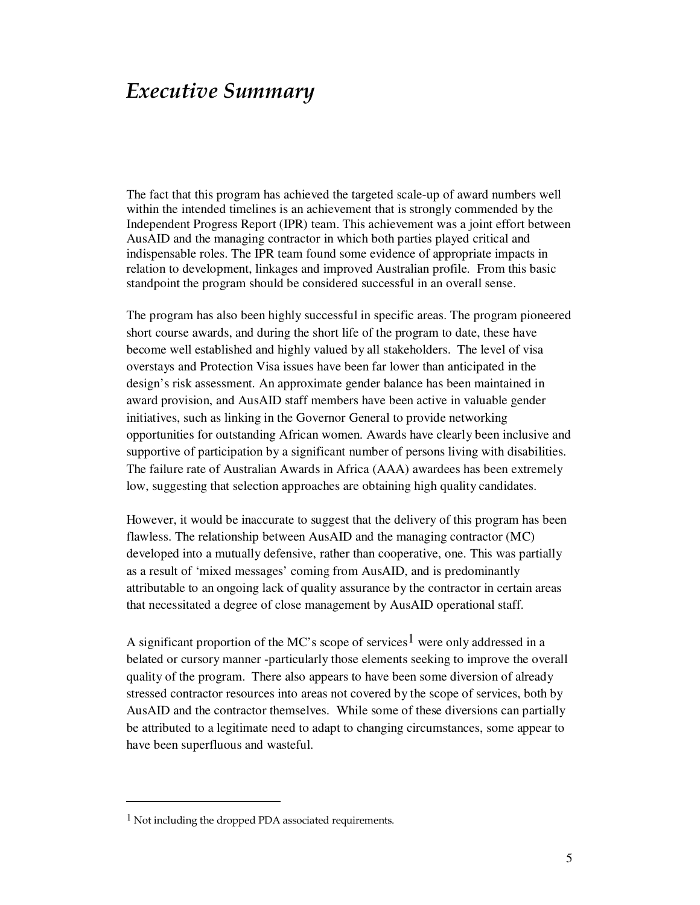# *Executive Summary*

The fact that this program has achieved the targeted scale-up of award numbers well within the intended timelines is an achievement that is strongly commended by the Independent Progress Report (IPR) team. This achievement was a joint effort between AusAID and the managing contractor in which both parties played critical and indispensable roles. The IPR team found some evidence of appropriate impacts in relation to development, linkages and improved Australian profile. From this basic standpoint the program should be considered successful in an overall sense.

The program has also been highly successful in specific areas. The program pioneered short course awards, and during the short life of the program to date, these have become well established and highly valued by all stakeholders. The level of visa overstays and Protection Visa issues have been far lower than anticipated in the design's risk assessment. An approximate gender balance has been maintained in award provision, and AusAID staff members have been active in valuable gender initiatives, such as linking in the Governor General to provide networking opportunities for outstanding African women. Awards have clearly been inclusive and supportive of participation by a significant number of persons living with disabilities. The failure rate of Australian Awards in Africa (AAA) awardees has been extremely low, suggesting that selection approaches are obtaining high quality candidates.

However, it would be inaccurate to suggest that the delivery of this program has been flawless. The relationship between AusAID and the managing contractor (MC) developed into a mutually defensive, rather than cooperative, one. This was partially as a result of 'mixed messages' coming from AusAID, and is predominantly attributable to an ongoing lack of quality assurance by the contractor in certain areas that necessitated a degree of close management by AusAID operational staff.

A significant proportion of the MC's scope of services[1] were only addressed in a belated or cursory manner -particularly those elements seeking to improve the overall quality of the program. There also appears to have been some diversion of already stressed contractor resources into areas not covered by the scope of services, both by AusAID and the contractor themselves. While some of these diversions can partially be attributed to a legitimate need to adapt to changing circumstances, some appear to have been superfluous and wasteful.

---

[1] Not including the dropped PDA associated requirements.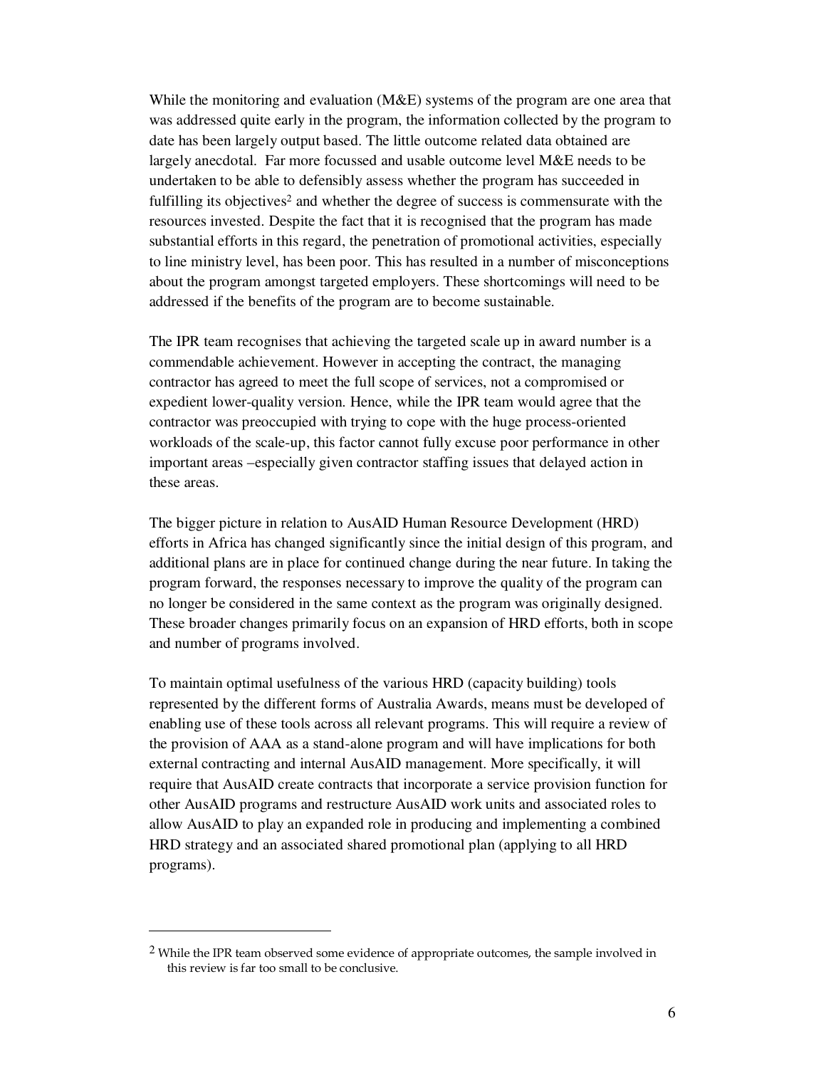While the monitoring and evaluation (M&E) systems of the program are one area that was addressed quite early in the program, the information collected by the program to date has been largely output based. The little outcome related data obtained are largely anecdotal. Far more focussed and usable outcome level M&E needs to be undertaken to be able to defensibly assess whether the program has succeeded in fulfilling its objectives[2] and whether the degree of success is commensurate with the resources invested. Despite the fact that it is recognised that the program has made substantial efforts in this regard, the penetration of promotional activities, especially to line ministry level, has been poor. This has resulted in a number of misconceptions about the program amongst targeted employers. These shortcomings will need to be addressed if the benefits of the program are to become sustainable.

The IPR team recognises that achieving the targeted scale up in award number is a commendable achievement. However in accepting the contract, the managing contractor has agreed to meet the full scope of services, not a compromised or expedient lower-quality version. Hence, while the IPR team would agree that the contractor was preoccupied with trying to cope with the huge process-oriented workloads of the scale-up, this factor cannot fully excuse poor performance in other important areas –especially given contractor staffing issues that delayed action in these areas.

The bigger picture in relation to AusAID Human Resource Development (HRD) efforts in Africa has changed significantly since the initial design of this program, and additional plans are in place for continued change during the near future. In taking the program forward, the responses necessary to improve the quality of the program can no longer be considered in the same context as the program was originally designed. These broader changes primarily focus on an expansion of HRD efforts, both in scope and number of programs involved.

To maintain optimal usefulness of the various HRD (capacity building) tools represented by the different forms of Australia Awards, means must be developed of enabling use of these tools across all relevant programs. This will require a review of the provision of AAA as a stand-alone program and will have implications for both external contracting and internal AusAID management. More specifically, it will require that AusAID create contracts that incorporate a service provision function for other AusAID programs and restructure AusAID work units and associated roles to allow AusAID to play an expanded role in producing and implementing a combined HRD strategy and an associated shared promotional plan (applying to all HRD programs).

---

[2] While the IPR team observed some evidence of appropriate outcomes, the sample involved in this review is far too small to be conclusive.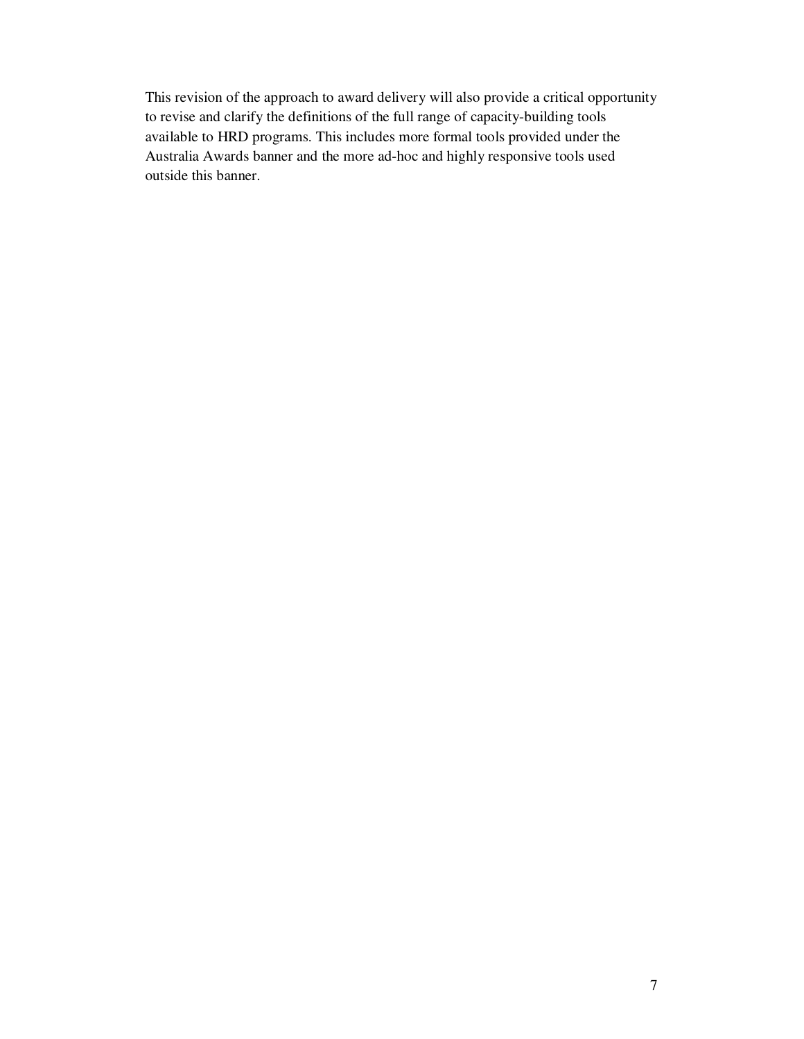This revision of the approach to award delivery will also provide a critical opportunity to revise and clarify the definitions of the full range of capacity-building tools available to HRD programs. This includes more formal tools provided under the Australia Awards banner and the more ad-hoc and highly responsive tools used outside this banner.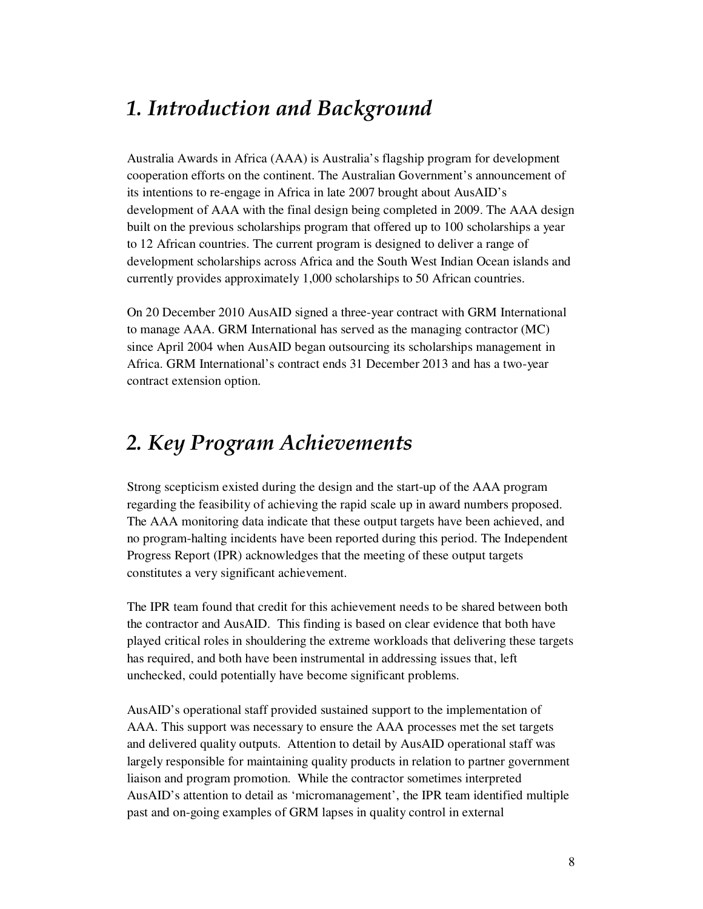# *1. Introduction and Background*

Australia Awards in Africa (AAA) is Australia's flagship program for development cooperation efforts on the continent. The Australian Government's announcement of its intentions to re-engage in Africa in late 2007 brought about AusAID's development of AAA with the final design being completed in 2009. The AAA design built on the previous scholarships program that offered up to 100 scholarships a year to 12 African countries. The current program is designed to deliver a range of development scholarships across Africa and the South West Indian Ocean islands and currently provides approximately 1,000 scholarships to 50 African countries.

On 20 December 2010 AusAID signed a three-year contract with GRM International to manage AAA. GRM International has served as the managing contractor (MC) since April 2004 when AusAID began outsourcing its scholarships management in Africa. GRM International's contract ends 31 December 2013 and has a two-year contract extension option.

# *2. Key Program Achievements*

Strong scepticism existed during the design and the start-up of the AAA program regarding the feasibility of achieving the rapid scale up in award numbers proposed. The AAA monitoring data indicate that these output targets have been achieved, and no program-halting incidents have been reported during this period. The Independent Progress Report (IPR) acknowledges that the meeting of these output targets constitutes a very significant achievement.

The IPR team found that credit for this achievement needs to be shared between both the contractor and AusAID. This finding is based on clear evidence that both have played critical roles in shouldering the extreme workloads that delivering these targets has required, and both have been instrumental in addressing issues that, left unchecked, could potentially have become significant problems.

AusAID's operational staff provided sustained support to the implementation of AAA. This support was necessary to ensure the AAA processes met the set targets and delivered quality outputs. Attention to detail by AusAID operational staff was largely responsible for maintaining quality products in relation to partner government liaison and program promotion. While the contractor sometimes interpreted AusAID's attention to detail as 'micromanagement', the IPR team identified multiple past and on-going examples of GRM lapses in quality control in external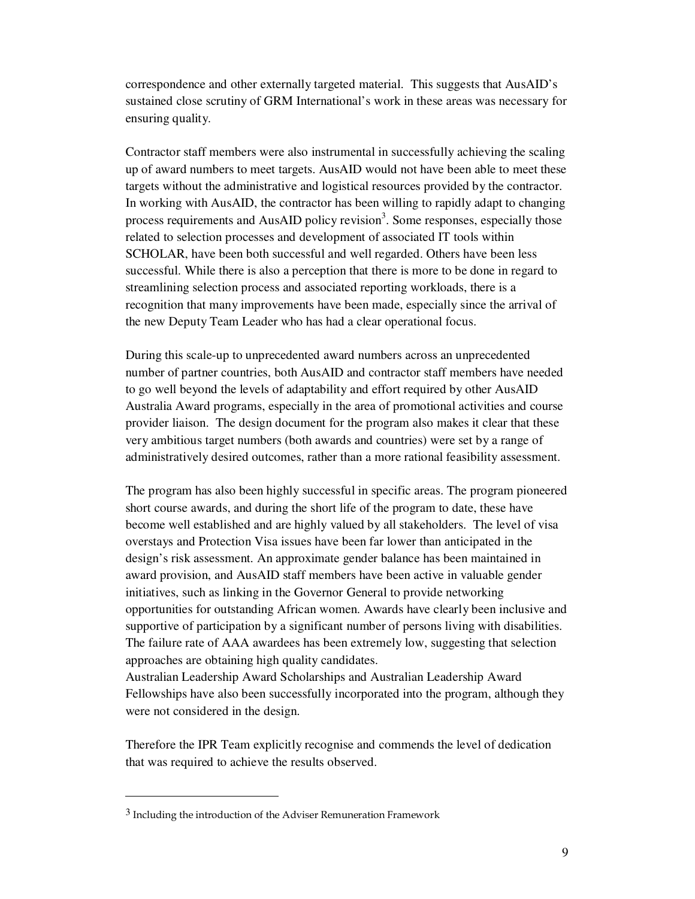correspondence and other externally targeted material. This suggests that AusAID's sustained close scrutiny of GRM International's work in these areas was necessary for ensuring quality.

Contractor staff members were also instrumental in successfully achieving the scaling up of award numbers to meet targets. AusAID would not have been able to meet these targets without the administrative and logistical resources provided by the contractor. In working with AusAID, the contractor has been willing to rapidly adapt to changing process requirements and AusAID policy revision[3]. Some responses, especially those related to selection processes and development of associated IT tools within SCHOLAR, have been both successful and well regarded. Others have been less successful. While there is also a perception that there is more to be done in regard to streamlining selection process and associated reporting workloads, there is a recognition that many improvements have been made, especially since the arrival of the new Deputy Team Leader who has had a clear operational focus.

During this scale-up to unprecedented award numbers across an unprecedented number of partner countries, both AusAID and contractor staff members have needed to go well beyond the levels of adaptability and effort required by other AusAID Australia Award programs, especially in the area of promotional activities and course provider liaison. The design document for the program also makes it clear that these very ambitious target numbers (both awards and countries) were set by a range of administratively desired outcomes, rather than a more rational feasibility assessment.

The program has also been highly successful in specific areas. The program pioneered short course awards, and during the short life of the program to date, these have become well established and are highly valued by all stakeholders. The level of visa overstays and Protection Visa issues have been far lower than anticipated in the design's risk assessment. An approximate gender balance has been maintained in award provision, and AusAID staff members have been active in valuable gender initiatives, such as linking in the Governor General to provide networking opportunities for outstanding African women. Awards have clearly been inclusive and supportive of participation by a significant number of persons living with disabilities. The failure rate of AAA awardees has been extremely low, suggesting that selection approaches are obtaining high quality candidates.
Australian Leadership Award Scholarships and Australian Leadership Award Fellowships have also been successfully incorporated into the program, although they were not considered in the design.

Therefore the IPR Team explicitly recognise and commends the level of dedication that was required to achieve the results observed.

---

[3] Including the introduction of the Adviser Remuneration Framework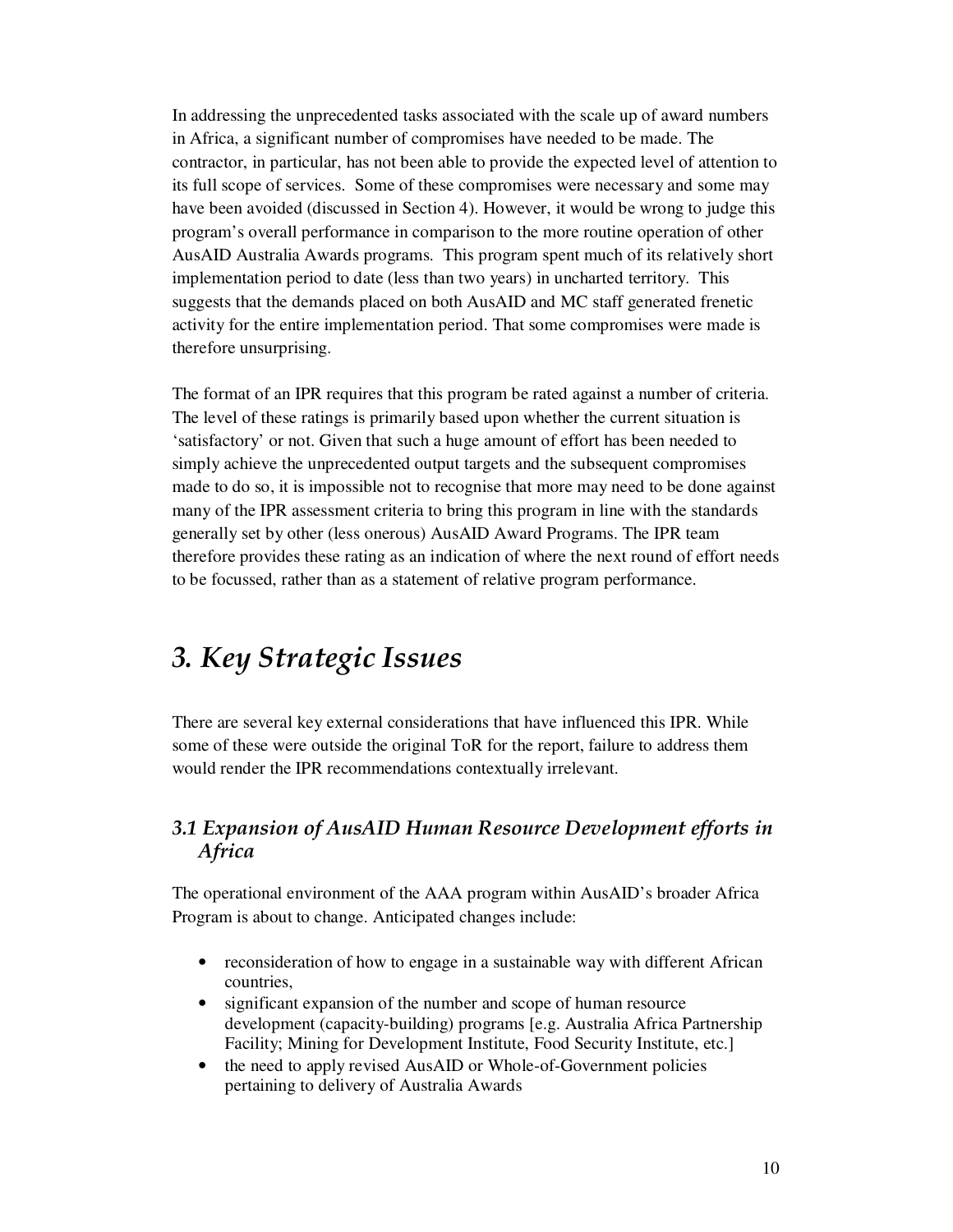In addressing the unprecedented tasks associated with the scale up of award numbers in Africa, a significant number of compromises have needed to be made. The contractor, in particular, has not been able to provide the expected level of attention to its full scope of services. Some of these compromises were necessary and some may have been avoided (discussed in Section 4). However, it would be wrong to judge this program's overall performance in comparison to the more routine operation of other AusAID Australia Awards programs. This program spent much of its relatively short implementation period to date (less than two years) in uncharted territory. This suggests that the demands placed on both AusAID and MC staff generated frenetic activity for the entire implementation period. That some compromises were made is therefore unsurprising.

The format of an IPR requires that this program be rated against a number of criteria. The level of these ratings is primarily based upon whether the current situation is 'satisfactory' or not. Given that such a huge amount of effort has been needed to simply achieve the unprecedented output targets and the subsequent compromises made to do so, it is impossible not to recognise that more may need to be done against many of the IPR assessment criteria to bring this program in line with the standards generally set by other (less onerous) AusAID Award Programs. The IPR team therefore provides these rating as an indication of where the next round of effort needs to be focussed, rather than as a statement of relative program performance.

# *3. Key Strategic Issues*

There are several key external considerations that have influenced this IPR. While some of these were outside the original ToR for the report, failure to address them would render the IPR recommendations contextually irrelevant.

## *3.1 Expansion of AusAID Human Resource Development efforts in Africa*

The operational environment of the AAA program within AusAID's broader Africa Program is about to change. Anticipated changes include:

- reconsideration of how to engage in a sustainable way with different African countries,
- significant expansion of the number and scope of human resource development (capacity-building) programs [e.g. Australia Africa Partnership Facility; Mining for Development Institute, Food Security Institute, etc.]
- the need to apply revised AusAID or Whole-of-Government policies pertaining to delivery of Australia Awards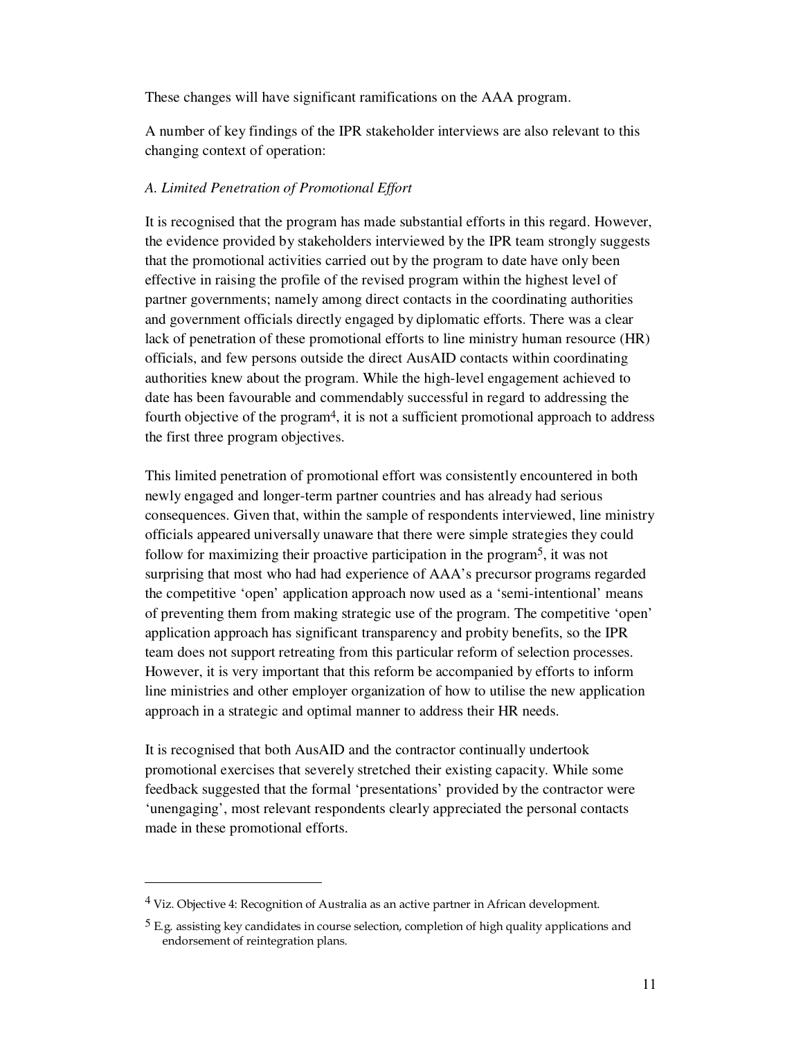These changes will have significant ramifications on the AAA program.

A number of key findings of the IPR stakeholder interviews are also relevant to this changing context of operation:

*A. Limited Penetration of Promotional Effort*

It is recognised that the program has made substantial efforts in this regard. However, the evidence provided by stakeholders interviewed by the IPR team strongly suggests that the promotional activities carried out by the program to date have only been effective in raising the profile of the revised program within the highest level of partner governments; namely among direct contacts in the coordinating authorities and government officials directly engaged by diplomatic efforts. There was a clear lack of penetration of these promotional efforts to line ministry human resource (HR) officials, and few persons outside the direct AusAID contacts within coordinating authorities knew about the program. While the high-level engagement achieved to date has been favourable and commendably successful in regard to addressing the fourth objective of the program[4], it is not a sufficient promotional approach to address the first three program objectives.

This limited penetration of promotional effort was consistently encountered in both newly engaged and longer-term partner countries and has already had serious consequences. Given that, within the sample of respondents interviewed, line ministry officials appeared universally unaware that there were simple strategies they could follow for maximizing their proactive participation in the program[5], it was not surprising that most who had had experience of AAA's precursor programs regarded the competitive 'open' application approach now used as a 'semi-intentional' means of preventing them from making strategic use of the program. The competitive 'open' application approach has significant transparency and probity benefits, so the IPR team does not support retreating from this particular reform of selection processes. However, it is very important that this reform be accompanied by efforts to inform line ministries and other employer organization of how to utilise the new application approach in a strategic and optimal manner to address their HR needs.

It is recognised that both AusAID and the contractor continually undertook promotional exercises that severely stretched their existing capacity. While some feedback suggested that the formal 'presentations' provided by the contractor were 'unengaging', most relevant respondents clearly appreciated the personal contacts made in these promotional efforts.

---

[4] Viz. Objective 4: Recognition of Australia as an active partner in African development.

[5] E.g. assisting key candidates in course selection, completion of high quality applications and endorsement of reintegration plans.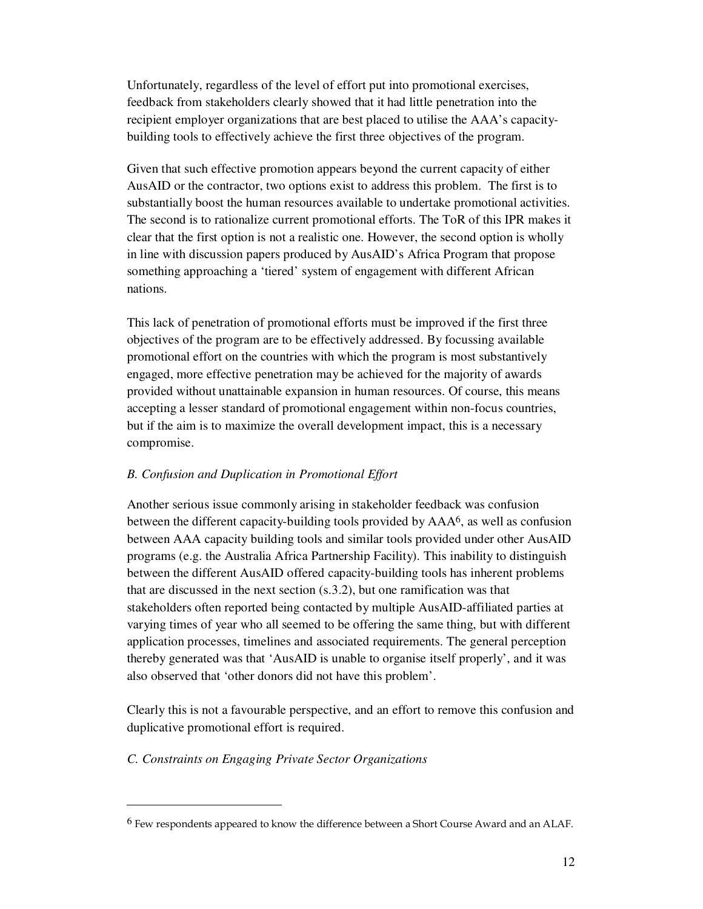Unfortunately, regardless of the level of effort put into promotional exercises, feedback from stakeholders clearly showed that it had little penetration into the recipient employer organizations that are best placed to utilise the AAA's capacity-building tools to effectively achieve the first three objectives of the program.

Given that such effective promotion appears beyond the current capacity of either AusAID or the contractor, two options exist to address this problem. The first is to substantially boost the human resources available to undertake promotional activities. The second is to rationalize current promotional efforts. The ToR of this IPR makes it clear that the first option is not a realistic one. However, the second option is wholly in line with discussion papers produced by AusAID's Africa Program that propose something approaching a 'tiered' system of engagement with different African nations.

This lack of penetration of promotional efforts must be improved if the first three objectives of the program are to be effectively addressed. By focussing available promotional effort on the countries with which the program is most substantively engaged, more effective penetration may be achieved for the majority of awards provided without unattainable expansion in human resources. Of course, this means accepting a lesser standard of promotional engagement within non-focus countries, but if the aim is to maximize the overall development impact, this is a necessary compromise.

*B. Confusion and Duplication in Promotional Effort*

Another serious issue commonly arising in stakeholder feedback was confusion between the different capacity-building tools provided by AAA[6], as well as confusion between AAA capacity building tools and similar tools provided under other AusAID programs (e.g. the Australia Africa Partnership Facility). This inability to distinguish between the different AusAID offered capacity-building tools has inherent problems that are discussed in the next section (s.3.2), but one ramification was that stakeholders often reported being contacted by multiple AusAID-affiliated parties at varying times of year who all seemed to be offering the same thing, but with different application processes, timelines and associated requirements. The general perception thereby generated was that 'AusAID is unable to organise itself properly', and it was also observed that 'other donors did not have this problem'.

Clearly this is not a favourable perspective, and an effort to remove this confusion and duplicative promotional effort is required.

*C. Constraints on Engaging Private Sector Organizations*

---

[6] Few respondents appeared to know the difference between a Short Course Award and an ALAF.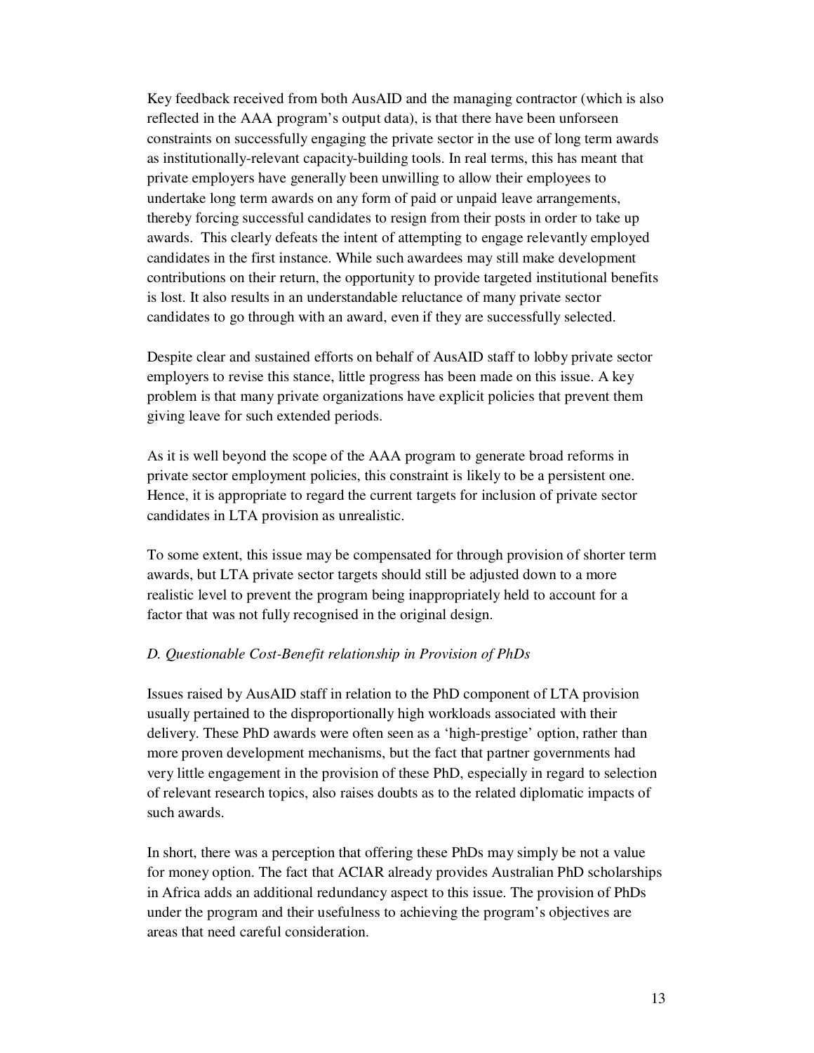Key feedback received from both AusAID and the managing contractor (which is also reflected in the AAA program's output data), is that there have been unforseen constraints on successfully engaging the private sector in the use of long term awards as institutionally-relevant capacity-building tools. In real terms, this has meant that private employers have generally been unwilling to allow their employees to undertake long term awards on any form of paid or unpaid leave arrangements, thereby forcing successful candidates to resign from their posts in order to take up awards. This clearly defeats the intent of attempting to engage relevantly employed candidates in the first instance. While such awardees may still make development contributions on their return, the opportunity to provide targeted institutional benefits is lost. It also results in an understandable reluctance of many private sector candidates to go through with an award, even if they are successfully selected.

Despite clear and sustained efforts on behalf of AusAID staff to lobby private sector employers to revise this stance, little progress has been made on this issue. A key problem is that many private organizations have explicit policies that prevent them giving leave for such extended periods.

As it is well beyond the scope of the AAA program to generate broad reforms in private sector employment policies, this constraint is likely to be a persistent one. Hence, it is appropriate to regard the current targets for inclusion of private sector candidates in LTA provision as unrealistic.

To some extent, this issue may be compensated for through provision of shorter term awards, but LTA private sector targets should still be adjusted down to a more realistic level to prevent the program being inappropriately held to account for a factor that was not fully recognised in the original design.

*D. Questionable Cost-Benefit relationship in Provision of PhDs*

Issues raised by AusAID staff in relation to the PhD component of LTA provision usually pertained to the disproportionally high workloads associated with their delivery. These PhD awards were often seen as a 'high-prestige' option, rather than more proven development mechanisms, but the fact that partner governments had very little engagement in the provision of these PhD, especially in regard to selection of relevant research topics, also raises doubts as to the related diplomatic impacts of such awards.

In short, there was a perception that offering these PhDs may simply be not a value for money option. The fact that ACIAR already provides Australian PhD scholarships in Africa adds an additional redundancy aspect to this issue. The provision of PhDs under the program and their usefulness to achieving the program's objectives are areas that need careful consideration.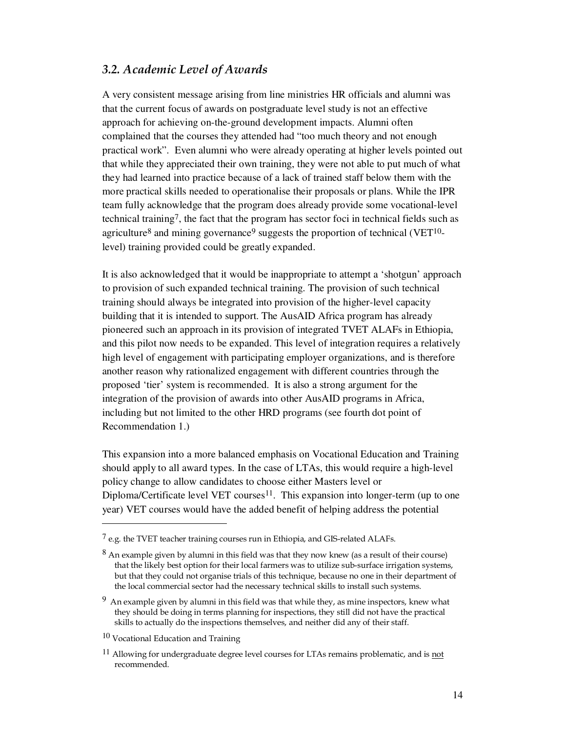### *3.2. Academic Level of Awards*

A very consistent message arising from line ministries HR officials and alumni was that the current focus of awards on postgraduate level study is not an effective approach for achieving on-the-ground development impacts. Alumni often complained that the courses they attended had "too much theory and not enough practical work". Even alumni who were already operating at higher levels pointed out that while they appreciated their own training, they were not able to put much of what they had learned into practice because of a lack of trained staff below them with the more practical skills needed to operationalise their proposals or plans. While the IPR team fully acknowledge that the program does already provide some vocational-level technical training[7], the fact that the program has sector foci in technical fields such as agriculture[8] and mining governance[9] suggests the proportion of technical (VET[10]-level) training provided could be greatly expanded.

It is also acknowledged that it would be inappropriate to attempt a 'shotgun' approach to provision of such expanded technical training. The provision of such technical training should always be integrated into provision of the higher-level capacity building that it is intended to support. The AusAID Africa program has already pioneered such an approach in its provision of integrated TVET ALAFs in Ethiopia, and this pilot now needs to be expanded. This level of integration requires a relatively high level of engagement with participating employer organizations, and is therefore another reason why rationalized engagement with different countries through the proposed 'tier' system is recommended. It is also a strong argument for the integration of the provision of awards into other AusAID programs in Africa, including but not limited to the other HRD programs (see fourth dot point of Recommendation 1.)

This expansion into a more balanced emphasis on Vocational Education and Training should apply to all award types. In the case of LTAs, this would require a high-level policy change to allow candidates to choose either Masters level or Diploma/Certificate level VET courses[11]. This expansion into longer-term (up to one year) VET courses would have the added benefit of helping address the potential

---

[7] e.g. the TVET teacher training courses run in Ethiopia, and GIS-related ALAFs.

[8] An example given by alumni in this field was that they now knew (as a result of their course) that the likely best option for their local farmers was to utilize sub-surface irrigation systems, but that they could not organise trials of this technique, because no one in their department of the local commercial sector had the necessary technical skills to install such systems.

[9] An example given by alumni in this field was that while they, as mine inspectors, knew what they should be doing in terms planning for inspections, they still did not have the practical skills to actually do the inspections themselves, and neither did any of their staff.

[10] Vocational Education and Training

[11] Allowing for undergraduate degree level courses for LTAs remains problematic, and is not recommended.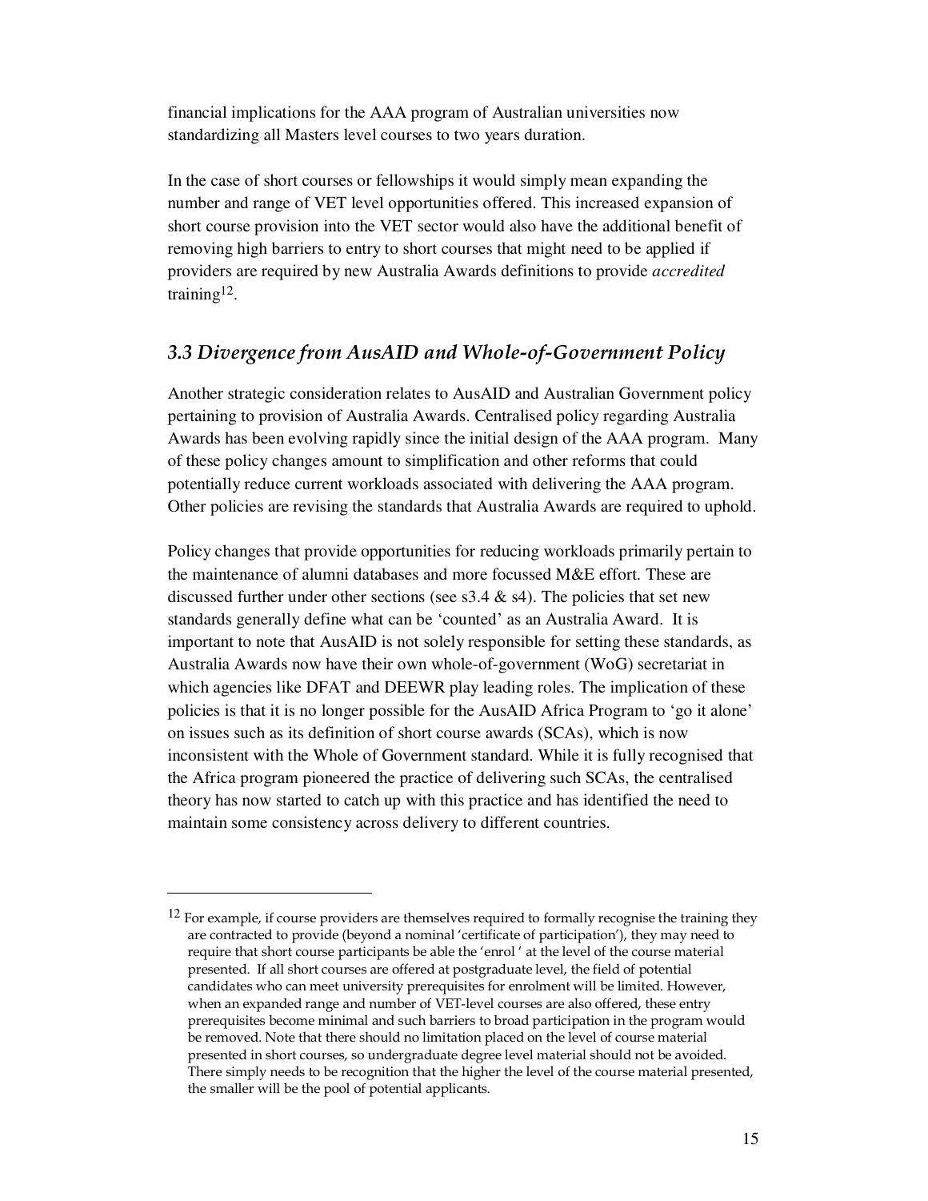financial implications for the AAA program of Australian universities now standardizing all Masters level courses to two years duration.

In the case of short courses or fellowships it would simply mean expanding the number and range of VET level opportunities offered. This increased expansion of short course provision into the VET sector would also have the additional benefit of removing high barriers to entry to short courses that might need to be applied if providers are required by new Australia Awards definitions to provide *accredited* training[12].

## *3.3 Divergence from AusAID and Whole-of-Government Policy*

Another strategic consideration relates to AusAID and Australian Government policy pertaining to provision of Australia Awards. Centralised policy regarding Australia Awards has been evolving rapidly since the initial design of the AAA program. Many of these policy changes amount to simplification and other reforms that could potentially reduce current workloads associated with delivering the AAA program. Other policies are revising the standards that Australia Awards are required to uphold.

Policy changes that provide opportunities for reducing workloads primarily pertain to the maintenance of alumni databases and more focussed M&E effort. These are discussed further under other sections (see s3.4 & s4). The policies that set new standards generally define what can be 'counted' as an Australia Award. It is important to note that AusAID is not solely responsible for setting these standards, as Australia Awards now have their own whole-of-government (WoG) secretariat in which agencies like DFAT and DEEWR play leading roles. The implication of these policies is that it is no longer possible for the AusAID Africa Program to 'go it alone' on issues such as its definition of short course awards (SCAs), which is now inconsistent with the Whole of Government standard. While it is fully recognised that the Africa program pioneered the practice of delivering such SCAs, the centralised theory has now started to catch up with this practice and has identified the need to maintain some consistency across delivery to different countries.

---

[12] For example, if course providers are themselves required to formally recognise the training they are contracted to provide (beyond a nominal 'certificate of participation'), they may need to require that short course participants be able the 'enrol ' at the level of the course material presented. If all short courses are offered at postgraduate level, the field of potential candidates who can meet university prerequisites for enrolment will be limited. However, when an expanded range and number of VET-level courses are also offered, these entry prerequisites become minimal and such barriers to broad participation in the program would be removed. Note that there should no limitation placed on the level of course material presented in short courses, so undergraduate degree level material should not be avoided. There simply needs to be recognition that the higher the level of the course material presented, the smaller will be the pool of potential applicants.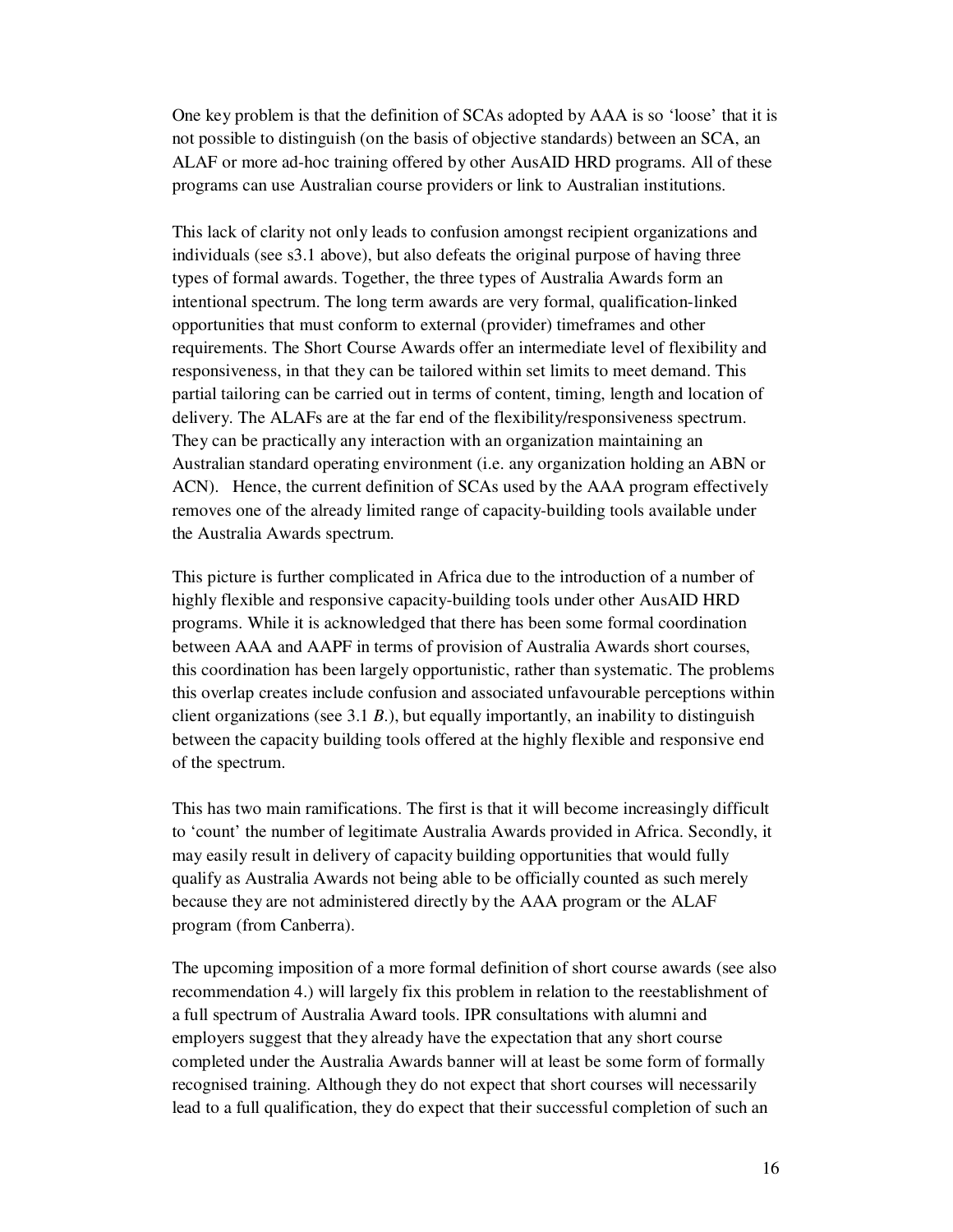One key problem is that the definition of SCAs adopted by AAA is so 'loose' that it is not possible to distinguish (on the basis of objective standards) between an SCA, an ALAF or more ad-hoc training offered by other AusAID HRD programs. All of these programs can use Australian course providers or link to Australian institutions.

This lack of clarity not only leads to confusion amongst recipient organizations and individuals (see s3.1 above), but also defeats the original purpose of having three types of formal awards. Together, the three types of Australia Awards form an intentional spectrum. The long term awards are very formal, qualification-linked opportunities that must conform to external (provider) timeframes and other requirements. The Short Course Awards offer an intermediate level of flexibility and responsiveness, in that they can be tailored within set limits to meet demand. This partial tailoring can be carried out in terms of content, timing, length and location of delivery. The ALAFs are at the far end of the flexibility/responsiveness spectrum. They can be practically any interaction with an organization maintaining an Australian standard operating environment (i.e. any organization holding an ABN or ACN). Hence, the current definition of SCAs used by the AAA program effectively removes one of the already limited range of capacity-building tools available under the Australia Awards spectrum.

This picture is further complicated in Africa due to the introduction of a number of highly flexible and responsive capacity-building tools under other AusAID HRD programs. While it is acknowledged that there has been some formal coordination between AAA and AAPF in terms of provision of Australia Awards short courses, this coordination has been largely opportunistic, rather than systematic. The problems this overlap creates include confusion and associated unfavourable perceptions within client organizations (see 3.1 *B*.), but equally importantly, an inability to distinguish between the capacity building tools offered at the highly flexible and responsive end of the spectrum.

This has two main ramifications. The first is that it will become increasingly difficult to 'count' the number of legitimate Australia Awards provided in Africa. Secondly, it may easily result in delivery of capacity building opportunities that would fully qualify as Australia Awards not being able to be officially counted as such merely because they are not administered directly by the AAA program or the ALAF program (from Canberra).

The upcoming imposition of a more formal definition of short course awards (see also recommendation 4.) will largely fix this problem in relation to the reestablishment of a full spectrum of Australia Award tools. IPR consultations with alumni and employers suggest that they already have the expectation that any short course completed under the Australia Awards banner will at least be some form of formally recognised training. Although they do not expect that short courses will necessarily lead to a full qualification, they do expect that their successful completion of such an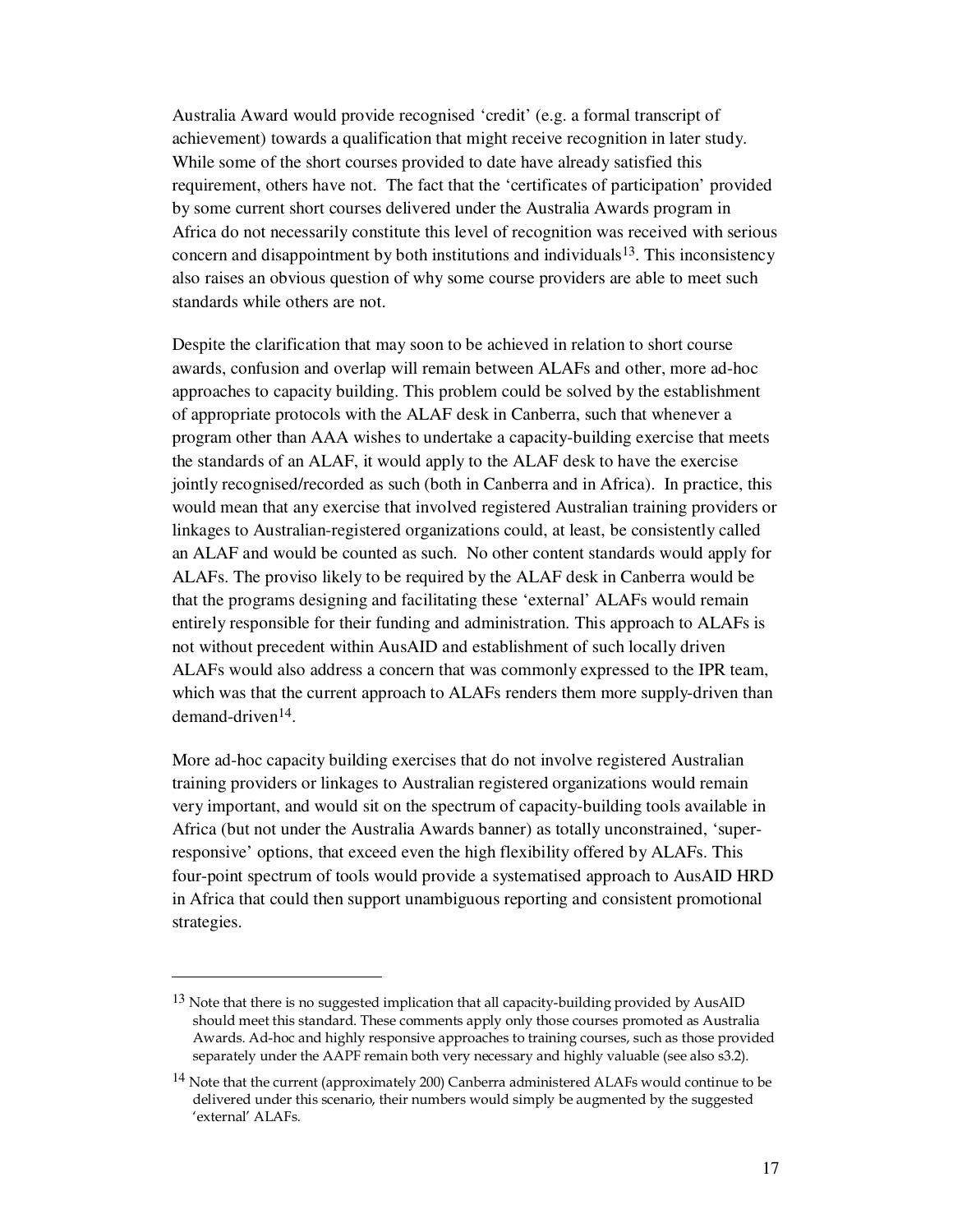Australia Award would provide recognised 'credit' (e.g. a formal transcript of achievement) towards a qualification that might receive recognition in later study. While some of the short courses provided to date have already satisfied this requirement, others have not. The fact that the 'certificates of participation' provided by some current short courses delivered under the Australia Awards program in Africa do not necessarily constitute this level of recognition was received with serious concern and disappointment by both institutions and individuals[13]. This inconsistency also raises an obvious question of why some course providers are able to meet such standards while others are not.

Despite the clarification that may soon to be achieved in relation to short course awards, confusion and overlap will remain between ALAFs and other, more ad-hoc approaches to capacity building. This problem could be solved by the establishment of appropriate protocols with the ALAF desk in Canberra, such that whenever a program other than AAA wishes to undertake a capacity-building exercise that meets the standards of an ALAF, it would apply to the ALAF desk to have the exercise jointly recognised/recorded as such (both in Canberra and in Africa). In practice, this would mean that any exercise that involved registered Australian training providers or linkages to Australian-registered organizations could, at least, be consistently called an ALAF and would be counted as such. No other content standards would apply for ALAFs. The proviso likely to be required by the ALAF desk in Canberra would be that the programs designing and facilitating these 'external' ALAFs would remain entirely responsible for their funding and administration. This approach to ALAFs is not without precedent within AusAID and establishment of such locally driven ALAFs would also address a concern that was commonly expressed to the IPR team, which was that the current approach to ALAFs renders them more supply-driven than demand-driven[14].

More ad-hoc capacity building exercises that do not involve registered Australian training providers or linkages to Australian registered organizations would remain very important, and would sit on the spectrum of capacity-building tools available in Africa (but not under the Australia Awards banner) as totally unconstrained, 'super-responsive' options, that exceed even the high flexibility offered by ALAFs. This four-point spectrum of tools would provide a systematised approach to AusAID HRD in Africa that could then support unambiguous reporting and consistent promotional strategies.

---

[13] Note that there is no suggested implication that all capacity-building provided by AusAID should meet this standard. These comments apply only those courses promoted as Australia Awards. Ad-hoc and highly responsive approaches to training courses, such as those provided separately under the AAPF remain both very necessary and highly valuable (see also s3.2).

[14] Note that the current (approximately 200) Canberra administered ALAFs would continue to be delivered under this scenario, their numbers would simply be augmented by the suggested 'external' ALAFs.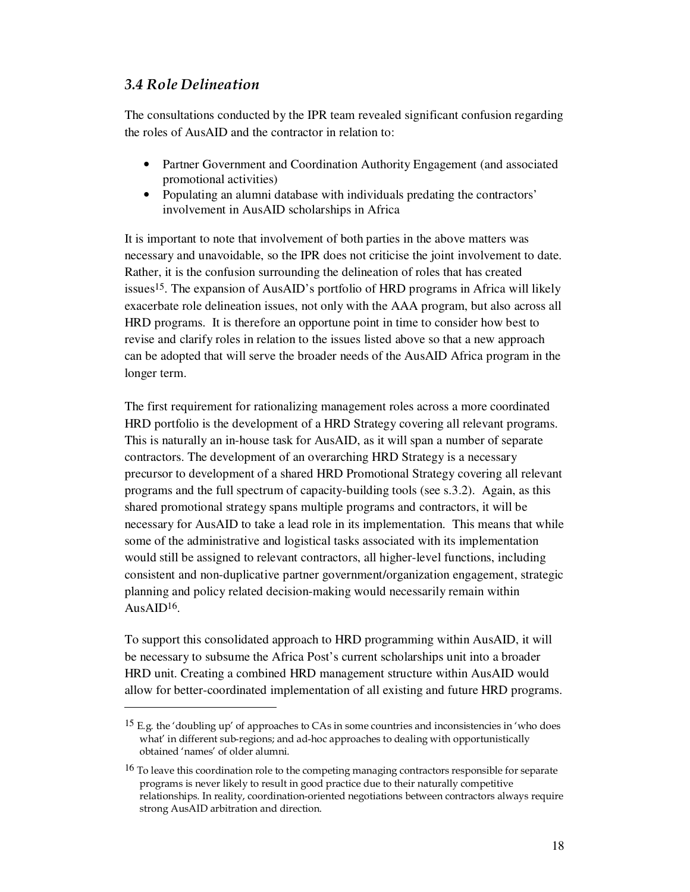### *3.4 Role Delineation*

The consultations conducted by the IPR team revealed significant confusion regarding the roles of AusAID and the contractor in relation to:

- Partner Government and Coordination Authority Engagement (and associated promotional activities)
- Populating an alumni database with individuals predating the contractors' involvement in AusAID scholarships in Africa

It is important to note that involvement of both parties in the above matters was necessary and unavoidable, so the IPR does not criticise the joint involvement to date. Rather, it is the confusion surrounding the delineation of roles that has created issues[15]. The expansion of AusAID's portfolio of HRD programs in Africa will likely exacerbate role delineation issues, not only with the AAA program, but also across all HRD programs. It is therefore an opportune point in time to consider how best to revise and clarify roles in relation to the issues listed above so that a new approach can be adopted that will serve the broader needs of the AusAID Africa program in the longer term.

The first requirement for rationalizing management roles across a more coordinated HRD portfolio is the development of a HRD Strategy covering all relevant programs. This is naturally an in-house task for AusAID, as it will span a number of separate contractors. The development of an overarching HRD Strategy is a necessary precursor to development of a shared HRD Promotional Strategy covering all relevant programs and the full spectrum of capacity-building tools (see s.3.2). Again, as this shared promotional strategy spans multiple programs and contractors, it will be necessary for AusAID to take a lead role in its implementation. This means that while some of the administrative and logistical tasks associated with its implementation would still be assigned to relevant contractors, all higher-level functions, including consistent and non-duplicative partner government/organization engagement, strategic planning and policy related decision-making would necessarily remain within AusAID[16].

To support this consolidated approach to HRD programming within AusAID, it will be necessary to subsume the Africa Post's current scholarships unit into a broader HRD unit. Creating a combined HRD management structure within AusAID would allow for better-coordinated implementation of all existing and future HRD programs.

---

[15] E.g. the 'doubling up' of approaches to CAs in some countries and inconsistencies in 'who does what' in different sub-regions; and ad-hoc approaches to dealing with opportunistically obtained 'names' of older alumni.

[16] To leave this coordination role to the competing managing contractors responsible for separate programs is never likely to result in good practice due to their naturally competitive relationships. In reality, coordination-oriented negotiations between contractors always require strong AusAID arbitration and direction.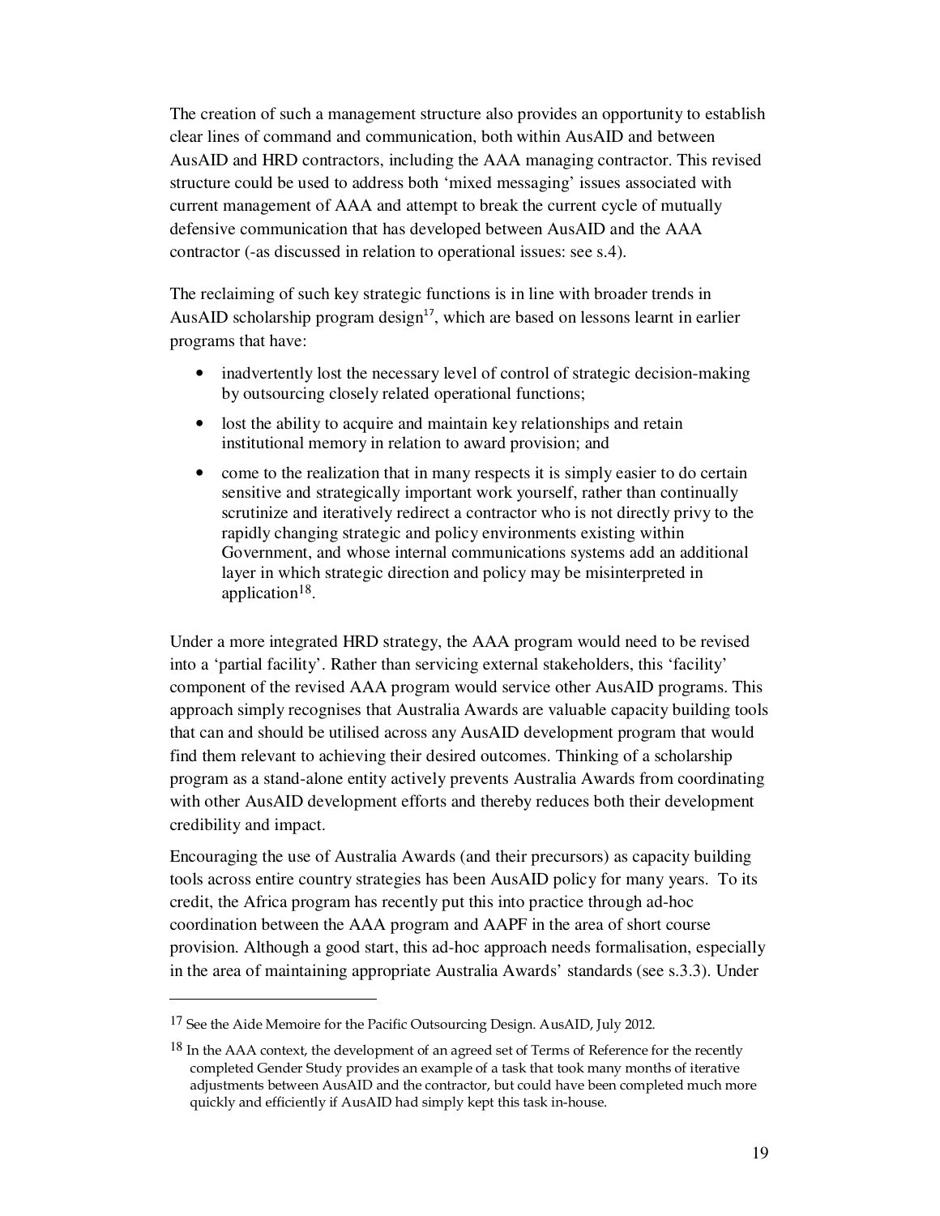The creation of such a management structure also provides an opportunity to establish clear lines of command and communication, both within AusAID and between AusAID and HRD contractors, including the AAA managing contractor. This revised structure could be used to address both 'mixed messaging' issues associated with current management of AAA and attempt to break the current cycle of mutually defensive communication that has developed between AusAID and the AAA contractor (-as discussed in relation to operational issues: see s.4).

The reclaiming of such key strategic functions is in line with broader trends in AusAID scholarship program design[17], which are based on lessons learnt in earlier programs that have:

- inadvertently lost the necessary level of control of strategic decision-making by outsourcing closely related operational functions;
- lost the ability to acquire and maintain key relationships and retain institutional memory in relation to award provision; and
- come to the realization that in many respects it is simply easier to do certain sensitive and strategically important work yourself, rather than continually scrutinize and iteratively redirect a contractor who is not directly privy to the rapidly changing strategic and policy environments existing within Government, and whose internal communications systems add an additional layer in which strategic direction and policy may be misinterpreted in application[18].

Under a more integrated HRD strategy, the AAA program would need to be revised into a 'partial facility'. Rather than servicing external stakeholders, this 'facility' component of the revised AAA program would service other AusAID programs. This approach simply recognises that Australia Awards are valuable capacity building tools that can and should be utilised across any AusAID development program that would find them relevant to achieving their desired outcomes. Thinking of a scholarship program as a stand-alone entity actively prevents Australia Awards from coordinating with other AusAID development efforts and thereby reduces both their development credibility and impact.

Encouraging the use of Australia Awards (and their precursors) as capacity building tools across entire country strategies has been AusAID policy for many years. To its credit, the Africa program has recently put this into practice through ad-hoc coordination between the AAA program and AAPF in the area of short course provision. Although a good start, this ad-hoc approach needs formalisation, especially in the area of maintaining appropriate Australia Awards' standards (see s.3.3). Under

[17] See the Aide Memoire for the Pacific Outsourcing Design. AusAID, July 2012.

[18] In the AAA context, the development of an agreed set of Terms of Reference for the recently completed Gender Study provides an example of a task that took many months of iterative adjustments between AusAID and the contractor, but could have been completed much more quickly and efficiently if AusAID had simply kept this task in-house.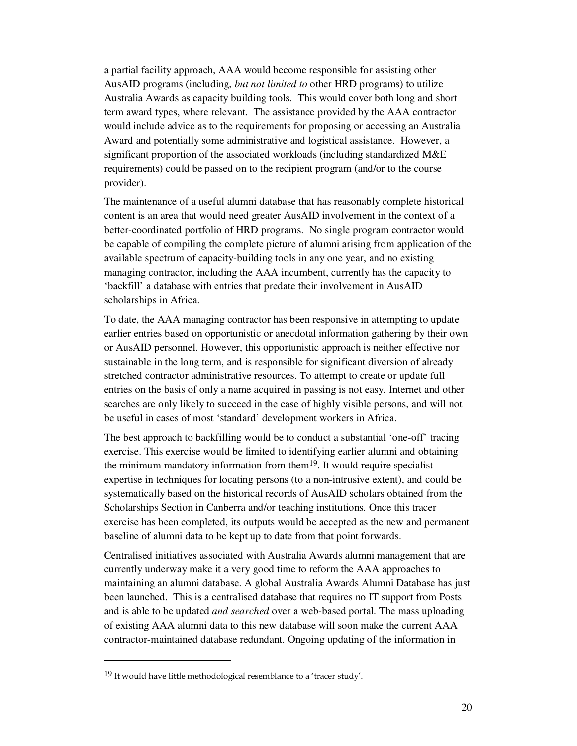a partial facility approach, AAA would become responsible for assisting other AusAID programs (including, *but not limited to* other HRD programs) to utilize Australia Awards as capacity building tools. This would cover both long and short term award types, where relevant. The assistance provided by the AAA contractor would include advice as to the requirements for proposing or accessing an Australia Award and potentially some administrative and logistical assistance. However, a significant proportion of the associated workloads (including standardized M&E requirements) could be passed on to the recipient program (and/or to the course provider).

The maintenance of a useful alumni database that has reasonably complete historical content is an area that would need greater AusAID involvement in the context of a better-coordinated portfolio of HRD programs. No single program contractor would be capable of compiling the complete picture of alumni arising from application of the available spectrum of capacity-building tools in any one year, and no existing managing contractor, including the AAA incumbent, currently has the capacity to 'backfill' a database with entries that predate their involvement in AusAID scholarships in Africa.

To date, the AAA managing contractor has been responsive in attempting to update earlier entries based on opportunistic or anecdotal information gathering by their own or AusAID personnel. However, this opportunistic approach is neither effective nor sustainable in the long term, and is responsible for significant diversion of already stretched contractor administrative resources. To attempt to create or update full entries on the basis of only a name acquired in passing is not easy. Internet and other searches are only likely to succeed in the case of highly visible persons, and will not be useful in cases of most 'standard' development workers in Africa.

The best approach to backfilling would be to conduct a substantial 'one-off' tracing exercise. This exercise would be limited to identifying earlier alumni and obtaining the minimum mandatory information from them[19]. It would require specialist expertise in techniques for locating persons (to a non-intrusive extent), and could be systematically based on the historical records of AusAID scholars obtained from the Scholarships Section in Canberra and/or teaching institutions. Once this tracer exercise has been completed, its outputs would be accepted as the new and permanent baseline of alumni data to be kept up to date from that point forwards.

Centralised initiatives associated with Australia Awards alumni management that are currently underway make it a very good time to reform the AAA approaches to maintaining an alumni database. A global Australia Awards Alumni Database has just been launched. This is a centralised database that requires no IT support from Posts and is able to be updated *and searched* over a web-based portal. The mass uploading of existing AAA alumni data to this new database will soon make the current AAA contractor-maintained database redundant. Ongoing updating of the information in

[19] It would have little methodological resemblance to a 'tracer study'.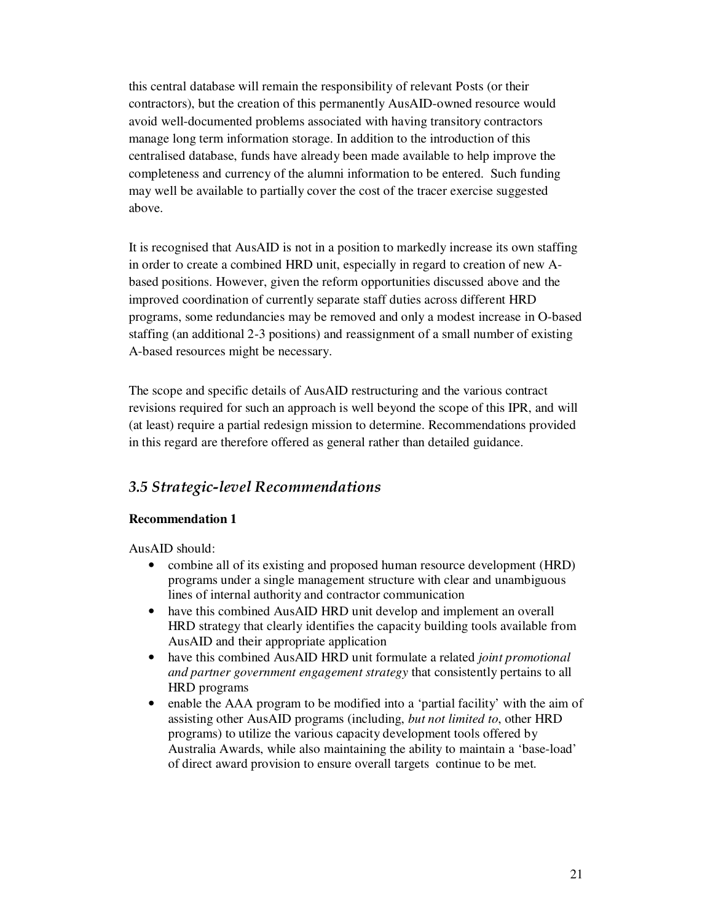this central database will remain the responsibility of relevant Posts (or their contractors), but the creation of this permanently AusAID-owned resource would avoid well-documented problems associated with having transitory contractors manage long term information storage. In addition to the introduction of this centralised database, funds have already been made available to help improve the completeness and currency of the alumni information to be entered. Such funding may well be available to partially cover the cost of the tracer exercise suggested above.

It is recognised that AusAID is not in a position to markedly increase its own staffing in order to create a combined HRD unit, especially in regard to creation of new A-based positions. However, given the reform opportunities discussed above and the improved coordination of currently separate staff duties across different HRD programs, some redundancies may be removed and only a modest increase in O-based staffing (an additional 2-3 positions) and reassignment of a small number of existing A-based resources might be necessary.

The scope and specific details of AusAID restructuring and the various contract revisions required for such an approach is well beyond the scope of this IPR, and will (at least) require a partial redesign mission to determine. Recommendations provided in this regard are therefore offered as general rather than detailed guidance.

### *3.5 Strategic-level Recommendations*

**Recommendation 1**

AusAID should:

- combine all of its existing and proposed human resource development (HRD) programs under a single management structure with clear and unambiguous lines of internal authority and contractor communication
- have this combined AusAID HRD unit develop and implement an overall HRD strategy that clearly identifies the capacity building tools available from AusAID and their appropriate application
- have this combined AusAID HRD unit formulate a related *joint promotional and partner government engagement strategy* that consistently pertains to all HRD programs
- enable the AAA program to be modified into a 'partial facility' with the aim of assisting other AusAID programs (including, *but not limited to*, other HRD programs) to utilize the various capacity development tools offered by Australia Awards, while also maintaining the ability to maintain a 'base-load' of direct award provision to ensure overall targets continue to be met.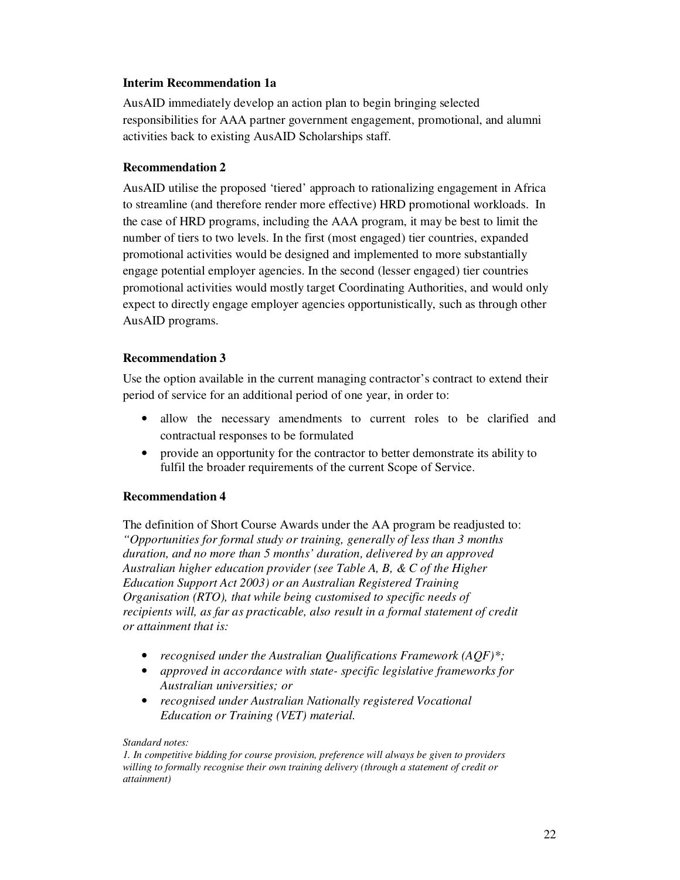**Interim Recommendation 1a**

AusAID immediately develop an action plan to begin bringing selected responsibilities for AAA partner government engagement, promotional, and alumni activities back to existing AusAID Scholarships staff.

**Recommendation 2**

AusAID utilise the proposed 'tiered' approach to rationalizing engagement in Africa to streamline (and therefore render more effective) HRD promotional workloads. In the case of HRD programs, including the AAA program, it may be best to limit the number of tiers to two levels. In the first (most engaged) tier countries, expanded promotional activities would be designed and implemented to more substantially engage potential employer agencies. In the second (lesser engaged) tier countries promotional activities would mostly target Coordinating Authorities, and would only expect to directly engage employer agencies opportunistically, such as through other AusAID programs.

**Recommendation 3**

Use the option available in the current managing contractor's contract to extend their period of service for an additional period of one year, in order to:

- allow the necessary amendments to current roles to be clarified and contractual responses to be formulated
- provide an opportunity for the contractor to better demonstrate its ability to fulfil the broader requirements of the current Scope of Service.

**Recommendation 4**

The definition of Short Course Awards under the AA program be readjusted to: *"Opportunities for formal study or training, generally of less than 3 months duration, and no more than 5 months' duration, delivered by an approved Australian higher education provider (see Table A, B, & C of the Higher Education Support Act 2003) or an Australian Registered Training Organisation (RTO), that while being customised to specific needs of recipients will, as far as practicable, also result in a formal statement of credit or attainment that is:*

- *recognised under the Australian Qualifications Framework (AQF)*;*
- *approved in accordance with state- specific legislative frameworks for Australian universities; or*
- *recognised under Australian Nationally registered Vocational Education or Training (VET) material.*

*Standard notes:*

*1. In competitive bidding for course provision, preference will always be given to providers willing to formally recognise their own training delivery (through a statement of credit or attainment)*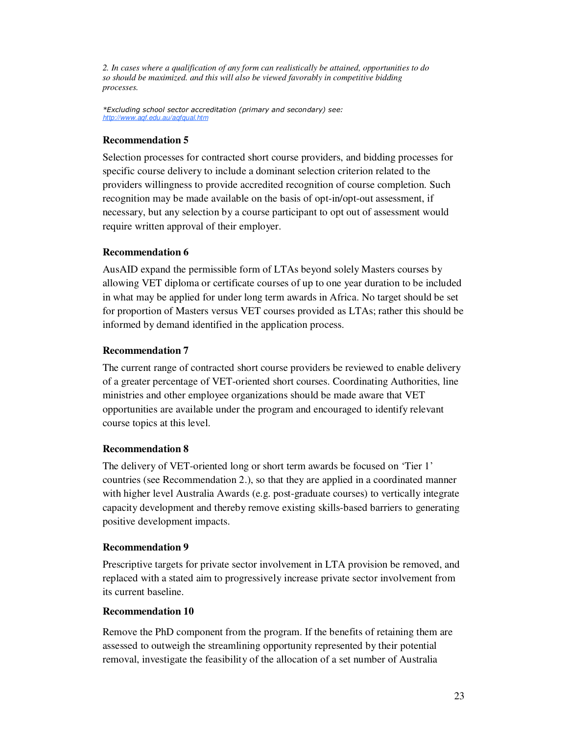*2. In cases where a qualification of any form can realistically be attained, opportunities to do so should be maximized. and this will also be viewed favorably in competitive bidding processes.*

*\*Excluding school sector accreditation (primary and secondary) see:* [http://www.aqf.edu.au/aqfqual.htm](http://www.aqf.edu.au/aqfqual.htm)

**Recommendation 5**

Selection processes for contracted short course providers, and bidding processes for specific course delivery to include a dominant selection criterion related to the providers willingness to provide accredited recognition of course completion. Such recognition may be made available on the basis of opt-in/opt-out assessment, if necessary, but any selection by a course participant to opt out of assessment would require written approval of their employer.

**Recommendation 6**

AusAID expand the permissible form of LTAs beyond solely Masters courses by allowing VET diploma or certificate courses of up to one year duration to be included in what may be applied for under long term awards in Africa. No target should be set for proportion of Masters versus VET courses provided as LTAs; rather this should be informed by demand identified in the application process.

**Recommendation 7**

The current range of contracted short course providers be reviewed to enable delivery of a greater percentage of VET-oriented short courses. Coordinating Authorities, line ministries and other employee organizations should be made aware that VET opportunities are available under the program and encouraged to identify relevant course topics at this level.

**Recommendation 8**

The delivery of VET-oriented long or short term awards be focused on 'Tier 1' countries (see Recommendation 2.), so that they are applied in a coordinated manner with higher level Australia Awards (e.g. post-graduate courses) to vertically integrate capacity development and thereby remove existing skills-based barriers to generating positive development impacts.

**Recommendation 9**

Prescriptive targets for private sector involvement in LTA provision be removed, and replaced with a stated aim to progressively increase private sector involvement from its current baseline.

**Recommendation 10**

Remove the PhD component from the program. If the benefits of retaining them are assessed to outweigh the streamlining opportunity represented by their potential removal, investigate the feasibility of the allocation of a set number of Australia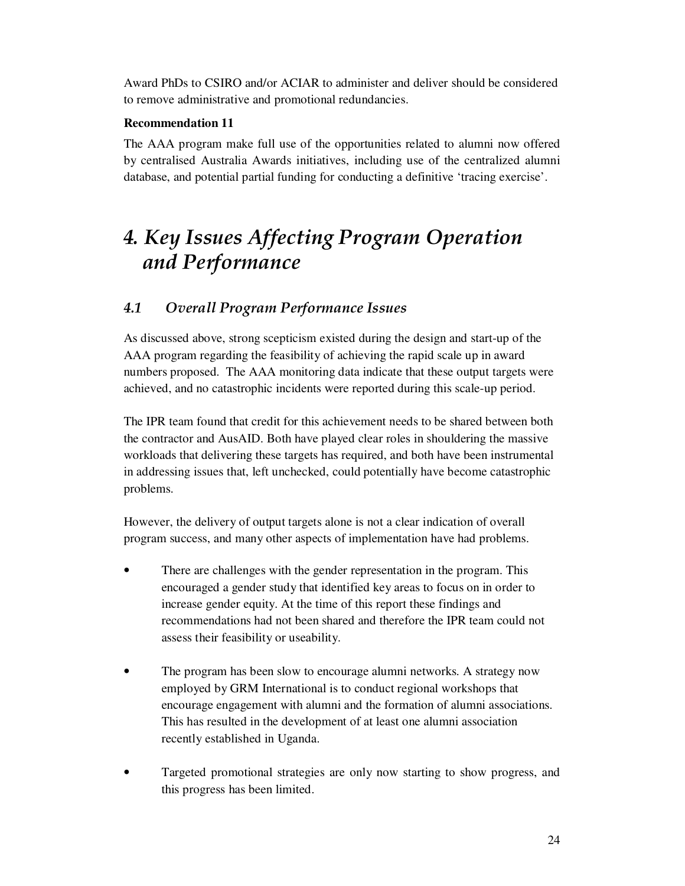Award PhDs to CSIRO and/or ACIAR to administer and deliver should be considered to remove administrative and promotional redundancies.

**Recommendation 11**

The AAA program make full use of the opportunities related to alumni now offered by centralised Australia Awards initiatives, including use of the centralized alumni database, and potential partial funding for conducting a definitive 'tracing exercise'.

# *4. Key Issues Affecting Program Operation and Performance*

## *4.1 Overall Program Performance Issues*

As discussed above, strong scepticism existed during the design and start-up of the AAA program regarding the feasibility of achieving the rapid scale up in award numbers proposed. The AAA monitoring data indicate that these output targets were achieved, and no catastrophic incidents were reported during this scale-up period.

The IPR team found that credit for this achievement needs to be shared between both the contractor and AusAID. Both have played clear roles in shouldering the massive workloads that delivering these targets has required, and both have been instrumental in addressing issues that, left unchecked, could potentially have become catastrophic problems.

However, the delivery of output targets alone is not a clear indication of overall program success, and many other aspects of implementation have had problems.

- There are challenges with the gender representation in the program. This encouraged a gender study that identified key areas to focus on in order to increase gender equity. At the time of this report these findings and recommendations had not been shared and therefore the IPR team could not assess their feasibility or useability.

- The program has been slow to encourage alumni networks. A strategy now employed by GRM International is to conduct regional workshops that encourage engagement with alumni and the formation of alumni associations. This has resulted in the development of at least one alumni association recently established in Uganda.

- Targeted promotional strategies are only now starting to show progress, and this progress has been limited.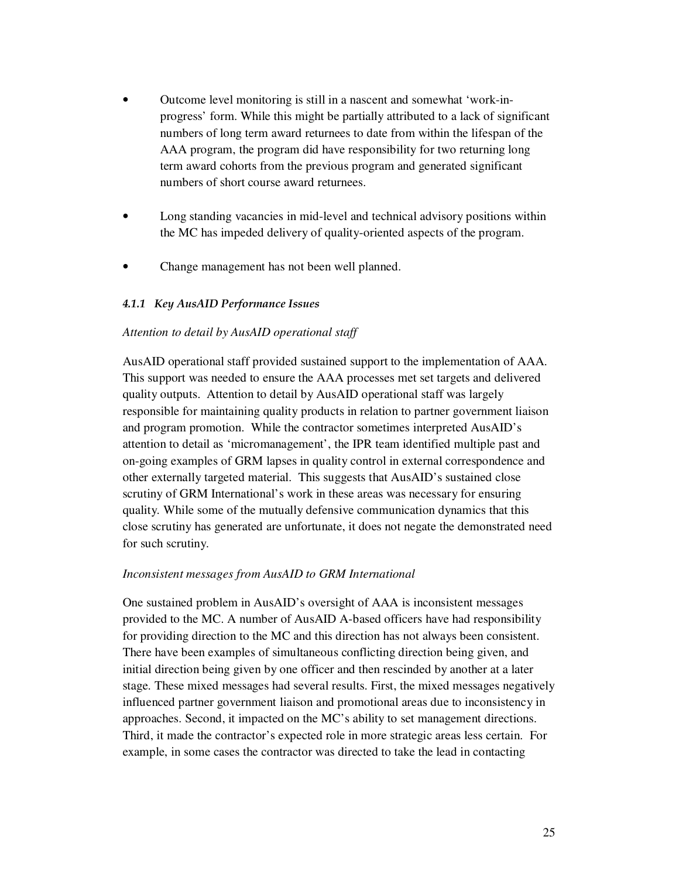- Outcome level monitoring is still in a nascent and somewhat 'work-in-progress' form. While this might be partially attributed to a lack of significant numbers of long term award returnees to date from within the lifespan of the AAA program, the program did have responsibility for two returning long term award cohorts from the previous program and generated significant numbers of short course award returnees.

- Long standing vacancies in mid-level and technical advisory positions within the MC has impeded delivery of quality-oriented aspects of the program.

- Change management has not been well planned.

#### *4.1.1 Key AusAID Performance Issues*

*Attention to detail by AusAID operational staff*

AusAID operational staff provided sustained support to the implementation of AAA. This support was needed to ensure the AAA processes met set targets and delivered quality outputs. Attention to detail by AusAID operational staff was largely responsible for maintaining quality products in relation to partner government liaison and program promotion. While the contractor sometimes interpreted AusAID's attention to detail as 'micromanagement', the IPR team identified multiple past and on-going examples of GRM lapses in quality control in external correspondence and other externally targeted material. This suggests that AusAID's sustained close scrutiny of GRM International's work in these areas was necessary for ensuring quality. While some of the mutually defensive communication dynamics that this close scrutiny has generated are unfortunate, it does not negate the demonstrated need for such scrutiny.

*Inconsistent messages from AusAID to GRM International*

One sustained problem in AusAID's oversight of AAA is inconsistent messages provided to the MC. A number of AusAID A-based officers have had responsibility for providing direction to the MC and this direction has not always been consistent. There have been examples of simultaneous conflicting direction being given, and initial direction being given by one officer and then rescinded by another at a later stage. These mixed messages had several results. First, the mixed messages negatively influenced partner government liaison and promotional areas due to inconsistency in approaches. Second, it impacted on the MC's ability to set management directions. Third, it made the contractor's expected role in more strategic areas less certain. For example, in some cases the contractor was directed to take the lead in contacting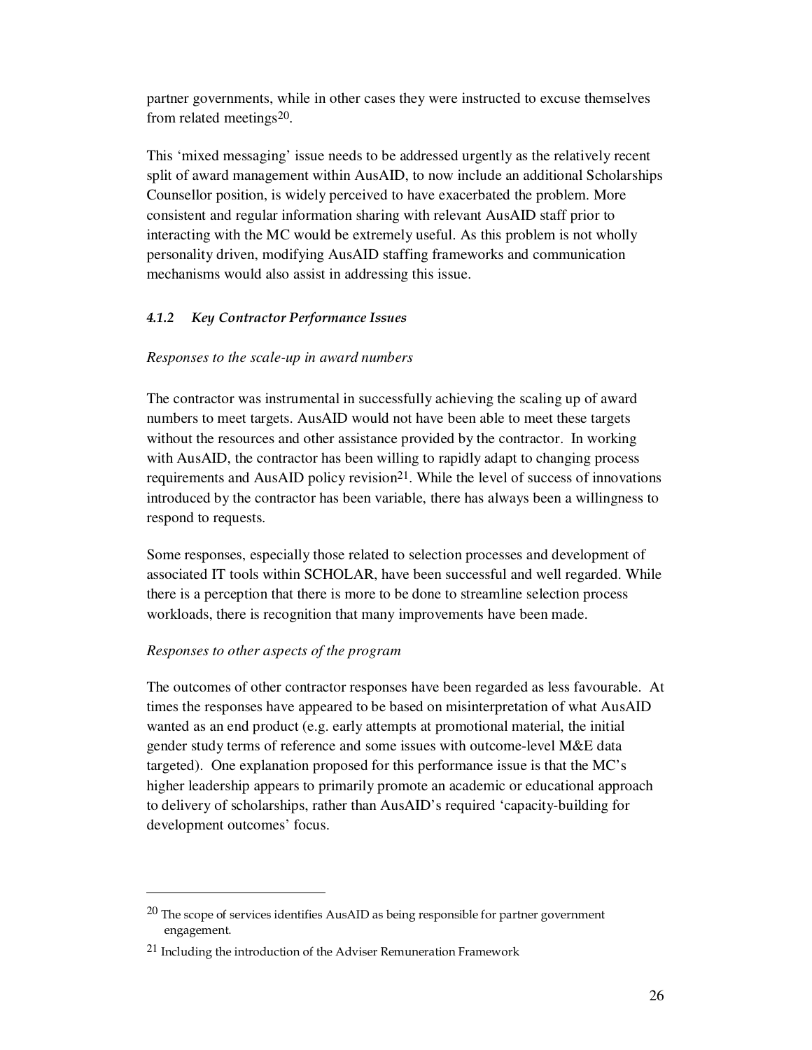partner governments, while in other cases they were instructed to excuse themselves from related meetings[20].

This 'mixed messaging' issue needs to be addressed urgently as the relatively recent split of award management within AusAID, to now include an additional Scholarships Counsellor position, is widely perceived to have exacerbated the problem. More consistent and regular information sharing with relevant AusAID staff prior to interacting with the MC would be extremely useful. As this problem is not wholly personality driven, modifying AusAID staffing frameworks and communication mechanisms would also assist in addressing this issue.

#### *4.1.2 Key Contractor Performance Issues*

*Responses to the scale-up in award numbers*

The contractor was instrumental in successfully achieving the scaling up of award numbers to meet targets. AusAID would not have been able to meet these targets without the resources and other assistance provided by the contractor. In working with AusAID, the contractor has been willing to rapidly adapt to changing process requirements and AusAID policy revision[21]. While the level of success of innovations introduced by the contractor has been variable, there has always been a willingness to respond to requests.

Some responses, especially those related to selection processes and development of associated IT tools within SCHOLAR, have been successful and well regarded. While there is a perception that there is more to be done to streamline selection process workloads, there is recognition that many improvements have been made.

*Responses to other aspects of the program*

The outcomes of other contractor responses have been regarded as less favourable. At times the responses have appeared to be based on misinterpretation of what AusAID wanted as an end product (e.g. early attempts at promotional material, the initial gender study terms of reference and some issues with outcome-level M&E data targeted). One explanation proposed for this performance issue is that the MC's higher leadership appears to primarily promote an academic or educational approach to delivery of scholarships, rather than AusAID's required 'capacity-building for development outcomes' focus.

---

[20] The scope of services identifies AusAID as being responsible for partner government engagement.

[21] Including the introduction of the Adviser Remuneration Framework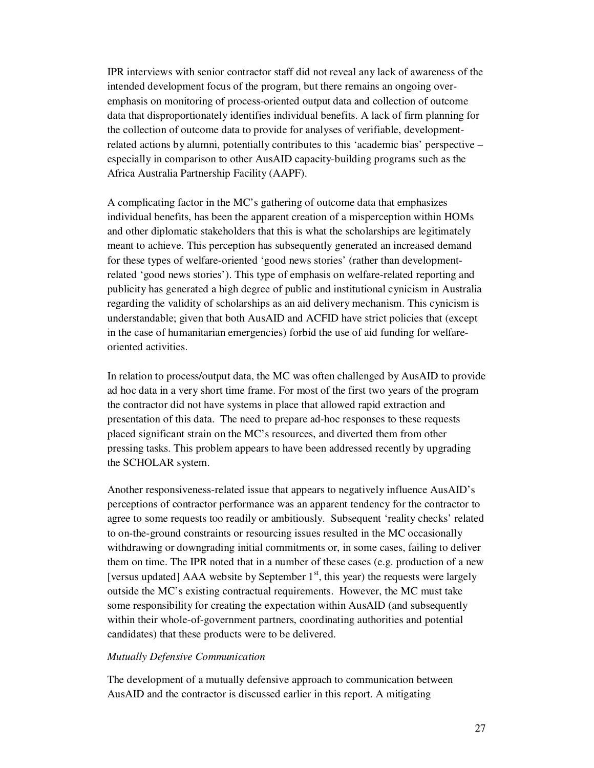IPR interviews with senior contractor staff did not reveal any lack of awareness of the intended development focus of the program, but there remains an ongoing over-emphasis on monitoring of process-oriented output data and collection of outcome data that disproportionately identifies individual benefits. A lack of firm planning for the collection of outcome data to provide for analyses of verifiable, development-related actions by alumni, potentially contributes to this 'academic bias' perspective – especially in comparison to other AusAID capacity-building programs such as the Africa Australia Partnership Facility (AAPF).

A complicating factor in the MC's gathering of outcome data that emphasizes individual benefits, has been the apparent creation of a misperception within HOMs and other diplomatic stakeholders that this is what the scholarships are legitimately meant to achieve. This perception has subsequently generated an increased demand for these types of welfare-oriented 'good news stories' (rather than development-related 'good news stories'). This type of emphasis on welfare-related reporting and publicity has generated a high degree of public and institutional cynicism in Australia regarding the validity of scholarships as an aid delivery mechanism. This cynicism is understandable; given that both AusAID and ACFID have strict policies that (except in the case of humanitarian emergencies) forbid the use of aid funding for welfare-oriented activities.

In relation to process/output data, the MC was often challenged by AusAID to provide ad hoc data in a very short time frame. For most of the first two years of the program the contractor did not have systems in place that allowed rapid extraction and presentation of this data. The need to prepare ad-hoc responses to these requests placed significant strain on the MC's resources, and diverted them from other pressing tasks. This problem appears to have been addressed recently by upgrading the SCHOLAR system.

Another responsiveness-related issue that appears to negatively influence AusAID's perceptions of contractor performance was an apparent tendency for the contractor to agree to some requests too readily or ambitiously. Subsequent 'reality checks' related to on-the-ground constraints or resourcing issues resulted in the MC occasionally withdrawing or downgrading initial commitments or, in some cases, failing to deliver them on time. The IPR noted that in a number of these cases (e.g. production of a new [versus updated] AAA website by September 1st, this year) the requests were largely outside the MC's existing contractual requirements. However, the MC must take some responsibility for creating the expectation within AusAID (and subsequently within their whole-of-government partners, coordinating authorities and potential candidates) that these products were to be delivered.

*Mutually Defensive Communication*

The development of a mutually defensive approach to communication between AusAID and the contractor is discussed earlier in this report. A mitigating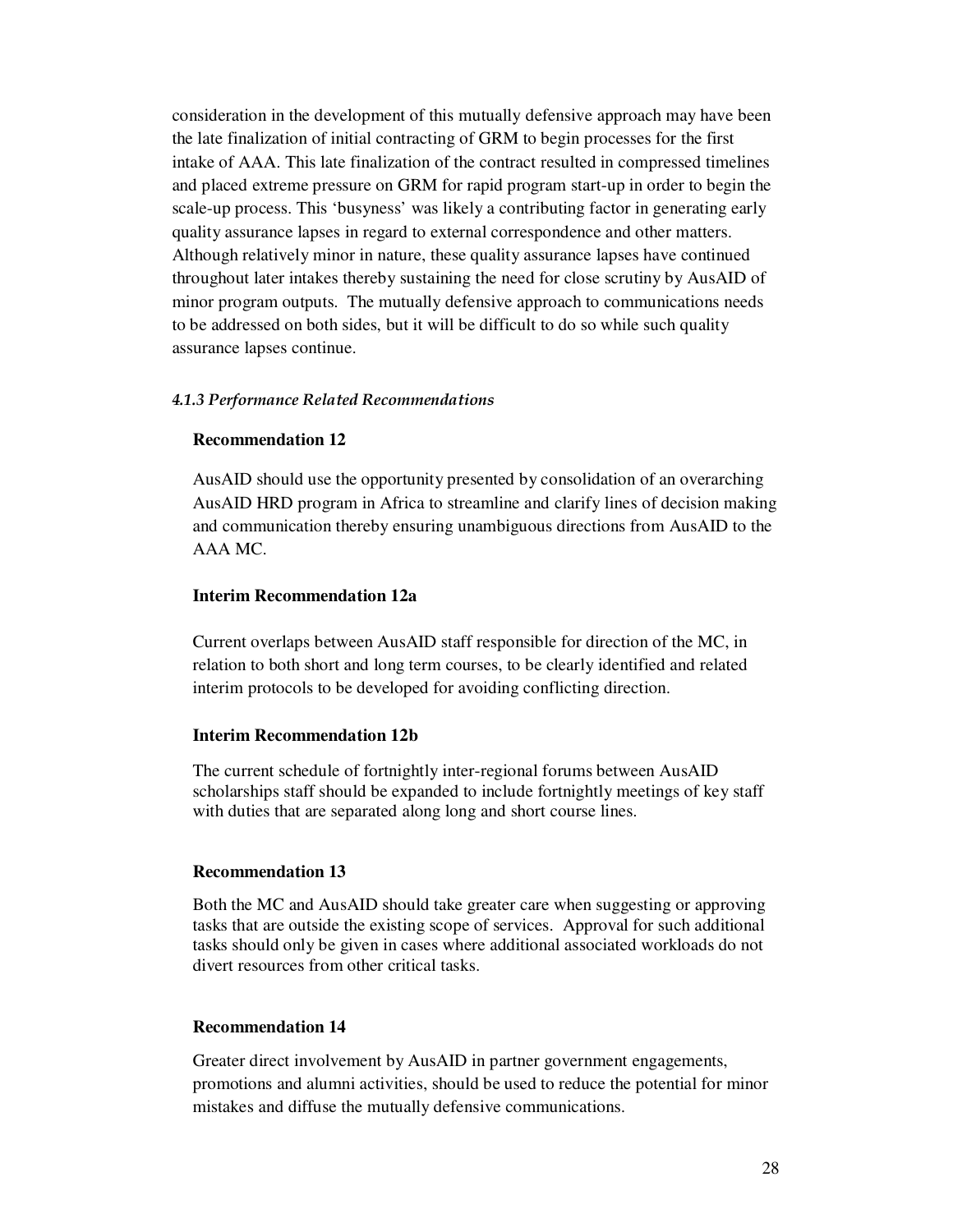consideration in the development of this mutually defensive approach may have been the late finalization of initial contracting of GRM to begin processes for the first intake of AAA. This late finalization of the contract resulted in compressed timelines and placed extreme pressure on GRM for rapid program start-up in order to begin the scale-up process. This 'busyness' was likely a contributing factor in generating early quality assurance lapses in regard to external correspondence and other matters. Although relatively minor in nature, these quality assurance lapses have continued throughout later intakes thereby sustaining the need for close scrutiny by AusAID of minor program outputs. The mutually defensive approach to communications needs to be addressed on both sides, but it will be difficult to do so while such quality assurance lapses continue.

#### *4.1.3 Performance Related Recommendations*

**Recommendation 12**

AusAID should use the opportunity presented by consolidation of an overarching AusAID HRD program in Africa to streamline and clarify lines of decision making and communication thereby ensuring unambiguous directions from AusAID to the AAA MC.

**Interim Recommendation 12a**

Current overlaps between AusAID staff responsible for direction of the MC, in relation to both short and long term courses, to be clearly identified and related interim protocols to be developed for avoiding conflicting direction.

**Interim Recommendation 12b**

The current schedule of fortnightly inter-regional forums between AusAID scholarships staff should be expanded to include fortnightly meetings of key staff with duties that are separated along long and short course lines.

**Recommendation 13**

Both the MC and AusAID should take greater care when suggesting or approving tasks that are outside the existing scope of services. Approval for such additional tasks should only be given in cases where additional associated workloads do not divert resources from other critical tasks.

**Recommendation 14**

Greater direct involvement by AusAID in partner government engagements, promotions and alumni activities, should be used to reduce the potential for minor mistakes and diffuse the mutually defensive communications.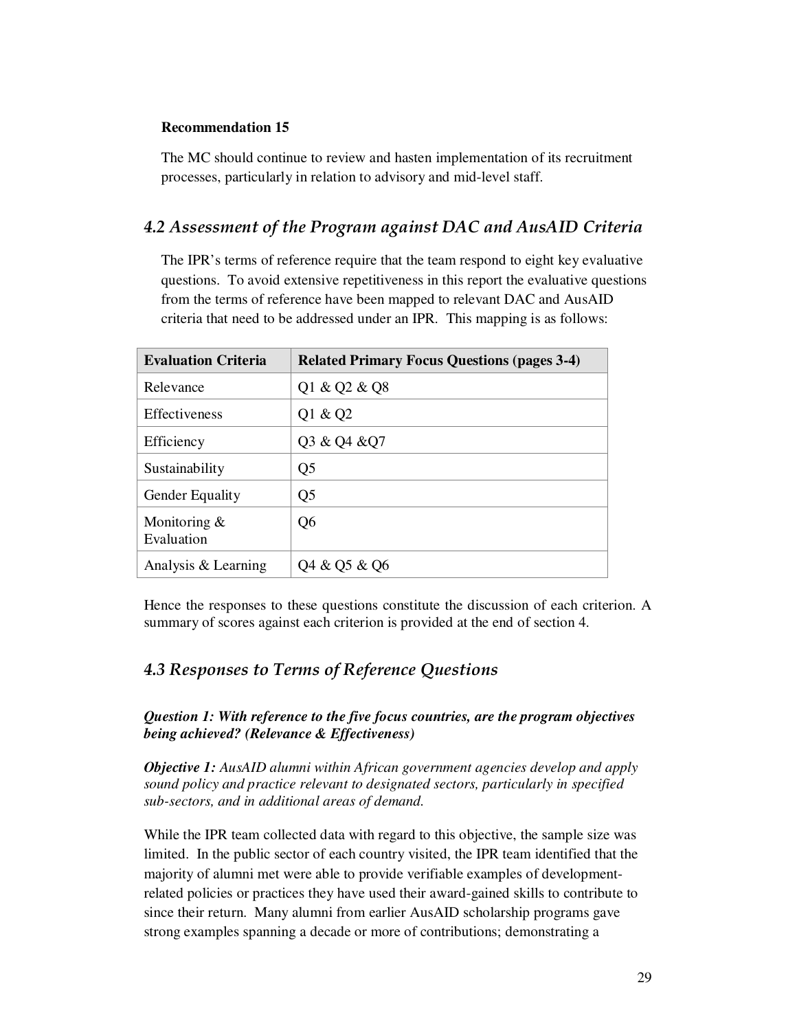**Recommendation 15**

The MC should continue to review and hasten implementation of its recruitment processes, particularly in relation to advisory and mid-level staff.

## *4.2 Assessment of the Program against DAC and AusAID Criteria*

The IPR's terms of reference require that the team respond to eight key evaluative questions. To avoid extensive repetitiveness in this report the evaluative questions from the terms of reference have been mapped to relevant DAC and AusAID criteria that need to be addressed under an IPR. This mapping is as follows:

| Evaluation Criteria | Related Primary Focus Questions (pages 3-4) |
|---|---|
| Relevance | Q1 & Q2 & Q8 |
| Effectiveness | Q1 & Q2 |
| Efficiency | Q3 & Q4 &Q7 |
| Sustainability | Q5 |
| Gender Equality | Q5 |
| Monitoring & Evaluation | Q6 |
| Analysis & Learning | Q4 & Q5 & Q6 |

Hence the responses to these questions constitute the discussion of each criterion. A summary of scores against each criterion is provided at the end of section 4.

## *4.3 Responses to Terms of Reference Questions*

***Question 1: With reference to the five focus countries, are the program objectives being achieved? (Relevance & Effectiveness)***

***Objective 1:*** *AusAID alumni within African government agencies develop and apply sound policy and practice relevant to designated sectors, particularly in specified sub-sectors, and in additional areas of demand.*

While the IPR team collected data with regard to this objective, the sample size was limited. In the public sector of each country visited, the IPR team identified that the majority of alumni met were able to provide verifiable examples of development-related policies or practices they have used their award-gained skills to contribute to since their return. Many alumni from earlier AusAID scholarship programs gave strong examples spanning a decade or more of contributions; demonstrating a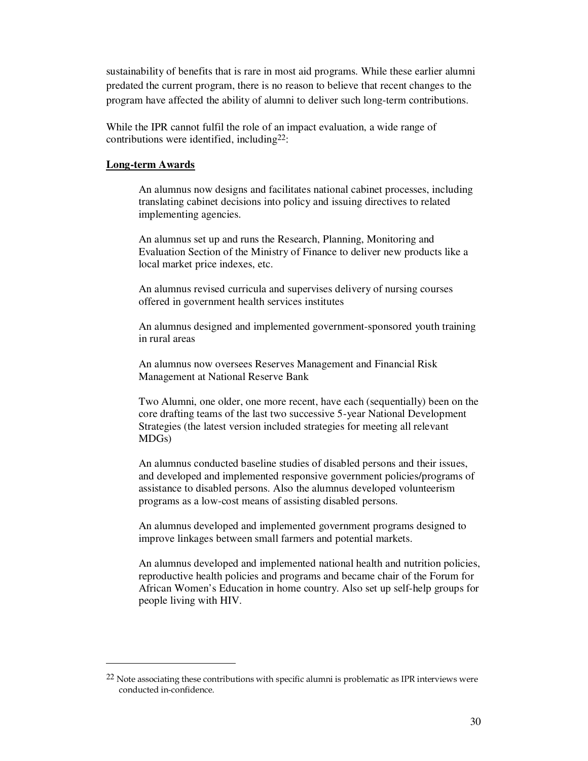sustainability of benefits that is rare in most aid programs. While these earlier alumni predated the current program, there is no reason to believe that recent changes to the program have affected the ability of alumni to deliver such long-term contributions.

While the IPR cannot fulfil the role of an impact evaluation, a wide range of contributions were identified, including[22]:

**Long-term Awards**

> An alumnus now designs and facilitates national cabinet processes, including translating cabinet decisions into policy and issuing directives to related implementing agencies.
>
> An alumnus set up and runs the Research, Planning, Monitoring and Evaluation Section of the Ministry of Finance to deliver new products like a local market price indexes, etc.
>
> An alumnus revised curricula and supervises delivery of nursing courses offered in government health services institutes
>
> An alumnus designed and implemented government-sponsored youth training in rural areas
>
> An alumnus now oversees Reserves Management and Financial Risk Management at National Reserve Bank
>
> Two Alumni, one older, one more recent, have each (sequentially) been on the core drafting teams of the last two successive 5-year National Development Strategies (the latest version included strategies for meeting all relevant MDGs)
>
> An alumnus conducted baseline studies of disabled persons and their issues, and developed and implemented responsive government policies/programs of assistance to disabled persons. Also the alumnus developed volunteerism programs as a low-cost means of assisting disabled persons.
>
> An alumnus developed and implemented government programs designed to improve linkages between small farmers and potential markets.
>
> An alumnus developed and implemented national health and nutrition policies, reproductive health policies and programs and became chair of the Forum for African Women's Education in home country. Also set up self-help groups for people living with HIV.

---

[22] Note associating these contributions with specific alumni is problematic as IPR interviews were conducted in-confidence.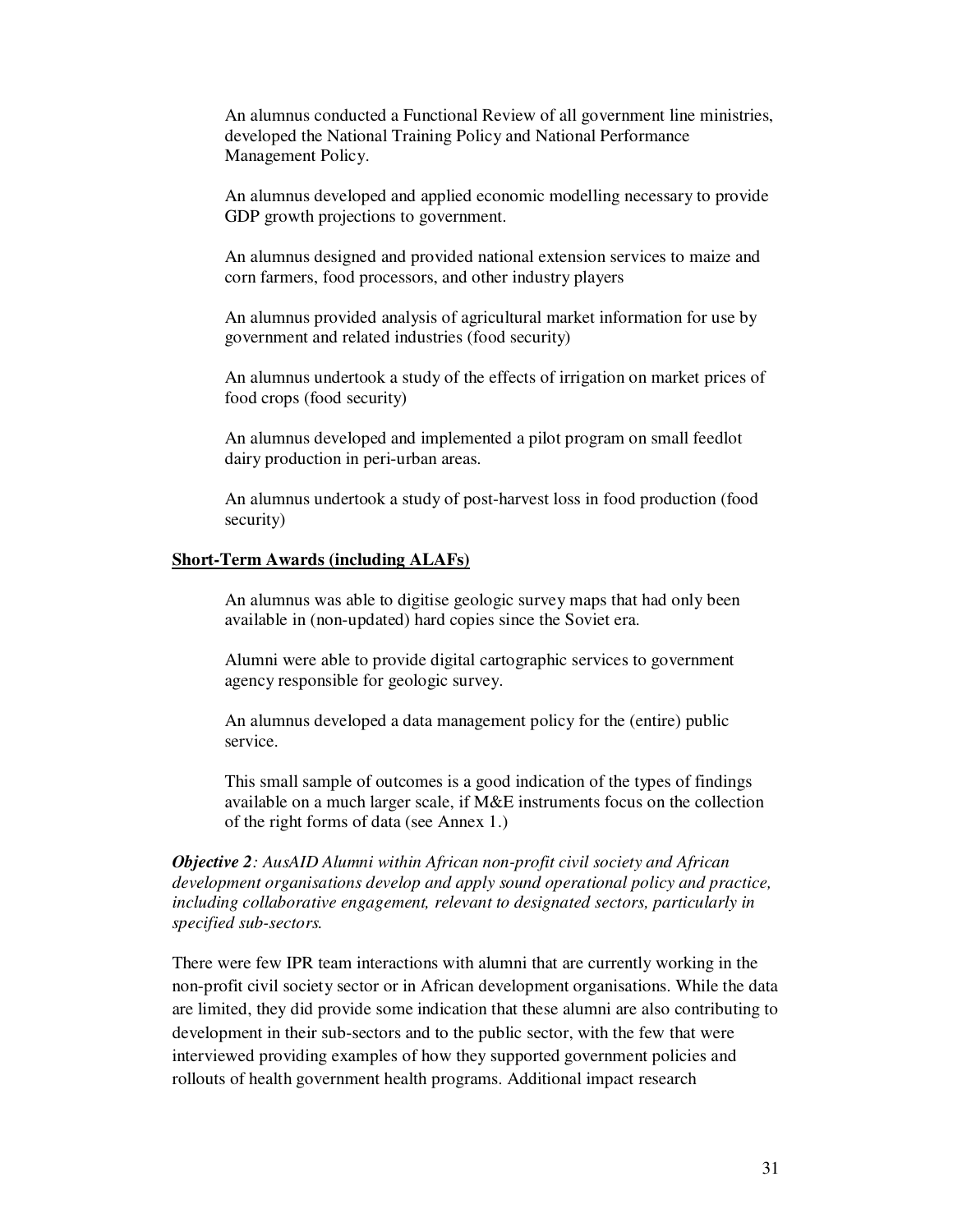An alumnus conducted a Functional Review of all government line ministries, developed the National Training Policy and National Performance Management Policy.

An alumnus developed and applied economic modelling necessary to provide GDP growth projections to government.

An alumnus designed and provided national extension services to maize and corn farmers, food processors, and other industry players

An alumnus provided analysis of agricultural market information for use by government and related industries (food security)

An alumnus undertook a study of the effects of irrigation on market prices of food crops (food security)

An alumnus developed and implemented a pilot program on small feedlot dairy production in peri-urban areas.

An alumnus undertook a study of post-harvest loss in food production (food security)

**Short-Term Awards (including ALAFs)**

An alumnus was able to digitise geologic survey maps that had only been available in (non-updated) hard copies since the Soviet era.

Alumni were able to provide digital cartographic services to government agency responsible for geologic survey.

An alumnus developed a data management policy for the (entire) public service.

This small sample of outcomes is a good indication of the types of findings available on a much larger scale, if M&E instruments focus on the collection of the right forms of data (see Annex 1.)

***Objective 2**: AusAID Alumni within African non-profit civil society and African development organisations develop and apply sound operational policy and practice, including collaborative engagement, relevant to designated sectors, particularly in specified sub-sectors.*

There were few IPR team interactions with alumni that are currently working in the non-profit civil society sector or in African development organisations. While the data are limited, they did provide some indication that these alumni are also contributing to development in their sub-sectors and to the public sector, with the few that were interviewed providing examples of how they supported government policies and rollouts of health government health programs. Additional impact research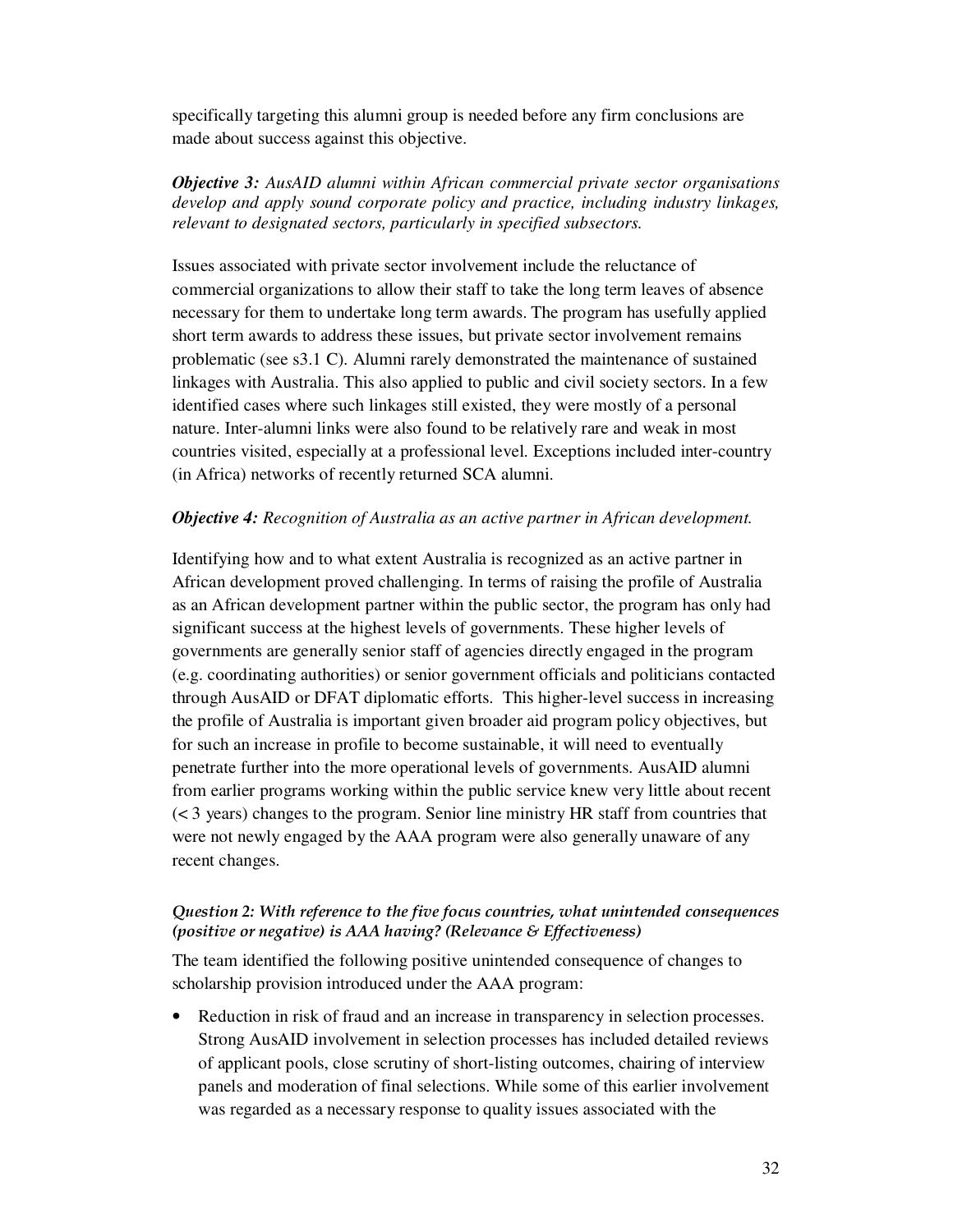specifically targeting this alumni group is needed before any firm conclusions are made about success against this objective.

***Objective 3:*** *AusAID alumni within African commercial private sector organisations develop and apply sound corporate policy and practice, including industry linkages, relevant to designated sectors, particularly in specified subsectors.*

Issues associated with private sector involvement include the reluctance of commercial organizations to allow their staff to take the long term leaves of absence necessary for them to undertake long term awards. The program has usefully applied short term awards to address these issues, but private sector involvement remains problematic (see s3.1 C). Alumni rarely demonstrated the maintenance of sustained linkages with Australia. This also applied to public and civil society sectors. In a few identified cases where such linkages still existed, they were mostly of a personal nature. Inter-alumni links were also found to be relatively rare and weak in most countries visited, especially at a professional level. Exceptions included inter-country (in Africa) networks of recently returned SCA alumni.

***Objective 4:*** *Recognition of Australia as an active partner in African development.*

Identifying how and to what extent Australia is recognized as an active partner in African development proved challenging. In terms of raising the profile of Australia as an African development partner within the public sector, the program has only had significant success at the highest levels of governments. These higher levels of governments are generally senior staff of agencies directly engaged in the program (e.g. coordinating authorities) or senior government officials and politicians contacted through AusAID or DFAT diplomatic efforts. This higher-level success in increasing the profile of Australia is important given broader aid program policy objectives, but for such an increase in profile to become sustainable, it will need to eventually penetrate further into the more operational levels of governments. AusAID alumni from earlier programs working within the public service knew very little about recent (< 3 years) changes to the program. Senior line ministry HR staff from countries that were not newly engaged by the AAA program were also generally unaware of any recent changes.

***Question 2: With reference to the five focus countries, what unintended consequences (positive or negative) is AAA having? (Relevance & Effectiveness)***

The team identified the following positive unintended consequence of changes to scholarship provision introduced under the AAA program:

- Reduction in risk of fraud and an increase in transparency in selection processes. Strong AusAID involvement in selection processes has included detailed reviews of applicant pools, close scrutiny of short-listing outcomes, chairing of interview panels and moderation of final selections. While some of this earlier involvement was regarded as a necessary response to quality issues associated with the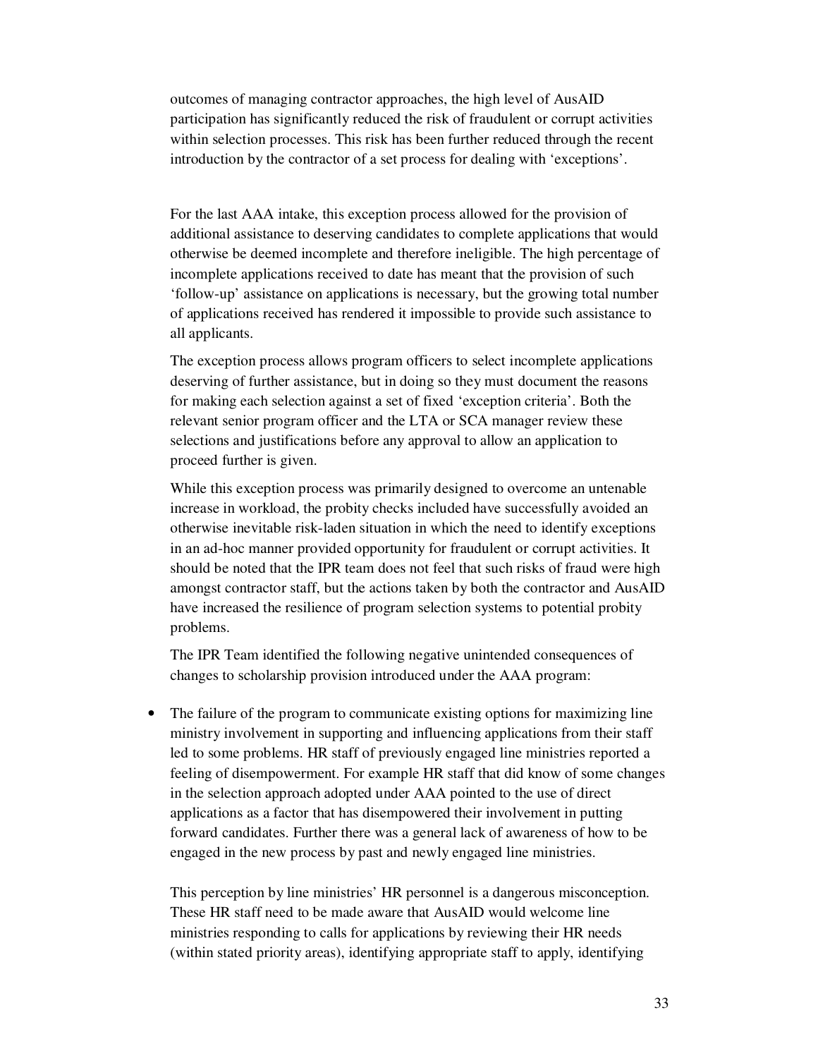outcomes of managing contractor approaches, the high level of AusAID participation has significantly reduced the risk of fraudulent or corrupt activities within selection processes. This risk has been further reduced through the recent introduction by the contractor of a set process for dealing with 'exceptions'.

For the last AAA intake, this exception process allowed for the provision of additional assistance to deserving candidates to complete applications that would otherwise be deemed incomplete and therefore ineligible. The high percentage of incomplete applications received to date has meant that the provision of such 'follow-up' assistance on applications is necessary, but the growing total number of applications received has rendered it impossible to provide such assistance to all applicants.

The exception process allows program officers to select incomplete applications deserving of further assistance, but in doing so they must document the reasons for making each selection against a set of fixed 'exception criteria'. Both the relevant senior program officer and the LTA or SCA manager review these selections and justifications before any approval to allow an application to proceed further is given.

While this exception process was primarily designed to overcome an untenable increase in workload, the probity checks included have successfully avoided an otherwise inevitable risk-laden situation in which the need to identify exceptions in an ad-hoc manner provided opportunity for fraudulent or corrupt activities. It should be noted that the IPR team does not feel that such risks of fraud were high amongst contractor staff, but the actions taken by both the contractor and AusAID have increased the resilience of program selection systems to potential probity problems.

The IPR Team identified the following negative unintended consequences of changes to scholarship provision introduced under the AAA program:

- The failure of the program to communicate existing options for maximizing line ministry involvement in supporting and influencing applications from their staff led to some problems. HR staff of previously engaged line ministries reported a feeling of disempowerment. For example HR staff that did know of some changes in the selection approach adopted under AAA pointed to the use of direct applications as a factor that has disempowered their involvement in putting forward candidates. Further there was a general lack of awareness of how to be engaged in the new process by past and newly engaged line ministries.

  This perception by line ministries' HR personnel is a dangerous misconception. These HR staff need to be made aware that AusAID would welcome line ministries responding to calls for applications by reviewing their HR needs (within stated priority areas), identifying appropriate staff to apply, identifying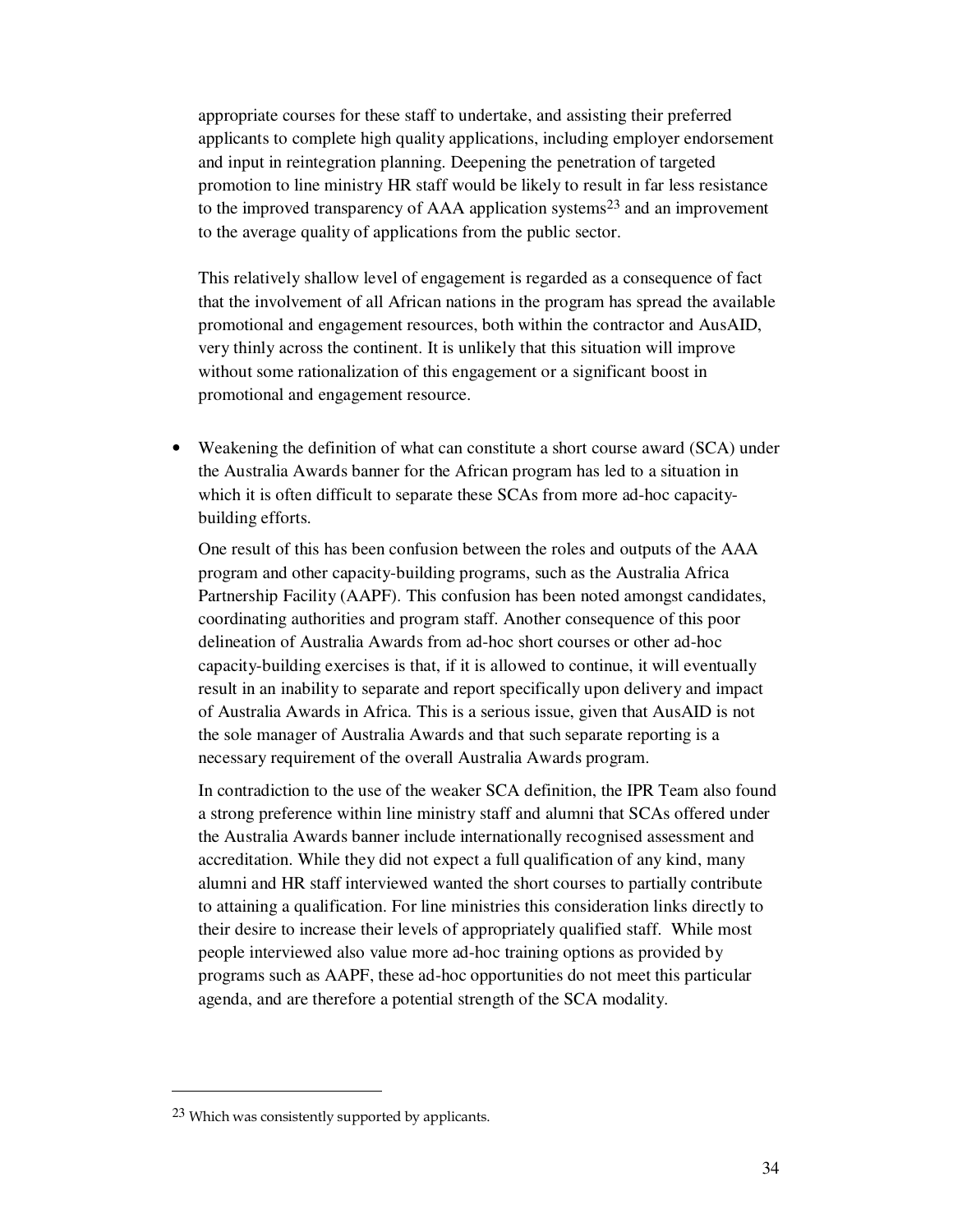appropriate courses for these staff to undertake, and assisting their preferred applicants to complete high quality applications, including employer endorsement and input in reintegration planning. Deepening the penetration of targeted promotion to line ministry HR staff would be likely to result in far less resistance to the improved transparency of AAA application systems[23] and an improvement to the average quality of applications from the public sector.

This relatively shallow level of engagement is regarded as a consequence of fact that the involvement of all African nations in the program has spread the available promotional and engagement resources, both within the contractor and AusAID, very thinly across the continent. It is unlikely that this situation will improve without some rationalization of this engagement or a significant boost in promotional and engagement resource.

- Weakening the definition of what can constitute a short course award (SCA) under the Australia Awards banner for the African program has led to a situation in which it is often difficult to separate these SCAs from more ad-hoc capacity-building efforts.

  One result of this has been confusion between the roles and outputs of the AAA program and other capacity-building programs, such as the Australia Africa Partnership Facility (AAPF). This confusion has been noted amongst candidates, coordinating authorities and program staff. Another consequence of this poor delineation of Australia Awards from ad-hoc short courses or other ad-hoc capacity-building exercises is that, if it is allowed to continue, it will eventually result in an inability to separate and report specifically upon delivery and impact of Australia Awards in Africa. This is a serious issue, given that AusAID is not the sole manager of Australia Awards and that such separate reporting is a necessary requirement of the overall Australia Awards program.

  In contradiction to the use of the weaker SCA definition, the IPR Team also found a strong preference within line ministry staff and alumni that SCAs offered under the Australia Awards banner include internationally recognised assessment and accreditation. While they did not expect a full qualification of any kind, many alumni and HR staff interviewed wanted the short courses to partially contribute to attaining a qualification. For line ministries this consideration links directly to their desire to increase their levels of appropriately qualified staff. While most people interviewed also value more ad-hoc training options as provided by programs such as AAPF, these ad-hoc opportunities do not meet this particular agenda, and are therefore a potential strength of the SCA modality.

---

[23] Which was consistently supported by applicants.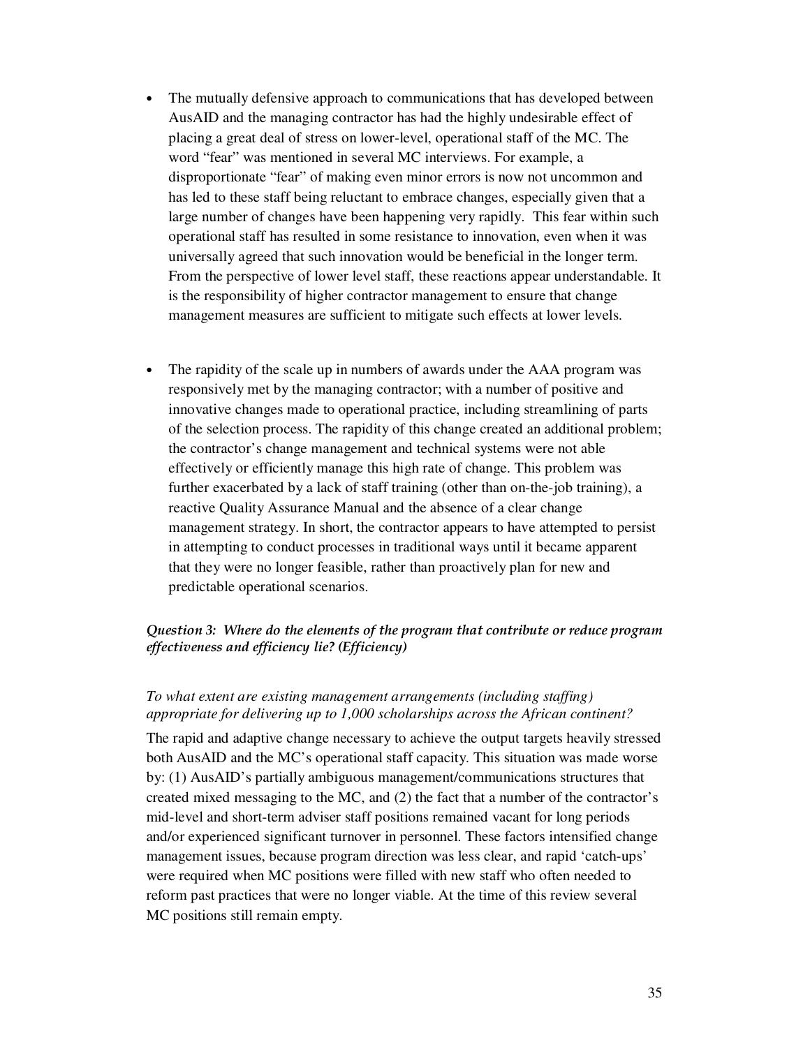- The mutually defensive approach to communications that has developed between AusAID and the managing contractor has had the highly undesirable effect of placing a great deal of stress on lower-level, operational staff of the MC. The word "fear" was mentioned in several MC interviews. For example, a disproportionate "fear" of making even minor errors is now not uncommon and has led to these staff being reluctant to embrace changes, especially given that a large number of changes have been happening very rapidly. This fear within such operational staff has resulted in some resistance to innovation, even when it was universally agreed that such innovation would be beneficial in the longer term. From the perspective of lower level staff, these reactions appear understandable. It is the responsibility of higher contractor management to ensure that change management measures are sufficient to mitigate such effects at lower levels.

- The rapidity of the scale up in numbers of awards under the AAA program was responsively met by the managing contractor; with a number of positive and innovative changes made to operational practice, including streamlining of parts of the selection process. The rapidity of this change created an additional problem; the contractor's change management and technical systems were not able effectively or efficiently manage this high rate of change. This problem was further exacerbated by a lack of staff training (other than on-the-job training), a reactive Quality Assurance Manual and the absence of a clear change management strategy. In short, the contractor appears to have attempted to persist in attempting to conduct processes in traditional ways until it became apparent that they were no longer feasible, rather than proactively plan for new and predictable operational scenarios.

***Question 3: Where do the elements of the program that contribute or reduce program effectiveness and efficiency lie? (Efficiency)***

*To what extent are existing management arrangements (including staffing) appropriate for delivering up to 1,000 scholarships across the African continent?*

The rapid and adaptive change necessary to achieve the output targets heavily stressed both AusAID and the MC's operational staff capacity. This situation was made worse by: (1) AusAID's partially ambiguous management/communications structures that created mixed messaging to the MC, and (2) the fact that a number of the contractor's mid-level and short-term adviser staff positions remained vacant for long periods and/or experienced significant turnover in personnel. These factors intensified change management issues, because program direction was less clear, and rapid 'catch-ups' were required when MC positions were filled with new staff who often needed to reform past practices that were no longer viable. At the time of this review several MC positions still remain empty.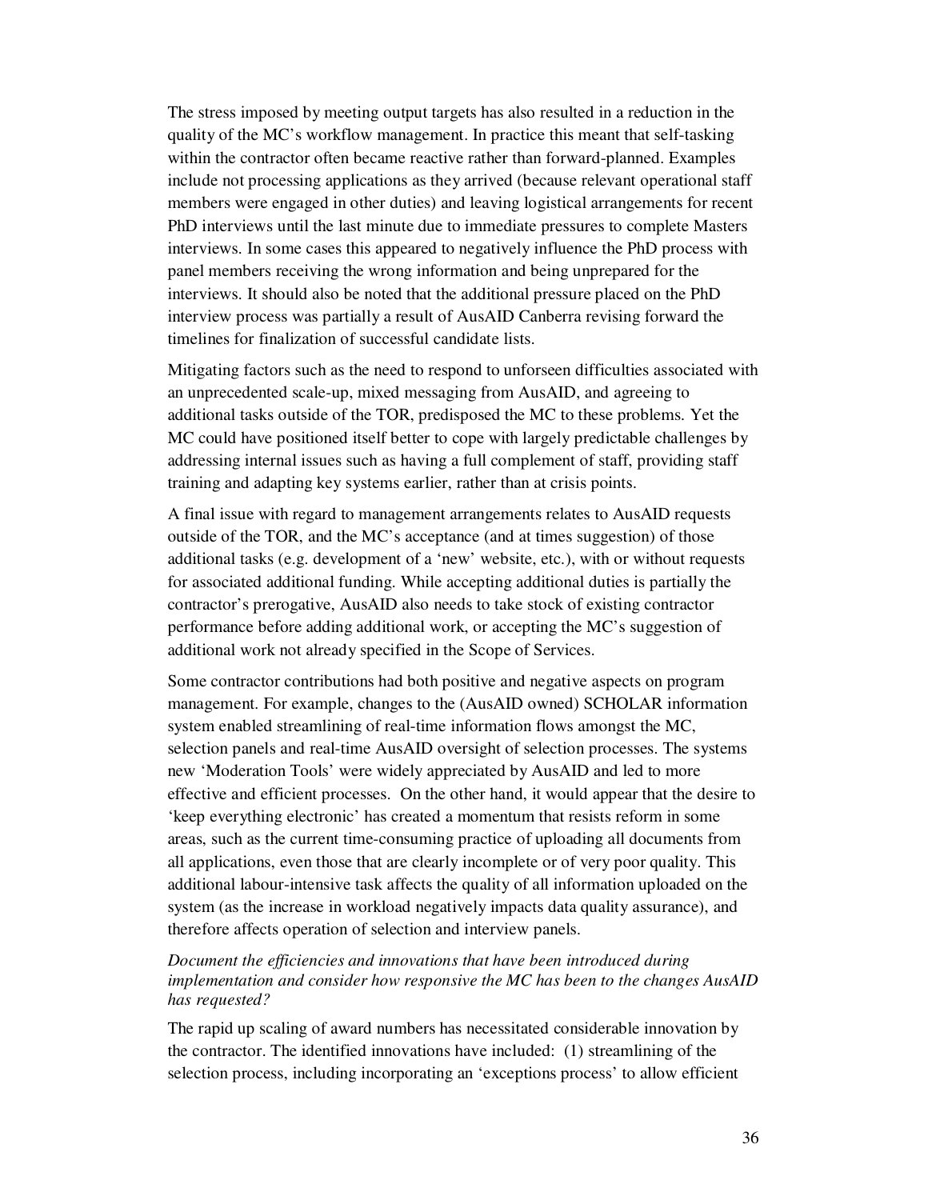The stress imposed by meeting output targets has also resulted in a reduction in the quality of the MC's workflow management. In practice this meant that self-tasking within the contractor often became reactive rather than forward-planned. Examples include not processing applications as they arrived (because relevant operational staff members were engaged in other duties) and leaving logistical arrangements for recent PhD interviews until the last minute due to immediate pressures to complete Masters interviews. In some cases this appeared to negatively influence the PhD process with panel members receiving the wrong information and being unprepared for the interviews. It should also be noted that the additional pressure placed on the PhD interview process was partially a result of AusAID Canberra revising forward the timelines for finalization of successful candidate lists.

Mitigating factors such as the need to respond to unforseen difficulties associated with an unprecedented scale-up, mixed messaging from AusAID, and agreeing to additional tasks outside of the TOR, predisposed the MC to these problems. Yet the MC could have positioned itself better to cope with largely predictable challenges by addressing internal issues such as having a full complement of staff, providing staff training and adapting key systems earlier, rather than at crisis points.

A final issue with regard to management arrangements relates to AusAID requests outside of the TOR, and the MC's acceptance (and at times suggestion) of those additional tasks (e.g. development of a 'new' website, etc.), with or without requests for associated additional funding. While accepting additional duties is partially the contractor's prerogative, AusAID also needs to take stock of existing contractor performance before adding additional work, or accepting the MC's suggestion of additional work not already specified in the Scope of Services.

Some contractor contributions had both positive and negative aspects on program management. For example, changes to the (AusAID owned) SCHOLAR information system enabled streamlining of real-time information flows amongst the MC, selection panels and real-time AusAID oversight of selection processes. The systems new 'Moderation Tools' were widely appreciated by AusAID and led to more effective and efficient processes. On the other hand, it would appear that the desire to 'keep everything electronic' has created a momentum that resists reform in some areas, such as the current time-consuming practice of uploading all documents from all applications, even those that are clearly incomplete or of very poor quality. This additional labour-intensive task affects the quality of all information uploaded on the system (as the increase in workload negatively impacts data quality assurance), and therefore affects operation of selection and interview panels.

*Document the efficiencies and innovations that have been introduced during implementation and consider how responsive the MC has been to the changes AusAID has requested?*

The rapid up scaling of award numbers has necessitated considerable innovation by the contractor. The identified innovations have included: (1) streamlining of the selection process, including incorporating an 'exceptions process' to allow efficient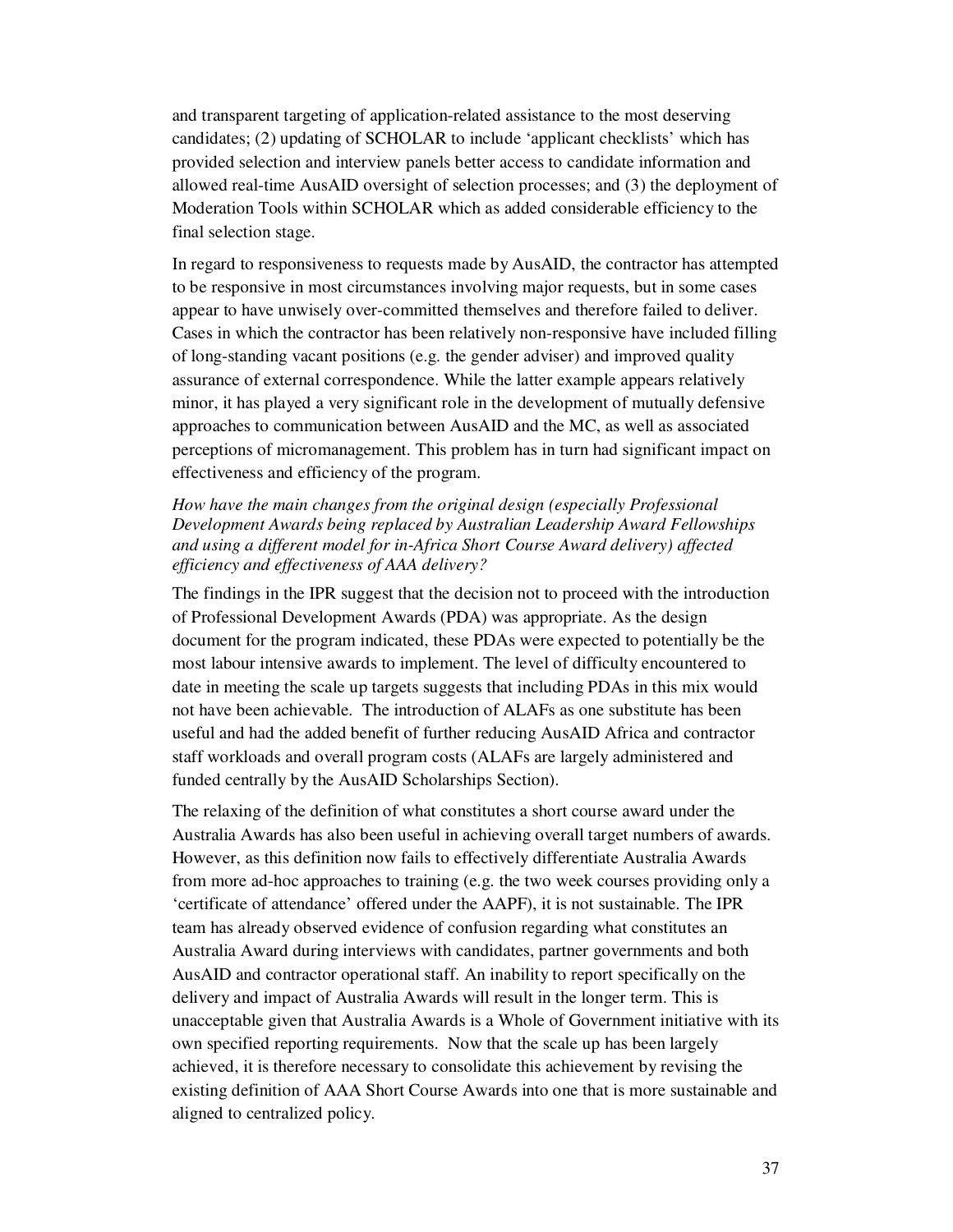and transparent targeting of application-related assistance to the most deserving candidates; (2) updating of SCHOLAR to include 'applicant checklists' which has provided selection and interview panels better access to candidate information and allowed real-time AusAID oversight of selection processes; and (3) the deployment of Moderation Tools within SCHOLAR which as added considerable efficiency to the final selection stage.

In regard to responsiveness to requests made by AusAID, the contractor has attempted to be responsive in most circumstances involving major requests, but in some cases appear to have unwisely over-committed themselves and therefore failed to deliver. Cases in which the contractor has been relatively non-responsive have included filling of long-standing vacant positions (e.g. the gender adviser) and improved quality assurance of external correspondence. While the latter example appears relatively minor, it has played a very significant role in the development of mutually defensive approaches to communication between AusAID and the MC, as well as associated perceptions of micromanagement. This problem has in turn had significant impact on effectiveness and efficiency of the program.

*How have the main changes from the original design (especially Professional Development Awards being replaced by Australian Leadership Award Fellowships and using a different model for in-Africa Short Course Award delivery) affected efficiency and effectiveness of AAA delivery?*

The findings in the IPR suggest that the decision not to proceed with the introduction of Professional Development Awards (PDA) was appropriate. As the design document for the program indicated, these PDAs were expected to potentially be the most labour intensive awards to implement. The level of difficulty encountered to date in meeting the scale up targets suggests that including PDAs in this mix would not have been achievable. The introduction of ALAFs as one substitute has been useful and had the added benefit of further reducing AusAID Africa and contractor staff workloads and overall program costs (ALAFs are largely administered and funded centrally by the AusAID Scholarships Section).

The relaxing of the definition of what constitutes a short course award under the Australia Awards has also been useful in achieving overall target numbers of awards. However, as this definition now fails to effectively differentiate Australia Awards from more ad-hoc approaches to training (e.g. the two week courses providing only a 'certificate of attendance' offered under the AAPF), it is not sustainable. The IPR team has already observed evidence of confusion regarding what constitutes an Australia Award during interviews with candidates, partner governments and both AusAID and contractor operational staff. An inability to report specifically on the delivery and impact of Australia Awards will result in the longer term. This is unacceptable given that Australia Awards is a Whole of Government initiative with its own specified reporting requirements. Now that the scale up has been largely achieved, it is therefore necessary to consolidate this achievement by revising the existing definition of AAA Short Course Awards into one that is more sustainable and aligned to centralized policy.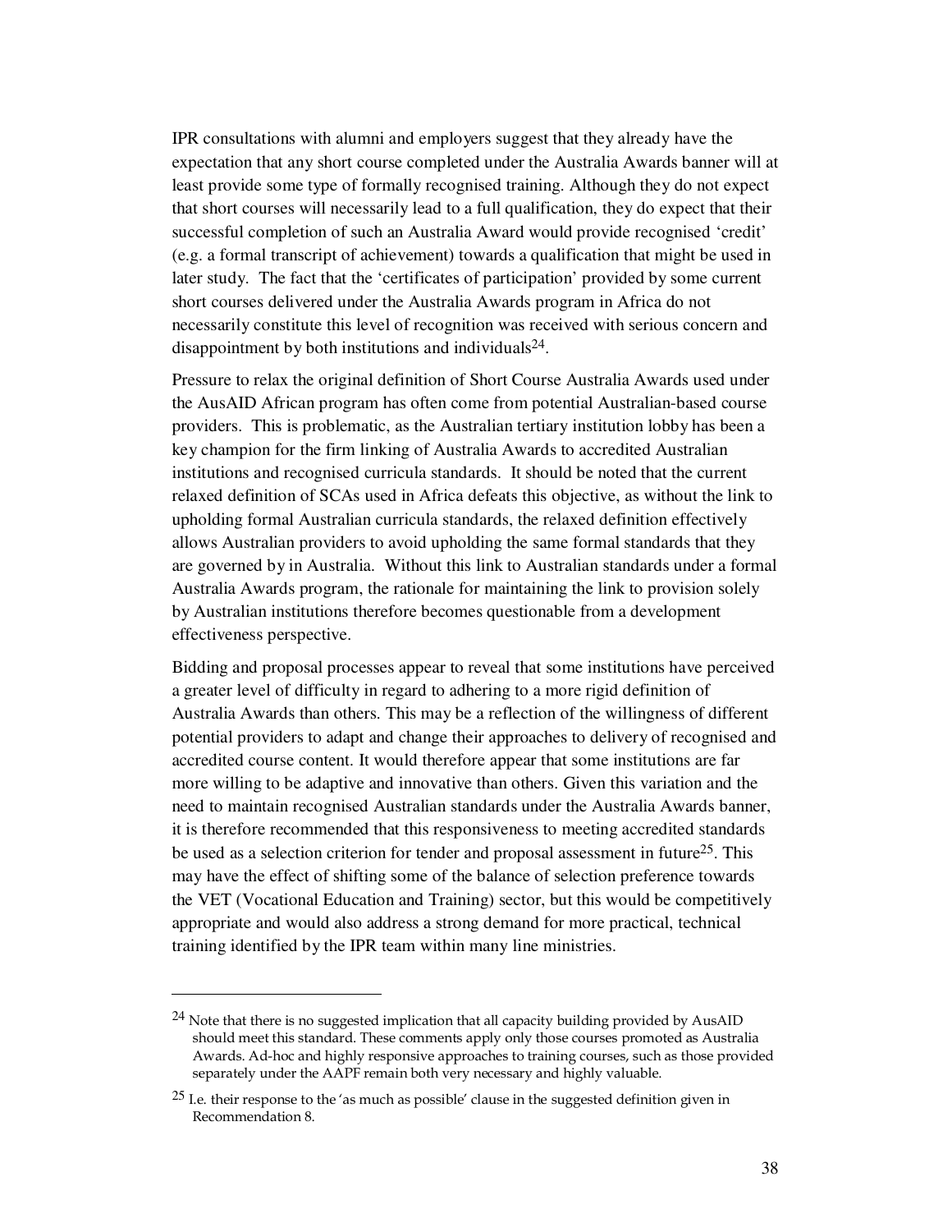IPR consultations with alumni and employers suggest that they already have the expectation that any short course completed under the Australia Awards banner will at least provide some type of formally recognised training. Although they do not expect that short courses will necessarily lead to a full qualification, they do expect that their successful completion of such an Australia Award would provide recognised 'credit' (e.g. a formal transcript of achievement) towards a qualification that might be used in later study. The fact that the 'certificates of participation' provided by some current short courses delivered under the Australia Awards program in Africa do not necessarily constitute this level of recognition was received with serious concern and disappointment by both institutions and individuals[24].

Pressure to relax the original definition of Short Course Australia Awards used under the AusAID African program has often come from potential Australian-based course providers. This is problematic, as the Australian tertiary institution lobby has been a key champion for the firm linking of Australia Awards to accredited Australian institutions and recognised curricula standards. It should be noted that the current relaxed definition of SCAs used in Africa defeats this objective, as without the link to upholding formal Australian curricula standards, the relaxed definition effectively allows Australian providers to avoid upholding the same formal standards that they are governed by in Australia. Without this link to Australian standards under a formal Australia Awards program, the rationale for maintaining the link to provision solely by Australian institutions therefore becomes questionable from a development effectiveness perspective.

Bidding and proposal processes appear to reveal that some institutions have perceived a greater level of difficulty in regard to adhering to a more rigid definition of Australia Awards than others. This may be a reflection of the willingness of different potential providers to adapt and change their approaches to delivery of recognised and accredited course content. It would therefore appear that some institutions are far more willing to be adaptive and innovative than others. Given this variation and the need to maintain recognised Australian standards under the Australia Awards banner, it is therefore recommended that this responsiveness to meeting accredited standards be used as a selection criterion for tender and proposal assessment in future[25]. This may have the effect of shifting some of the balance of selection preference towards the VET (Vocational Education and Training) sector, but this would be competitively appropriate and would also address a strong demand for more practical, technical training identified by the IPR team within many line ministries.

---

[24] Note that there is no suggested implication that all capacity building provided by AusAID should meet this standard. These comments apply only those courses promoted as Australia Awards. Ad-hoc and highly responsive approaches to training courses, such as those provided separately under the AAPF remain both very necessary and highly valuable.

[25] I.e. their response to the 'as much as possible' clause in the suggested definition given in Recommendation 8.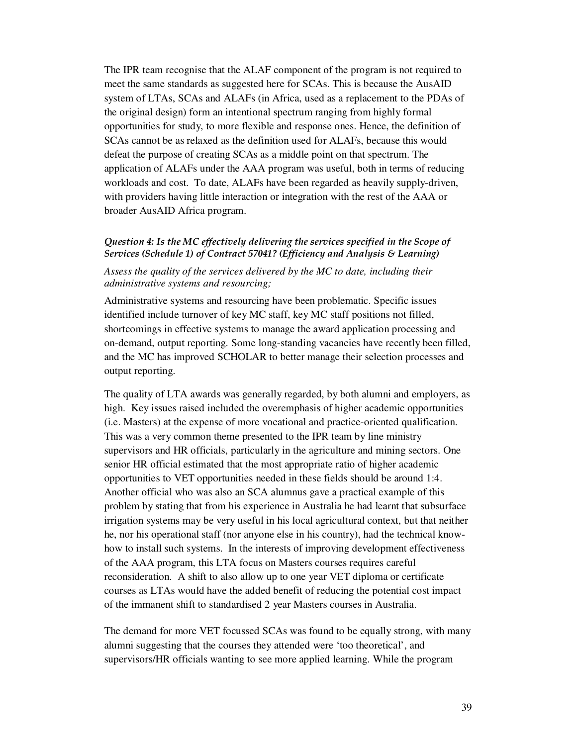The IPR team recognise that the ALAF component of the program is not required to meet the same standards as suggested here for SCAs. This is because the AusAID system of LTAs, SCAs and ALAFs (in Africa, used as a replacement to the PDAs of the original design) form an intentional spectrum ranging from highly formal opportunities for study, to more flexible and response ones. Hence, the definition of SCAs cannot be as relaxed as the definition used for ALAFs, because this would defeat the purpose of creating SCAs as a middle point on that spectrum. The application of ALAFs under the AAA program was useful, both in terms of reducing workloads and cost. To date, ALAFs have been regarded as heavily supply-driven, with providers having little interaction or integration with the rest of the AAA or broader AusAID Africa program.

***Question 4: Is the MC effectively delivering the services specified in the Scope of Services (Schedule 1) of Contract 57041? (Efficiency and Analysis & Learning)***

*Assess the quality of the services delivered by the MC to date, including their administrative systems and resourcing;*

Administrative systems and resourcing have been problematic. Specific issues identified include turnover of key MC staff, key MC staff positions not filled, shortcomings in effective systems to manage the award application processing and on-demand, output reporting. Some long-standing vacancies have recently been filled, and the MC has improved SCHOLAR to better manage their selection processes and output reporting.

The quality of LTA awards was generally regarded, by both alumni and employers, as high. Key issues raised included the overemphasis of higher academic opportunities (i.e. Masters) at the expense of more vocational and practice-oriented qualification. This was a very common theme presented to the IPR team by line ministry supervisors and HR officials, particularly in the agriculture and mining sectors. One senior HR official estimated that the most appropriate ratio of higher academic opportunities to VET opportunities needed in these fields should be around 1:4. Another official who was also an SCA alumnus gave a practical example of this problem by stating that from his experience in Australia he had learnt that subsurface irrigation systems may be very useful in his local agricultural context, but that neither he, nor his operational staff (nor anyone else in his country), had the technical know-how to install such systems. In the interests of improving development effectiveness of the AAA program, this LTA focus on Masters courses requires careful reconsideration. A shift to also allow up to one year VET diploma or certificate courses as LTAs would have the added benefit of reducing the potential cost impact of the immanent shift to standardised 2 year Masters courses in Australia.

The demand for more VET focussed SCAs was found to be equally strong, with many alumni suggesting that the courses they attended were 'too theoretical', and supervisors/HR officials wanting to see more applied learning. While the program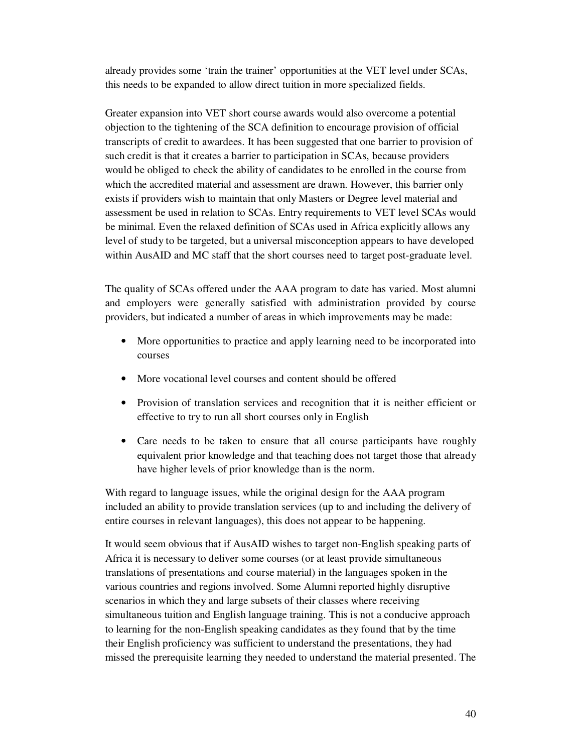already provides some 'train the trainer' opportunities at the VET level under SCAs, this needs to be expanded to allow direct tuition in more specialized fields.

Greater expansion into VET short course awards would also overcome a potential objection to the tightening of the SCA definition to encourage provision of official transcripts of credit to awardees. It has been suggested that one barrier to provision of such credit is that it creates a barrier to participation in SCAs, because providers would be obliged to check the ability of candidates to be enrolled in the course from which the accredited material and assessment are drawn. However, this barrier only exists if providers wish to maintain that only Masters or Degree level material and assessment be used in relation to SCAs. Entry requirements to VET level SCAs would be minimal. Even the relaxed definition of SCAs used in Africa explicitly allows any level of study to be targeted, but a universal misconception appears to have developed within AusAID and MC staff that the short courses need to target post-graduate level.

The quality of SCAs offered under the AAA program to date has varied. Most alumni and employers were generally satisfied with administration provided by course providers, but indicated a number of areas in which improvements may be made:

- More opportunities to practice and apply learning need to be incorporated into courses
- More vocational level courses and content should be offered
- Provision of translation services and recognition that it is neither efficient or effective to try to run all short courses only in English
- Care needs to be taken to ensure that all course participants have roughly equivalent prior knowledge and that teaching does not target those that already have higher levels of prior knowledge than is the norm.

With regard to language issues, while the original design for the AAA program included an ability to provide translation services (up to and including the delivery of entire courses in relevant languages), this does not appear to be happening.

It would seem obvious that if AusAID wishes to target non-English speaking parts of Africa it is necessary to deliver some courses (or at least provide simultaneous translations of presentations and course material) in the languages spoken in the various countries and regions involved. Some Alumni reported highly disruptive scenarios in which they and large subsets of their classes where receiving simultaneous tuition and English language training. This is not a conducive approach to learning for the non-English speaking candidates as they found that by the time their English proficiency was sufficient to understand the presentations, they had missed the prerequisite learning they needed to understand the material presented. The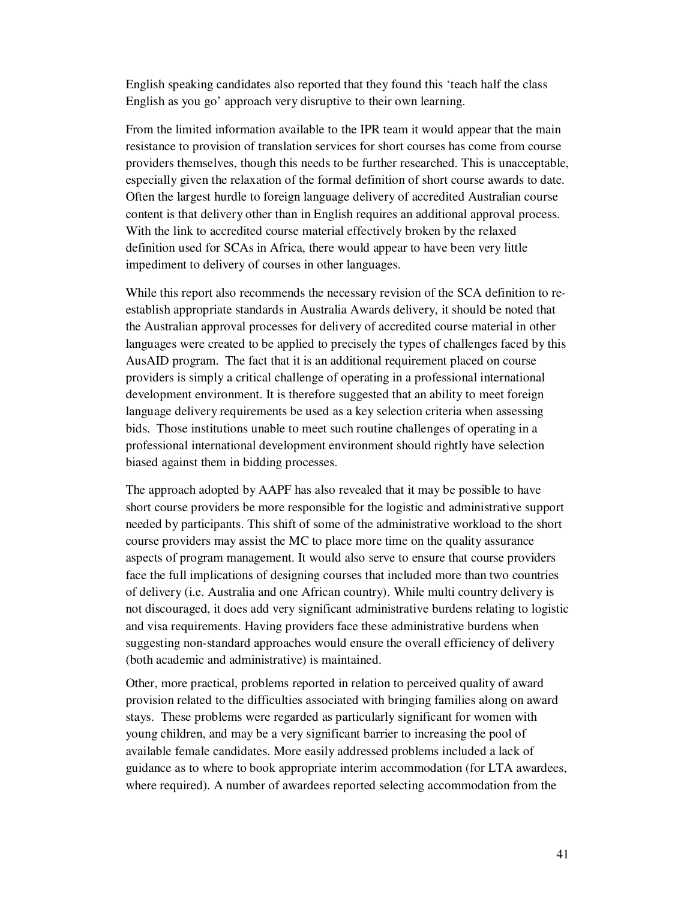English speaking candidates also reported that they found this 'teach half the class English as you go' approach very disruptive to their own learning.

From the limited information available to the IPR team it would appear that the main resistance to provision of translation services for short courses has come from course providers themselves, though this needs to be further researched. This is unacceptable, especially given the relaxation of the formal definition of short course awards to date. Often the largest hurdle to foreign language delivery of accredited Australian course content is that delivery other than in English requires an additional approval process. With the link to accredited course material effectively broken by the relaxed definition used for SCAs in Africa, there would appear to have been very little impediment to delivery of courses in other languages.

While this report also recommends the necessary revision of the SCA definition to re-establish appropriate standards in Australia Awards delivery, it should be noted that the Australian approval processes for delivery of accredited course material in other languages were created to be applied to precisely the types of challenges faced by this AusAID program. The fact that it is an additional requirement placed on course providers is simply a critical challenge of operating in a professional international development environment. It is therefore suggested that an ability to meet foreign language delivery requirements be used as a key selection criteria when assessing bids. Those institutions unable to meet such routine challenges of operating in a professional international development environment should rightly have selection biased against them in bidding processes.

The approach adopted by AAPF has also revealed that it may be possible to have short course providers be more responsible for the logistic and administrative support needed by participants. This shift of some of the administrative workload to the short course providers may assist the MC to place more time on the quality assurance aspects of program management. It would also serve to ensure that course providers face the full implications of designing courses that included more than two countries of delivery (i.e. Australia and one African country). While multi country delivery is not discouraged, it does add very significant administrative burdens relating to logistic and visa requirements. Having providers face these administrative burdens when suggesting non-standard approaches would ensure the overall efficiency of delivery (both academic and administrative) is maintained.

Other, more practical, problems reported in relation to perceived quality of award provision related to the difficulties associated with bringing families along on award stays. These problems were regarded as particularly significant for women with young children, and may be a very significant barrier to increasing the pool of available female candidates. More easily addressed problems included a lack of guidance as to where to book appropriate interim accommodation (for LTA awardees, where required). A number of awardees reported selecting accommodation from the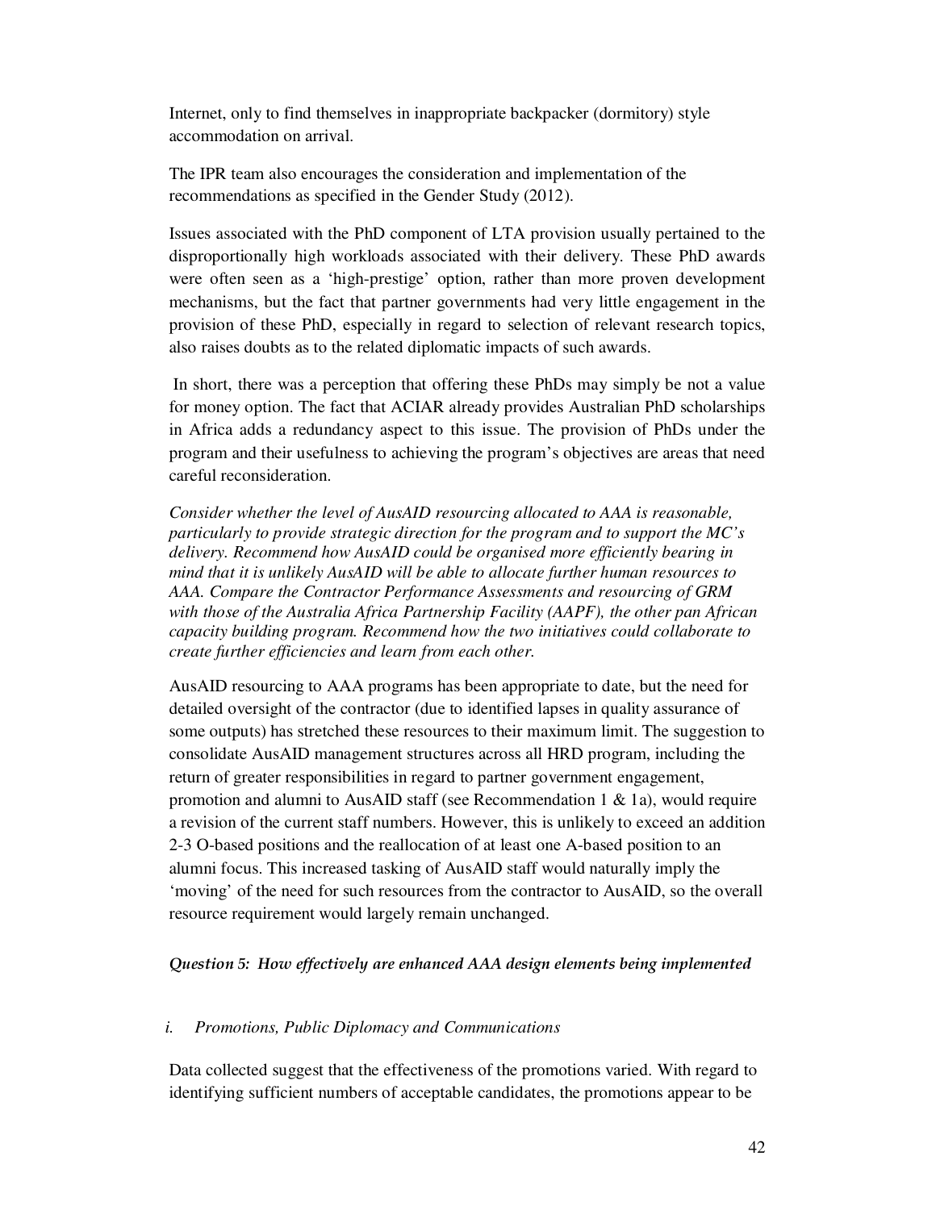Internet, only to find themselves in inappropriate backpacker (dormitory) style accommodation on arrival.

The IPR team also encourages the consideration and implementation of the recommendations as specified in the Gender Study (2012).

Issues associated with the PhD component of LTA provision usually pertained to the disproportionally high workloads associated with their delivery. These PhD awards were often seen as a 'high-prestige' option, rather than more proven development mechanisms, but the fact that partner governments had very little engagement in the provision of these PhD, especially in regard to selection of relevant research topics, also raises doubts as to the related diplomatic impacts of such awards.

In short, there was a perception that offering these PhDs may simply be not a value for money option. The fact that ACIAR already provides Australian PhD scholarships in Africa adds a redundancy aspect to this issue. The provision of PhDs under the program and their usefulness to achieving the program's objectives are areas that need careful reconsideration.

*Consider whether the level of AusAID resourcing allocated to AAA is reasonable, particularly to provide strategic direction for the program and to support the MC's delivery. Recommend how AusAID could be organised more efficiently bearing in mind that it is unlikely AusAID will be able to allocate further human resources to AAA. Compare the Contractor Performance Assessments and resourcing of GRM with those of the Australia Africa Partnership Facility (AAPF), the other pan African capacity building program. Recommend how the two initiatives could collaborate to create further efficiencies and learn from each other.*

AusAID resourcing to AAA programs has been appropriate to date, but the need for detailed oversight of the contractor (due to identified lapses in quality assurance of some outputs) has stretched these resources to their maximum limit. The suggestion to consolidate AusAID management structures across all HRD program, including the return of greater responsibilities in regard to partner government engagement, promotion and alumni to AusAID staff (see Recommendation 1 & 1a), would require a revision of the current staff numbers. However, this is unlikely to exceed an addition 2-3 O-based positions and the reallocation of at least one A-based position to an alumni focus. This increased tasking of AusAID staff would naturally imply the 'moving' of the need for such resources from the contractor to AusAID, so the overall resource requirement would largely remain unchanged.

***Question 5: How effectively are enhanced AAA design elements being implemented***

*i. Promotions, Public Diplomacy and Communications*

Data collected suggest that the effectiveness of the promotions varied. With regard to identifying sufficient numbers of acceptable candidates, the promotions appear to be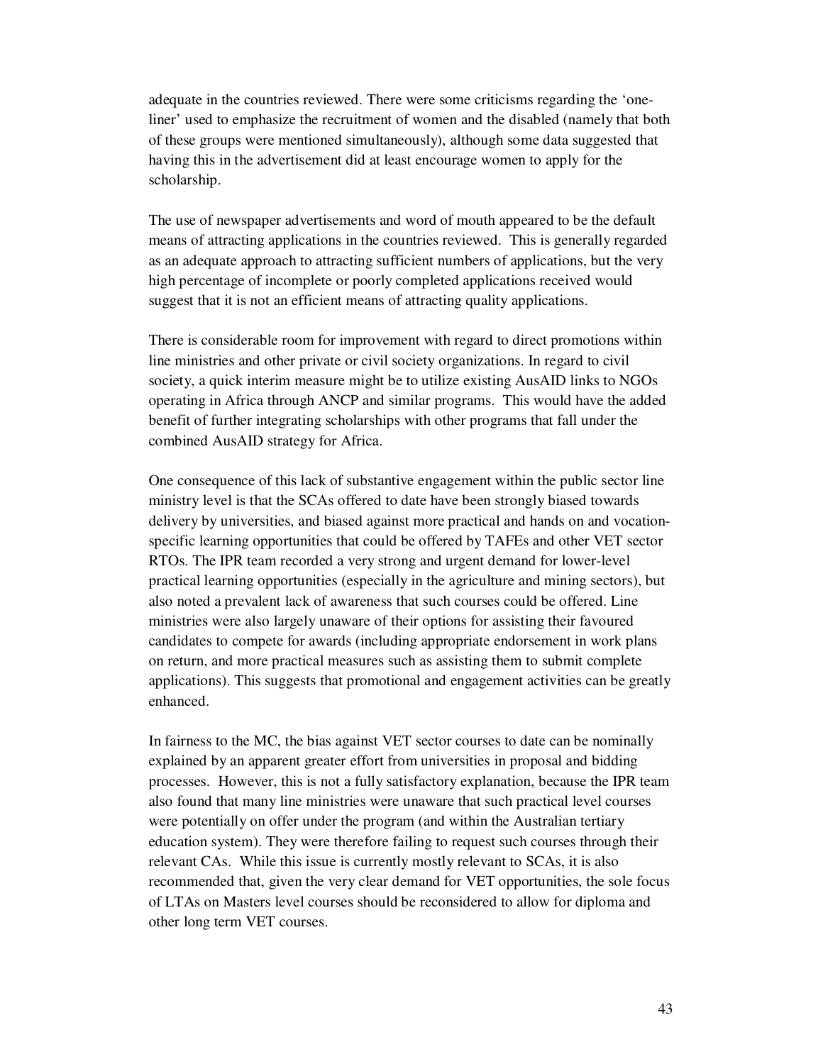adequate in the countries reviewed. There were some criticisms regarding the 'one-liner' used to emphasize the recruitment of women and the disabled (namely that both of these groups were mentioned simultaneously), although some data suggested that having this in the advertisement did at least encourage women to apply for the scholarship.

The use of newspaper advertisements and word of mouth appeared to be the default means of attracting applications in the countries reviewed. This is generally regarded as an adequate approach to attracting sufficient numbers of applications, but the very high percentage of incomplete or poorly completed applications received would suggest that it is not an efficient means of attracting quality applications.

There is considerable room for improvement with regard to direct promotions within line ministries and other private or civil society organizations. In regard to civil society, a quick interim measure might be to utilize existing AusAID links to NGOs operating in Africa through ANCP and similar programs. This would have the added benefit of further integrating scholarships with other programs that fall under the combined AusAID strategy for Africa.

One consequence of this lack of substantive engagement within the public sector line ministry level is that the SCAs offered to date have been strongly biased towards delivery by universities, and biased against more practical and hands on and vocation-specific learning opportunities that could be offered by TAFEs and other VET sector RTOs. The IPR team recorded a very strong and urgent demand for lower-level practical learning opportunities (especially in the agriculture and mining sectors), but also noted a prevalent lack of awareness that such courses could be offered. Line ministries were also largely unaware of their options for assisting their favoured candidates to compete for awards (including appropriate endorsement in work plans on return, and more practical measures such as assisting them to submit complete applications). This suggests that promotional and engagement activities can be greatly enhanced.

In fairness to the MC, the bias against VET sector courses to date can be nominally explained by an apparent greater effort from universities in proposal and bidding processes. However, this is not a fully satisfactory explanation, because the IPR team also found that many line ministries were unaware that such practical level courses were potentially on offer under the program (and within the Australian tertiary education system). They were therefore failing to request such courses through their relevant CAs. While this issue is currently mostly relevant to SCAs, it is also recommended that, given the very clear demand for VET opportunities, the sole focus of LTAs on Masters level courses should be reconsidered to allow for diploma and other long term VET courses.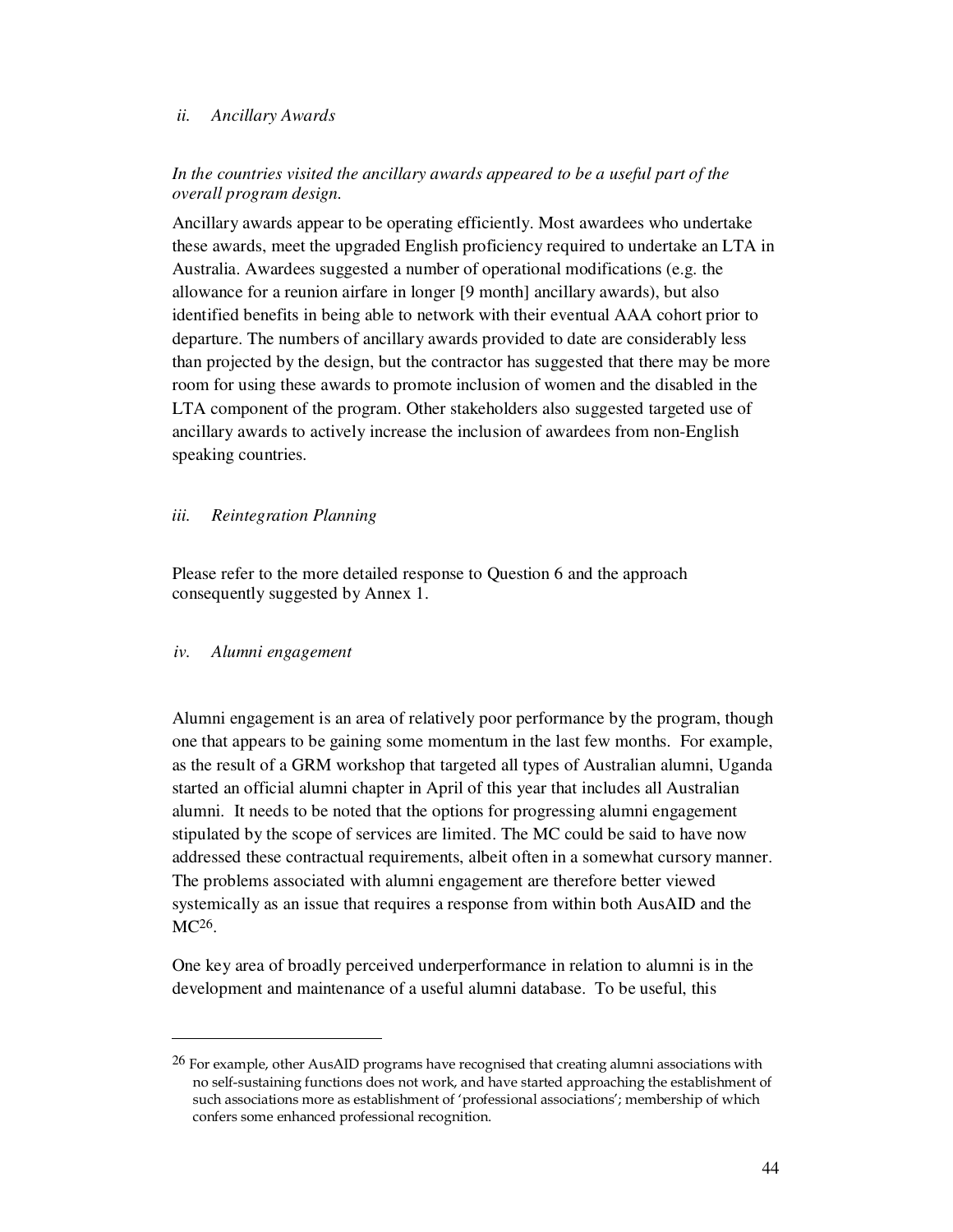*ii. Ancillary Awards*

*In the countries visited the ancillary awards appeared to be a useful part of the overall program design.*

Ancillary awards appear to be operating efficiently. Most awardees who undertake these awards, meet the upgraded English proficiency required to undertake an LTA in Australia. Awardees suggested a number of operational modifications (e.g. the allowance for a reunion airfare in longer [9 month] ancillary awards), but also identified benefits in being able to network with their eventual AAA cohort prior to departure. The numbers of ancillary awards provided to date are considerably less than projected by the design, but the contractor has suggested that there may be more room for using these awards to promote inclusion of women and the disabled in the LTA component of the program. Other stakeholders also suggested targeted use of ancillary awards to actively increase the inclusion of awardees from non-English speaking countries.

*iii. Reintegration Planning*

Please refer to the more detailed response to Question 6 and the approach consequently suggested by Annex 1.

*iv. Alumni engagement*

Alumni engagement is an area of relatively poor performance by the program, though one that appears to be gaining some momentum in the last few months. For example, as the result of a GRM workshop that targeted all types of Australian alumni, Uganda started an official alumni chapter in April of this year that includes all Australian alumni. It needs to be noted that the options for progressing alumni engagement stipulated by the scope of services are limited. The MC could be said to have now addressed these contractual requirements, albeit often in a somewhat cursory manner. The problems associated with alumni engagement are therefore better viewed systemically as an issue that requires a response from within both AusAID and the MC[26].

One key area of broadly perceived underperformance in relation to alumni is in the development and maintenance of a useful alumni database. To be useful, this

[26] For example, other AusAID programs have recognised that creating alumni associations with no self-sustaining functions does not work, and have started approaching the establishment of such associations more as establishment of 'professional associations'; membership of which confers some enhanced professional recognition.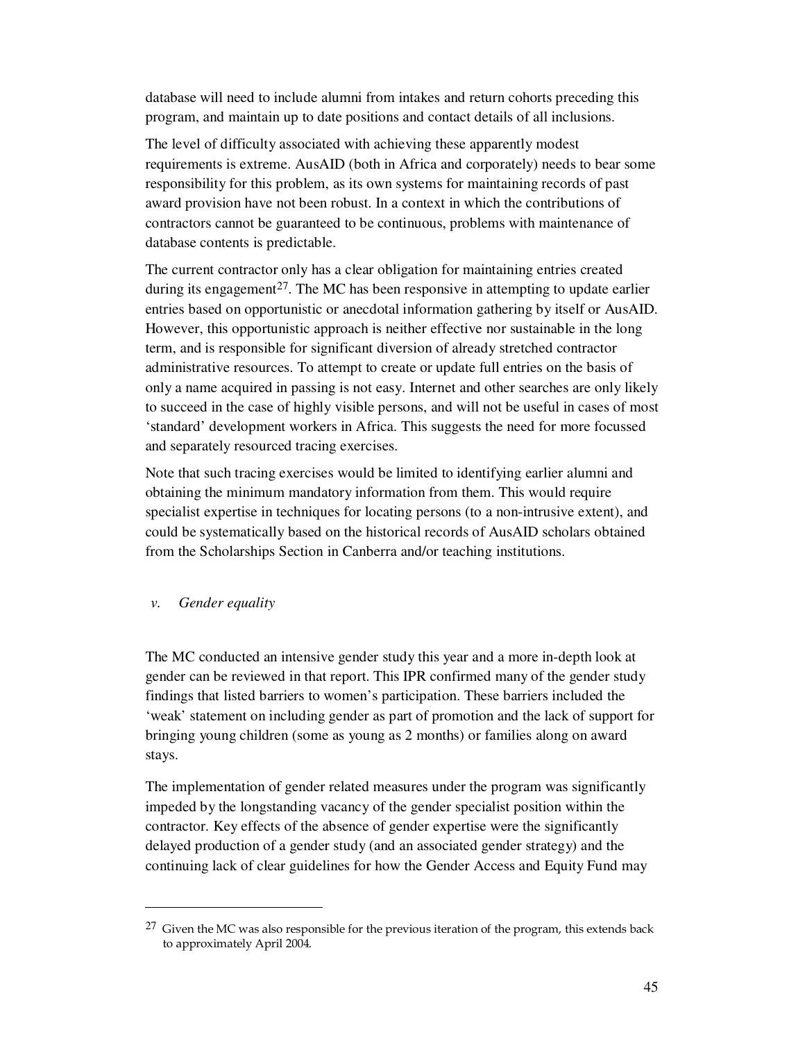database will need to include alumni from intakes and return cohorts preceding this program, and maintain up to date positions and contact details of all inclusions.

The level of difficulty associated with achieving these apparently modest requirements is extreme. AusAID (both in Africa and corporately) needs to bear some responsibility for this problem, as its own systems for maintaining records of past award provision have not been robust. In a context in which the contributions of contractors cannot be guaranteed to be continuous, problems with maintenance of database contents is predictable.

The current contractor only has a clear obligation for maintaining entries created during its engagement[27]. The MC has been responsive in attempting to update earlier entries based on opportunistic or anecdotal information gathering by itself or AusAID. However, this opportunistic approach is neither effective nor sustainable in the long term, and is responsible for significant diversion of already stretched contractor administrative resources. To attempt to create or update full entries on the basis of only a name acquired in passing is not easy. Internet and other searches are only likely to succeed in the case of highly visible persons, and will not be useful in cases of most 'standard' development workers in Africa. This suggests the need for more focussed and separately resourced tracing exercises.

Note that such tracing exercises would be limited to identifying earlier alumni and obtaining the minimum mandatory information from them. This would require specialist expertise in techniques for locating persons (to a non-intrusive extent), and could be systematically based on the historical records of AusAID scholars obtained from the Scholarships Section in Canberra and/or teaching institutions.

*v. Gender equality*

The MC conducted an intensive gender study this year and a more in-depth look at gender can be reviewed in that report. This IPR confirmed many of the gender study findings that listed barriers to women's participation. These barriers included the 'weak' statement on including gender as part of promotion and the lack of support for bringing young children (some as young as 2 months) or families along on award stays.

The implementation of gender related measures under the program was significantly impeded by the longstanding vacancy of the gender specialist position within the contractor. Key effects of the absence of gender expertise were the significantly delayed production of a gender study (and an associated gender strategy) and the continuing lack of clear guidelines for how the Gender Access and Equity Fund may

---

[27] Given the MC was also responsible for the previous iteration of the program, this extends back to approximately April 2004.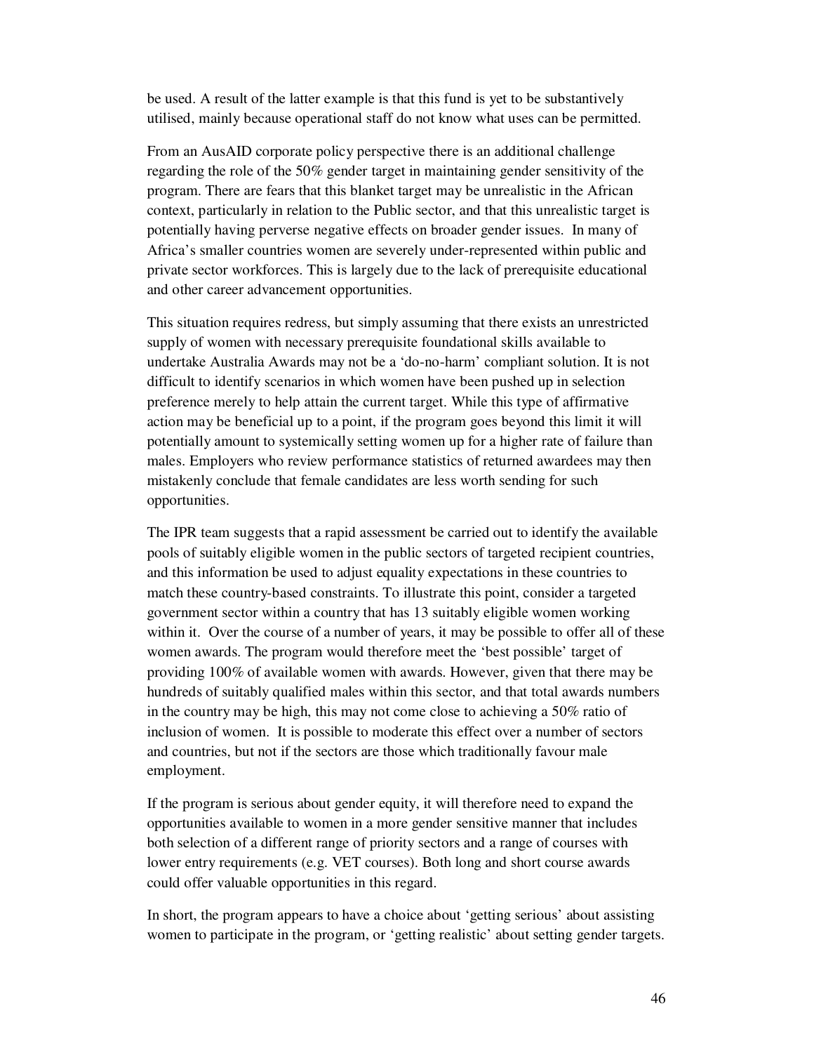be used. A result of the latter example is that this fund is yet to be substantively utilised, mainly because operational staff do not know what uses can be permitted.

From an AusAID corporate policy perspective there is an additional challenge regarding the role of the 50% gender target in maintaining gender sensitivity of the program. There are fears that this blanket target may be unrealistic in the African context, particularly in relation to the Public sector, and that this unrealistic target is potentially having perverse negative effects on broader gender issues. In many of Africa's smaller countries women are severely under-represented within public and private sector workforces. This is largely due to the lack of prerequisite educational and other career advancement opportunities.

This situation requires redress, but simply assuming that there exists an unrestricted supply of women with necessary prerequisite foundational skills available to undertake Australia Awards may not be a 'do-no-harm' compliant solution. It is not difficult to identify scenarios in which women have been pushed up in selection preference merely to help attain the current target. While this type of affirmative action may be beneficial up to a point, if the program goes beyond this limit it will potentially amount to systemically setting women up for a higher rate of failure than males. Employers who review performance statistics of returned awardees may then mistakenly conclude that female candidates are less worth sending for such opportunities.

The IPR team suggests that a rapid assessment be carried out to identify the available pools of suitably eligible women in the public sectors of targeted recipient countries, and this information be used to adjust equality expectations in these countries to match these country-based constraints. To illustrate this point, consider a targeted government sector within a country that has 13 suitably eligible women working within it. Over the course of a number of years, it may be possible to offer all of these women awards. The program would therefore meet the 'best possible' target of providing 100% of available women with awards. However, given that there may be hundreds of suitably qualified males within this sector, and that total awards numbers in the country may be high, this may not come close to achieving a 50% ratio of inclusion of women. It is possible to moderate this effect over a number of sectors and countries, but not if the sectors are those which traditionally favour male employment.

If the program is serious about gender equity, it will therefore need to expand the opportunities available to women in a more gender sensitive manner that includes both selection of a different range of priority sectors and a range of courses with lower entry requirements (e.g. VET courses). Both long and short course awards could offer valuable opportunities in this regard.

In short, the program appears to have a choice about 'getting serious' about assisting women to participate in the program, or 'getting realistic' about setting gender targets.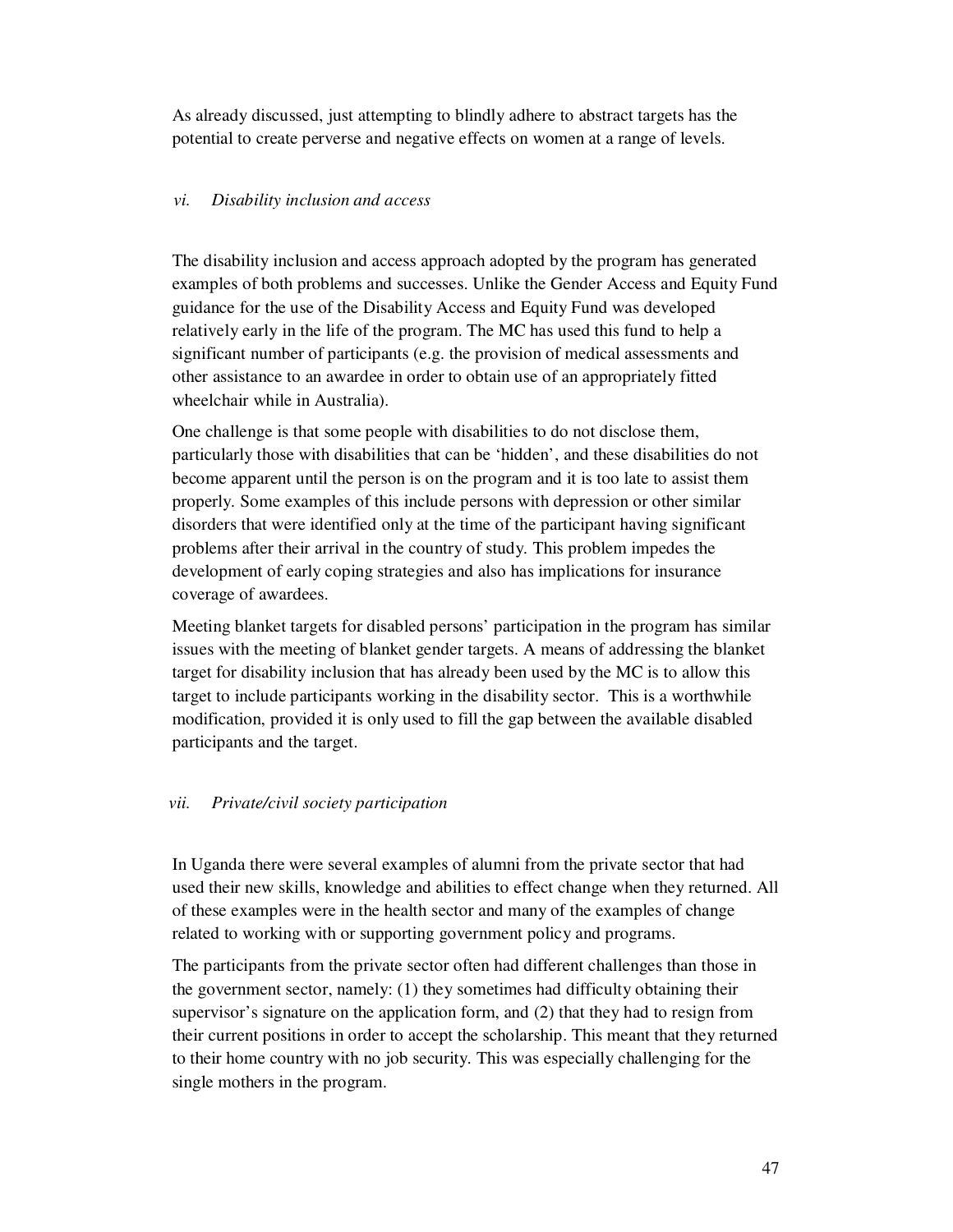As already discussed, just attempting to blindly adhere to abstract targets has the potential to create perverse and negative effects on women at a range of levels.

### *vi. Disability inclusion and access*

The disability inclusion and access approach adopted by the program has generated examples of both problems and successes. Unlike the Gender Access and Equity Fund guidance for the use of the Disability Access and Equity Fund was developed relatively early in the life of the program. The MC has used this fund to help a significant number of participants (e.g. the provision of medical assessments and other assistance to an awardee in order to obtain use of an appropriately fitted wheelchair while in Australia).

One challenge is that some people with disabilities to do not disclose them, particularly those with disabilities that can be 'hidden', and these disabilities do not become apparent until the person is on the program and it is too late to assist them properly. Some examples of this include persons with depression or other similar disorders that were identified only at the time of the participant having significant problems after their arrival in the country of study. This problem impedes the development of early coping strategies and also has implications for insurance coverage of awardees.

Meeting blanket targets for disabled persons' participation in the program has similar issues with the meeting of blanket gender targets. A means of addressing the blanket target for disability inclusion that has already been used by the MC is to allow this target to include participants working in the disability sector. This is a worthwhile modification, provided it is only used to fill the gap between the available disabled participants and the target.

### *vii. Private/civil society participation*

In Uganda there were several examples of alumni from the private sector that had used their new skills, knowledge and abilities to effect change when they returned. All of these examples were in the health sector and many of the examples of change related to working with or supporting government policy and programs.

The participants from the private sector often had different challenges than those in the government sector, namely: (1) they sometimes had difficulty obtaining their supervisor's signature on the application form, and (2) that they had to resign from their current positions in order to accept the scholarship. This meant that they returned to their home country with no job security. This was especially challenging for the single mothers in the program.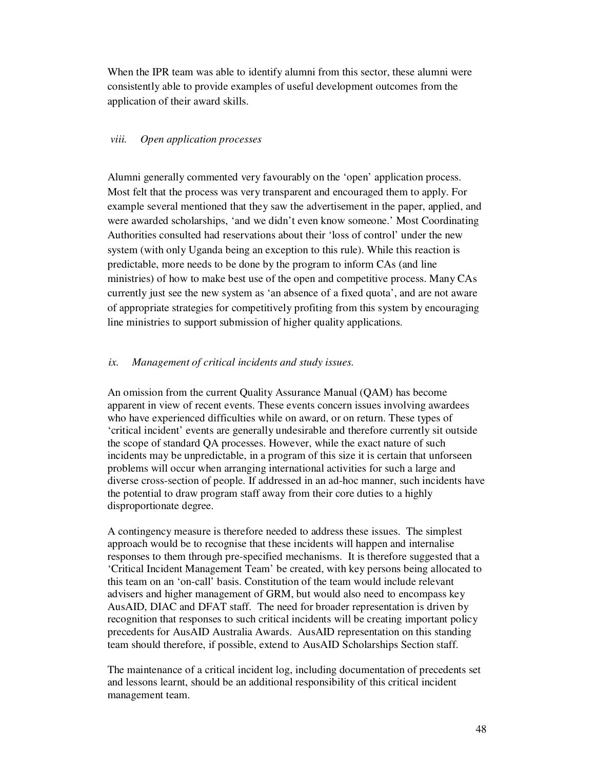When the IPR team was able to identify alumni from this sector, these alumni were consistently able to provide examples of useful development outcomes from the application of their award skills.

*viii. Open application processes*

Alumni generally commented very favourably on the 'open' application process. Most felt that the process was very transparent and encouraged them to apply. For example several mentioned that they saw the advertisement in the paper, applied, and were awarded scholarships, 'and we didn't even know someone.' Most Coordinating Authorities consulted had reservations about their 'loss of control' under the new system (with only Uganda being an exception to this rule). While this reaction is predictable, more needs to be done by the program to inform CAs (and line ministries) of how to make best use of the open and competitive process. Many CAs currently just see the new system as 'an absence of a fixed quota', and are not aware of appropriate strategies for competitively profiting from this system by encouraging line ministries to support submission of higher quality applications.

*ix. Management of critical incidents and study issues.*

An omission from the current Quality Assurance Manual (QAM) has become apparent in view of recent events. These events concern issues involving awardees who have experienced difficulties while on award, or on return. These types of 'critical incident' events are generally undesirable and therefore currently sit outside the scope of standard QA processes. However, while the exact nature of such incidents may be unpredictable, in a program of this size it is certain that unforseen problems will occur when arranging international activities for such a large and diverse cross-section of people. If addressed in an ad-hoc manner, such incidents have the potential to draw program staff away from their core duties to a highly disproportionate degree.

A contingency measure is therefore needed to address these issues. The simplest approach would be to recognise that these incidents will happen and internalise responses to them through pre-specified mechanisms. It is therefore suggested that a 'Critical Incident Management Team' be created, with key persons being allocated to this team on an 'on-call' basis. Constitution of the team would include relevant advisers and higher management of GRM, but would also need to encompass key AusAID, DIAC and DFAT staff. The need for broader representation is driven by recognition that responses to such critical incidents will be creating important policy precedents for AusAID Australia Awards. AusAID representation on this standing team should therefore, if possible, extend to AusAID Scholarships Section staff.

The maintenance of a critical incident log, including documentation of precedents set and lessons learnt, should be an additional responsibility of this critical incident management team.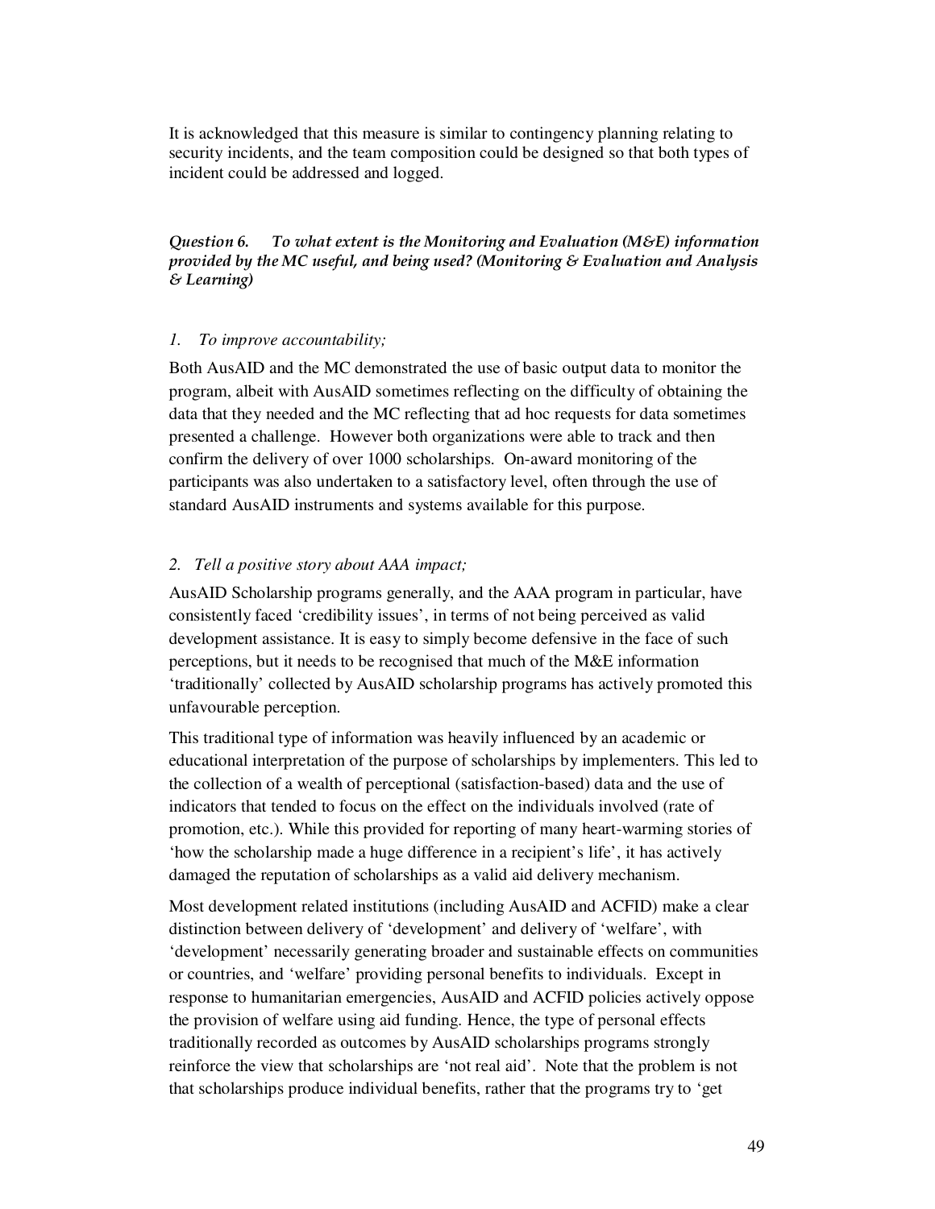It is acknowledged that this measure is similar to contingency planning relating to security incidents, and the team composition could be designed so that both types of incident could be addressed and logged.

***Question 6. To what extent is the Monitoring and Evaluation (M&E) information provided by the MC useful, and being used? (Monitoring & Evaluation and Analysis & Learning)***

*1. To improve accountability;*

Both AusAID and the MC demonstrated the use of basic output data to monitor the program, albeit with AusAID sometimes reflecting on the difficulty of obtaining the data that they needed and the MC reflecting that ad hoc requests for data sometimes presented a challenge. However both organizations were able to track and then confirm the delivery of over 1000 scholarships. On-award monitoring of the participants was also undertaken to a satisfactory level, often through the use of standard AusAID instruments and systems available for this purpose.

*2. Tell a positive story about AAA impact;*

AusAID Scholarship programs generally, and the AAA program in particular, have consistently faced 'credibility issues', in terms of not being perceived as valid development assistance. It is easy to simply become defensive in the face of such perceptions, but it needs to be recognised that much of the M&E information 'traditionally' collected by AusAID scholarship programs has actively promoted this unfavourable perception.

This traditional type of information was heavily influenced by an academic or educational interpretation of the purpose of scholarships by implementers. This led to the collection of a wealth of perceptional (satisfaction-based) data and the use of indicators that tended to focus on the effect on the individuals involved (rate of promotion, etc.). While this provided for reporting of many heart-warming stories of 'how the scholarship made a huge difference in a recipient's life', it has actively damaged the reputation of scholarships as a valid aid delivery mechanism.

Most development related institutions (including AusAID and ACFID) make a clear distinction between delivery of 'development' and delivery of 'welfare', with 'development' necessarily generating broader and sustainable effects on communities or countries, and 'welfare' providing personal benefits to individuals. Except in response to humanitarian emergencies, AusAID and ACFID policies actively oppose the provision of welfare using aid funding. Hence, the type of personal effects traditionally recorded as outcomes by AusAID scholarships programs strongly reinforce the view that scholarships are 'not real aid'. Note that the problem is not that scholarships produce individual benefits, rather that the programs try to 'get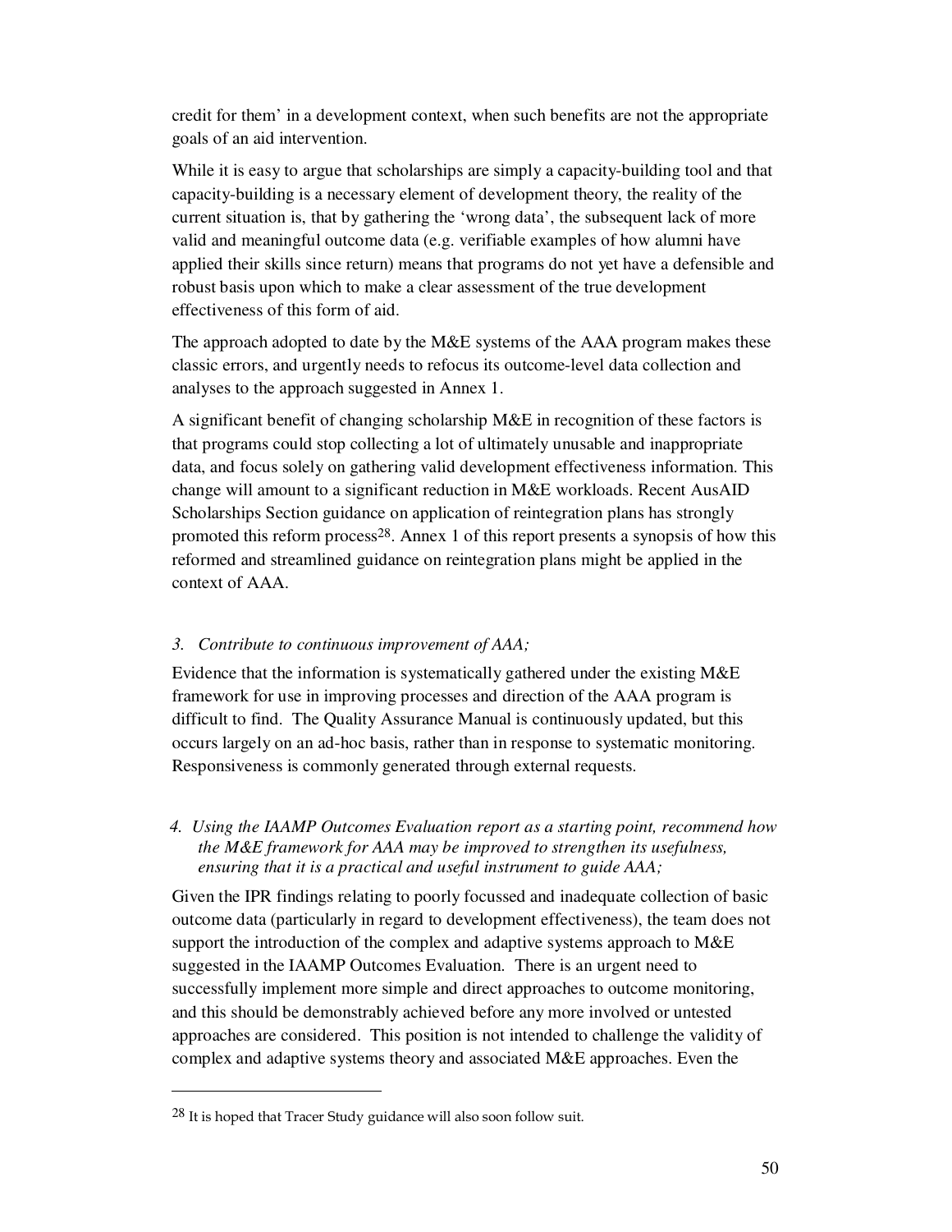credit for them' in a development context, when such benefits are not the appropriate goals of an aid intervention.

While it is easy to argue that scholarships are simply a capacity-building tool and that capacity-building is a necessary element of development theory, the reality of the current situation is, that by gathering the 'wrong data', the subsequent lack of more valid and meaningful outcome data (e.g. verifiable examples of how alumni have applied their skills since return) means that programs do not yet have a defensible and robust basis upon which to make a clear assessment of the true development effectiveness of this form of aid.

The approach adopted to date by the M&E systems of the AAA program makes these classic errors, and urgently needs to refocus its outcome-level data collection and analyses to the approach suggested in Annex 1.

A significant benefit of changing scholarship M&E in recognition of these factors is that programs could stop collecting a lot of ultimately unusable and inappropriate data, and focus solely on gathering valid development effectiveness information. This change will amount to a significant reduction in M&E workloads. Recent AusAID Scholarships Section guidance on application of reintegration plans has strongly promoted this reform process[28]. Annex 1 of this report presents a synopsis of how this reformed and streamlined guidance on reintegration plans might be applied in the context of AAA.

3. *Contribute to continuous improvement of AAA;*

Evidence that the information is systematically gathered under the existing M&E framework for use in improving processes and direction of the AAA program is difficult to find. The Quality Assurance Manual is continuously updated, but this occurs largely on an ad-hoc basis, rather than in response to systematic monitoring. Responsiveness is commonly generated through external requests.

4. *Using the IAAMP Outcomes Evaluation report as a starting point, recommend how the M&E framework for AAA may be improved to strengthen its usefulness, ensuring that it is a practical and useful instrument to guide AAA;*

Given the IPR findings relating to poorly focussed and inadequate collection of basic outcome data (particularly in regard to development effectiveness), the team does not support the introduction of the complex and adaptive systems approach to M&E suggested in the IAAMP Outcomes Evaluation. There is an urgent need to successfully implement more simple and direct approaches to outcome monitoring, and this should be demonstrably achieved before any more involved or untested approaches are considered. This position is not intended to challenge the validity of complex and adaptive systems theory and associated M&E approaches. Even the

---

[28] It is hoped that Tracer Study guidance will also soon follow suit.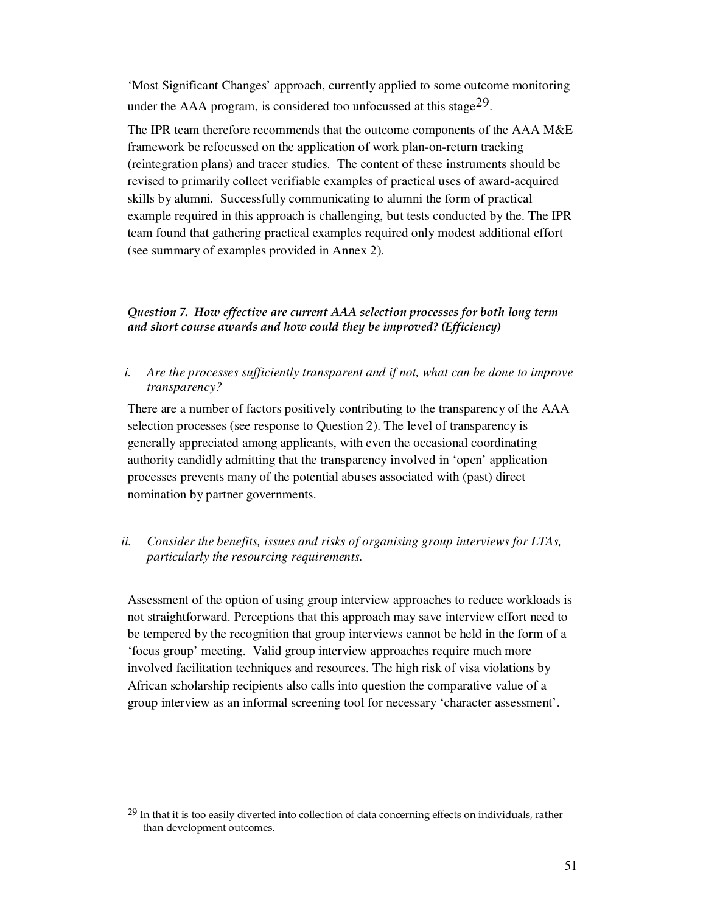'Most Significant Changes' approach, currently applied to some outcome monitoring under the AAA program, is considered too unfocussed at this stage[29].

The IPR team therefore recommends that the outcome components of the AAA M&E framework be refocussed on the application of work plan-on-return tracking (reintegration plans) and tracer studies. The content of these instruments should be revised to primarily collect verifiable examples of practical uses of award-acquired skills by alumni. Successfully communicating to alumni the form of practical example required in this approach is challenging, but tests conducted by the. The IPR team found that gathering practical examples required only modest additional effort (see summary of examples provided in Annex 2).

***Question 7. How effective are current AAA selection processes for both long term and short course awards and how could they be improved? (Efficiency)***

*i. Are the processes sufficiently transparent and if not, what can be done to improve transparency?*

There are a number of factors positively contributing to the transparency of the AAA selection processes (see response to Question 2). The level of transparency is generally appreciated among applicants, with even the occasional coordinating authority candidly admitting that the transparency involved in 'open' application processes prevents many of the potential abuses associated with (past) direct nomination by partner governments.

*ii. Consider the benefits, issues and risks of organising group interviews for LTAs, particularly the resourcing requirements.*

Assessment of the option of using group interview approaches to reduce workloads is not straightforward. Perceptions that this approach may save interview effort need to be tempered by the recognition that group interviews cannot be held in the form of a 'focus group' meeting. Valid group interview approaches require much more involved facilitation techniques and resources. The high risk of visa violations by African scholarship recipients also calls into question the comparative value of a group interview as an informal screening tool for necessary 'character assessment'.

---

[29] In that it is too easily diverted into collection of data concerning effects on individuals, rather than development outcomes.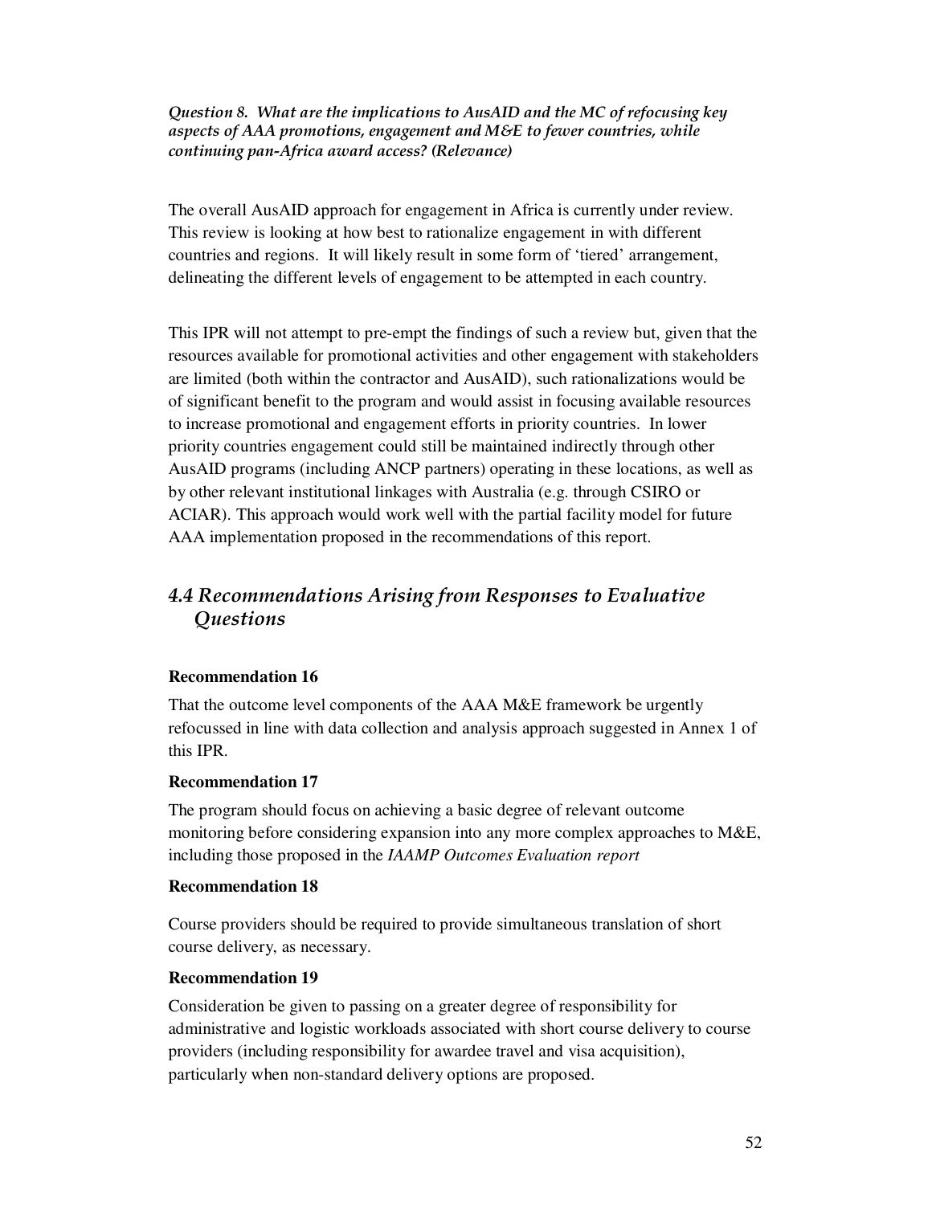*Question 8. What are the implications to AusAID and the MC of refocusing key aspects of AAA promotions, engagement and M&E to fewer countries, while continuing pan-Africa award access? (Relevance)*

The overall AusAID approach for engagement in Africa is currently under review. This review is looking at how best to rationalize engagement in with different countries and regions. It will likely result in some form of 'tiered' arrangement, delineating the different levels of engagement to be attempted in each country.

This IPR will not attempt to pre-empt the findings of such a review but, given that the resources available for promotional activities and other engagement with stakeholders are limited (both within the contractor and AusAID), such rationalizations would be of significant benefit to the program and would assist in focusing available resources to increase promotional and engagement efforts in priority countries. In lower priority countries engagement could still be maintained indirectly through other AusAID programs (including ANCP partners) operating in these locations, as well as by other relevant institutional linkages with Australia (e.g. through CSIRO or ACIAR). This approach would work well with the partial facility model for future AAA implementation proposed in the recommendations of this report.

## *4.4 Recommendations Arising from Responses to Evaluative Questions*

**Recommendation 16**

That the outcome level components of the AAA M&E framework be urgently refocussed in line with data collection and analysis approach suggested in Annex 1 of this IPR.

**Recommendation 17**

The program should focus on achieving a basic degree of relevant outcome monitoring before considering expansion into any more complex approaches to M&E, including those proposed in the *IAAMP Outcomes Evaluation report*

**Recommendation 18**

Course providers should be required to provide simultaneous translation of short course delivery, as necessary.

**Recommendation 19**

Consideration be given to passing on a greater degree of responsibility for administrative and logistic workloads associated with short course delivery to course providers (including responsibility for awardee travel and visa acquisition), particularly when non-standard delivery options are proposed.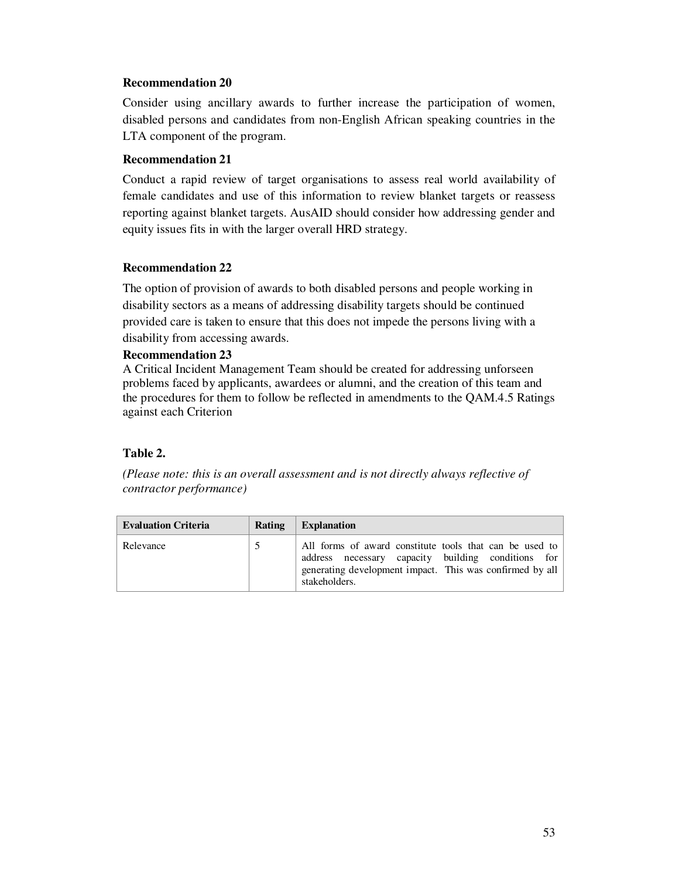**Recommendation 20**

Consider using ancillary awards to further increase the participation of women, disabled persons and candidates from non-English African speaking countries in the LTA component of the program.

**Recommendation 21**

Conduct a rapid review of target organisations to assess real world availability of female candidates and use of this information to review blanket targets or reassess reporting against blanket targets. AusAID should consider how addressing gender and equity issues fits in with the larger overall HRD strategy.

**Recommendation 22**

The option of provision of awards to both disabled persons and people working in disability sectors as a means of addressing disability targets should be continued provided care is taken to ensure that this does not impede the persons living with a disability from accessing awards.

**Recommendation 23**

A Critical Incident Management Team should be created for addressing unforseen problems faced by applicants, awardees or alumni, and the creation of this team and the procedures for them to follow be reflected in amendments to the QAM.4.5 Ratings against each Criterion

**Table 2.**

*(Please note: this is an overall assessment and is not directly always reflective of contractor performance)*

| Evaluation Criteria | Rating | Explanation |
|---|---|---|
| Relevance | 5 | All forms of award constitute tools that can be used to address necessary capacity building conditions for generating development impact. This was confirmed by all stakeholders. |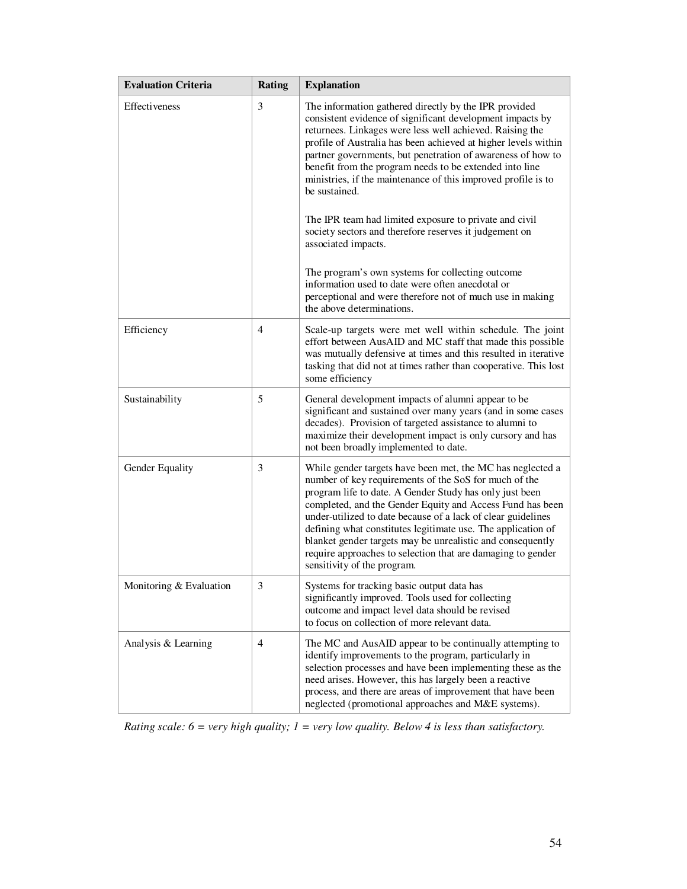| Evaluation Criteria | Rating | Explanation |
|---|---|---|
| Effectiveness | 3 | The information gathered directly by the IPR provided consistent evidence of significant development impacts by returnees. Linkages were less well achieved. Raising the profile of Australia has been achieved at higher levels within partner governments, but penetration of awareness of how to benefit from the program needs to be extended into line ministries, if the maintenance of this improved profile is to be sustained.<br><br>The IPR team had limited exposure to private and civil society sectors and therefore reserves it judgement on associated impacts.<br><br>The program's own systems for collecting outcome information used to date were often anecdotal or perceptional and were therefore not of much use in making the above determinations. |
| Efficiency | 4 | Scale-up targets were met well within schedule. The joint effort between AusAID and MC staff that made this possible was mutually defensive at times and this resulted in iterative tasking that did not at times rather than cooperative. This lost some efficiency |
| Sustainability | 5 | General development impacts of alumni appear to be significant and sustained over many years (and in some cases decades). Provision of targeted assistance to alumni to maximize their development impact is only cursory and has not been broadly implemented to date. |
| Gender Equality | 3 | While gender targets have been met, the MC has neglected a number of key requirements of the SoS for much of the program life to date. A Gender Study has only just been completed, and the Gender Equity and Access Fund has been under-utilized to date because of a lack of clear guidelines defining what constitutes legitimate use. The application of blanket gender targets may be unrealistic and consequently require approaches to selection that are damaging to gender sensitivity of the program. |
| Monitoring & Evaluation | 3 | Systems for tracking basic output data has significantly improved. Tools used for collecting outcome and impact level data should be revised to focus on collection of more relevant data. |
| Analysis & Learning | 4 | The MC and AusAID appear to be continually attempting to identify improvements to the program, particularly in selection processes and have been implementing these as the need arises. However, this has largely been a reactive process, and there are areas of improvement that have been neglected (promotional approaches and M&E systems). |

*Rating scale: 6 = very high quality; 1 = very low quality. Below 4 is less than satisfactory.*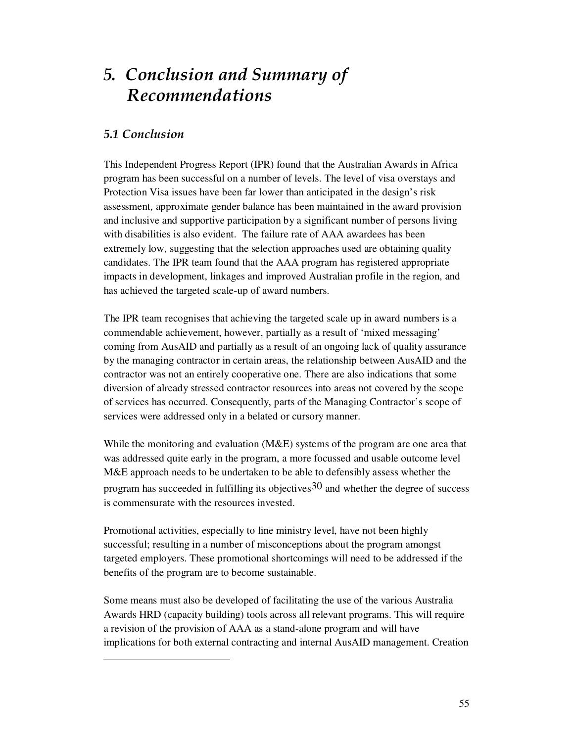# 5. Conclusion and Summary of Recommendations

## 5.1 Conclusion

This Independent Progress Report (IPR) found that the Australian Awards in Africa program has been successful on a number of levels. The level of visa overstays and Protection Visa issues have been far lower than anticipated in the design's risk assessment, approximate gender balance has been maintained in the award provision and inclusive and supportive participation by a significant number of persons living with disabilities is also evident. The failure rate of AAA awardees has been extremely low, suggesting that the selection approaches used are obtaining quality candidates. The IPR team found that the AAA program has registered appropriate impacts in development, linkages and improved Australian profile in the region, and has achieved the targeted scale-up of award numbers.

The IPR team recognises that achieving the targeted scale up in award numbers is a commendable achievement, however, partially as a result of 'mixed messaging' coming from AusAID and partially as a result of an ongoing lack of quality assurance by the managing contractor in certain areas, the relationship between AusAID and the contractor was not an entirely cooperative one. There are also indications that some diversion of already stressed contractor resources into areas not covered by the scope of services has occurred. Consequently, parts of the Managing Contractor's scope of services were addressed only in a belated or cursory manner.

While the monitoring and evaluation (M&E) systems of the program are one area that was addressed quite early in the program, a more focussed and usable outcome level M&E approach needs to be undertaken to be able to defensibly assess whether the program has succeeded in fulfilling its objectives[30] and whether the degree of success is commensurate with the resources invested.

Promotional activities, especially to line ministry level, have not been highly successful; resulting in a number of misconceptions about the program amongst targeted employers. These promotional shortcomings will need to be addressed if the benefits of the program are to become sustainable.

Some means must also be developed of facilitating the use of the various Australia Awards HRD (capacity building) tools across all relevant programs. This will require a revision of the provision of AAA as a stand-alone program and will have implications for both external contracting and internal AusAID management. Creation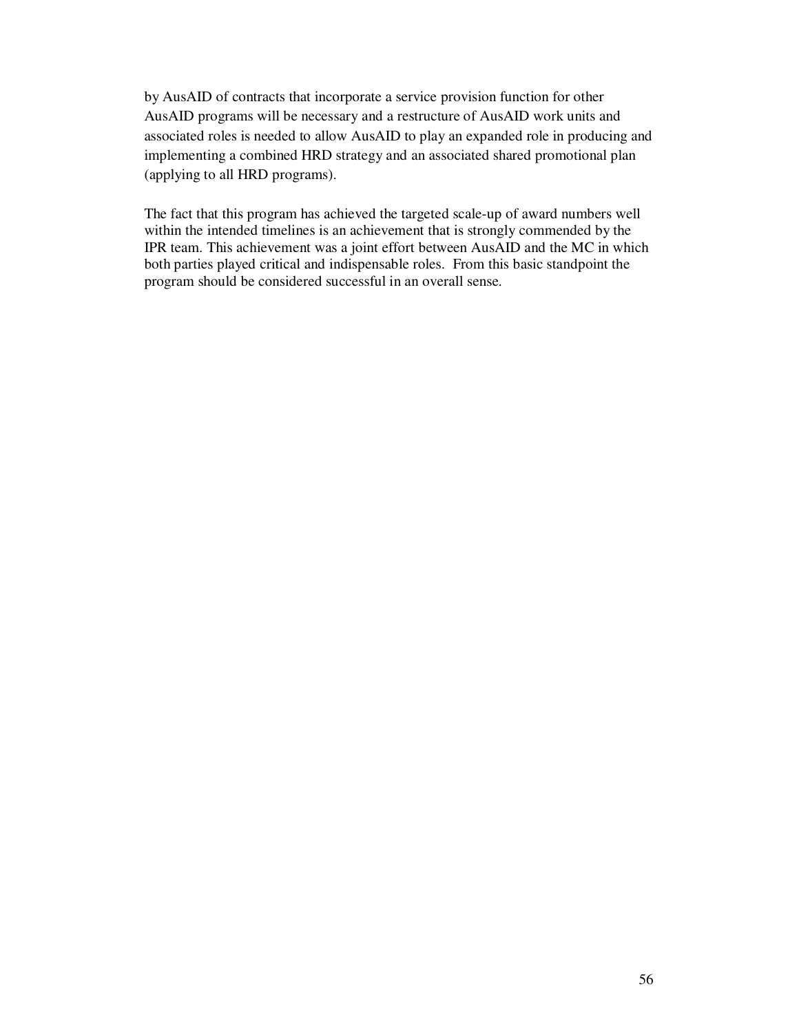by AusAID of contracts that incorporate a service provision function for other AusAID programs will be necessary and a restructure of AusAID work units and associated roles is needed to allow AusAID to play an expanded role in producing and implementing a combined HRD strategy and an associated shared promotional plan (applying to all HRD programs).

The fact that this program has achieved the targeted scale-up of award numbers well within the intended timelines is an achievement that is strongly commended by the IPR team. This achievement was a joint effort between AusAID and the MC in which both parties played critical and indispensable roles. From this basic standpoint the program should be considered successful in an overall sense.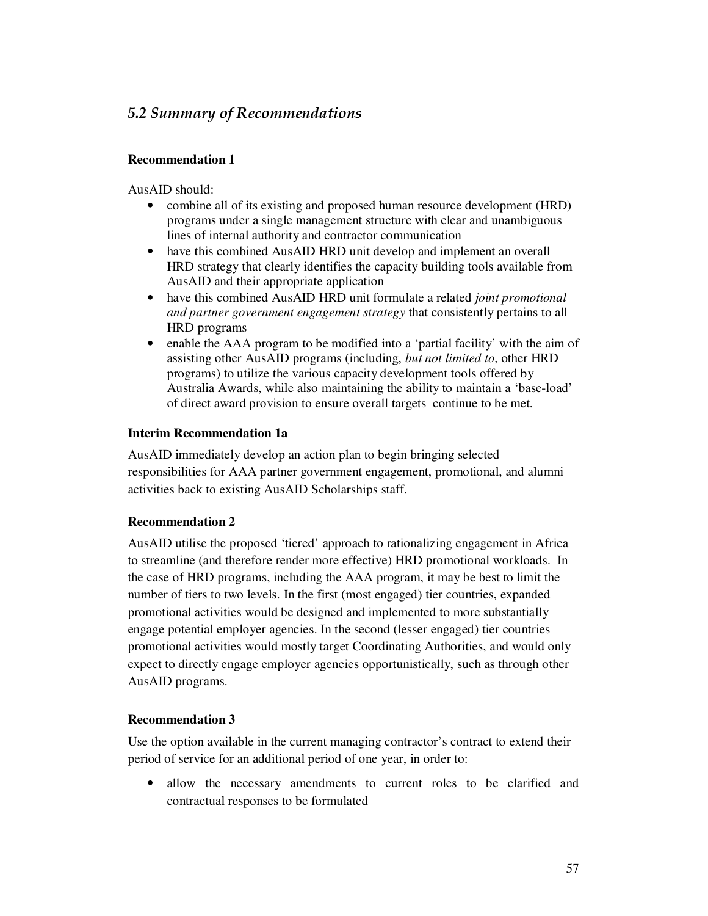## *5.2 Summary of Recommendations*

**Recommendation 1**

AusAID should:

- combine all of its existing and proposed human resource development (HRD) programs under a single management structure with clear and unambiguous lines of internal authority and contractor communication
- have this combined AusAID HRD unit develop and implement an overall HRD strategy that clearly identifies the capacity building tools available from AusAID and their appropriate application
- have this combined AusAID HRD unit formulate a related *joint promotional and partner government engagement strategy* that consistently pertains to all HRD programs
- enable the AAA program to be modified into a 'partial facility' with the aim of assisting other AusAID programs (including, *but not limited to*, other HRD programs) to utilize the various capacity development tools offered by Australia Awards, while also maintaining the ability to maintain a 'base-load' of direct award provision to ensure overall targets continue to be met.

**Interim Recommendation 1a**

AusAID immediately develop an action plan to begin bringing selected responsibilities for AAA partner government engagement, promotional, and alumni activities back to existing AusAID Scholarships staff.

**Recommendation 2**

AusAID utilise the proposed 'tiered' approach to rationalizing engagement in Africa to streamline (and therefore render more effective) HRD promotional workloads. In the case of HRD programs, including the AAA program, it may be best to limit the number of tiers to two levels. In the first (most engaged) tier countries, expanded promotional activities would be designed and implemented to more substantially engage potential employer agencies. In the second (lesser engaged) tier countries promotional activities would mostly target Coordinating Authorities, and would only expect to directly engage employer agencies opportunistically, such as through other AusAID programs.

**Recommendation 3**

Use the option available in the current managing contractor's contract to extend their period of service for an additional period of one year, in order to:

- allow the necessary amendments to current roles to be clarified and contractual responses to be formulated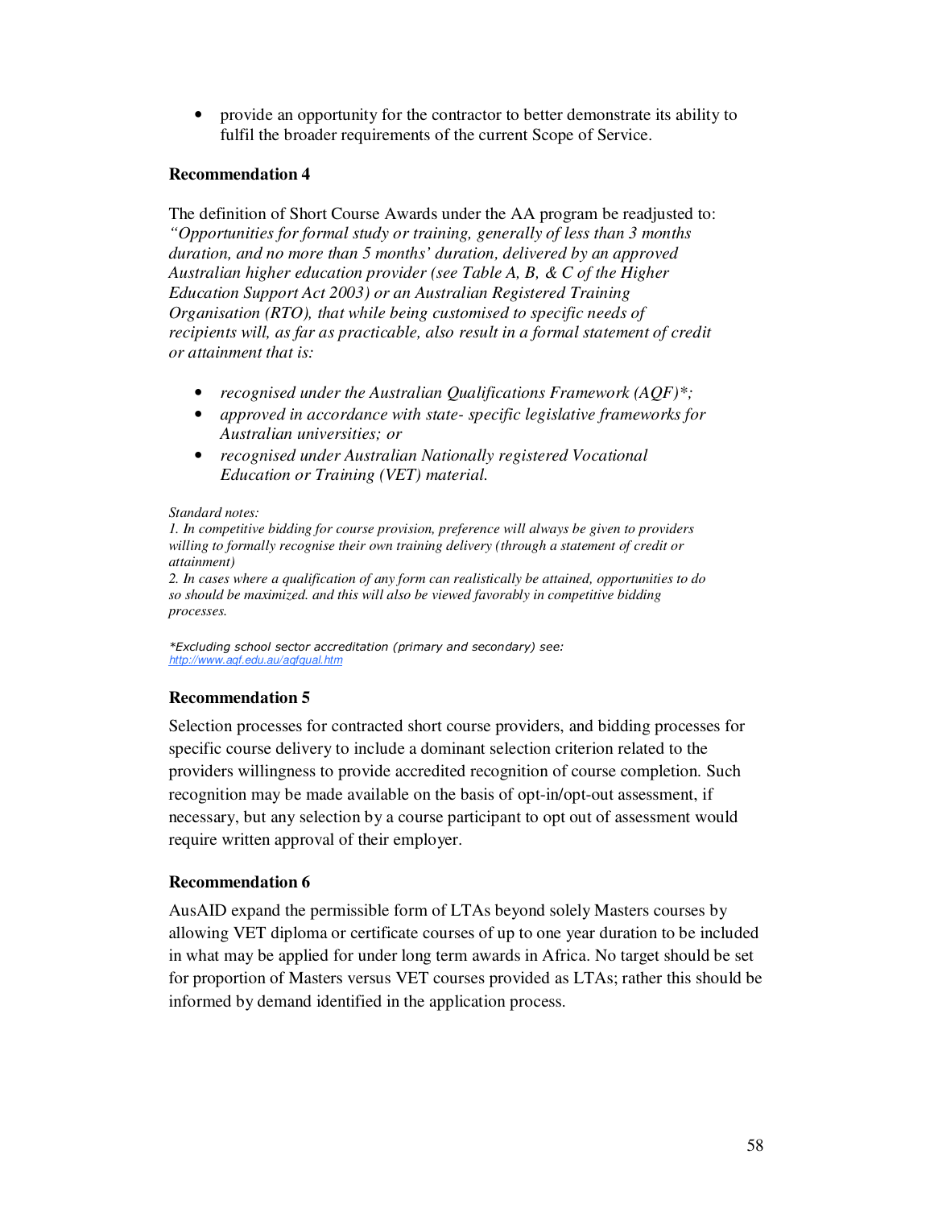- provide an opportunity for the contractor to better demonstrate its ability to fulfil the broader requirements of the current Scope of Service.

**Recommendation 4**

The definition of Short Course Awards under the AA program be readjusted to: *"Opportunities for formal study or training, generally of less than 3 months duration, and no more than 5 months' duration, delivered by an approved Australian higher education provider (see Table A, B, & C of the Higher Education Support Act 2003) or an Australian Registered Training Organisation (RTO), that while being customised to specific needs of recipients will, as far as practicable, also result in a formal statement of credit or attainment that is:*

- *recognised under the Australian Qualifications Framework (AQF)*;*
- *approved in accordance with state- specific legislative frameworks for Australian universities; or*
- *recognised under Australian Nationally registered Vocational Education or Training (VET) material.*

*Standard notes:*
*1. In competitive bidding for course provision, preference will always be given to providers willing to formally recognise their own training delivery (through a statement of credit or attainment)*
*2. In cases where a qualification of any form can realistically be attained, opportunities to do so should be maximized. and this will also be viewed favorably in competitive bidding processes.*

**Excluding school sector accreditation (primary and secondary) see:* http://www.aqf.edu.au/aqfqual.htm

**Recommendation 5**

Selection processes for contracted short course providers, and bidding processes for specific course delivery to include a dominant selection criterion related to the providers willingness to provide accredited recognition of course completion. Such recognition may be made available on the basis of opt-in/opt-out assessment, if necessary, but any selection by a course participant to opt out of assessment would require written approval of their employer.

**Recommendation 6**

AusAID expand the permissible form of LTAs beyond solely Masters courses by allowing VET diploma or certificate courses of up to one year duration to be included in what may be applied for under long term awards in Africa. No target should be set for proportion of Masters versus VET courses provided as LTAs; rather this should be informed by demand identified in the application process.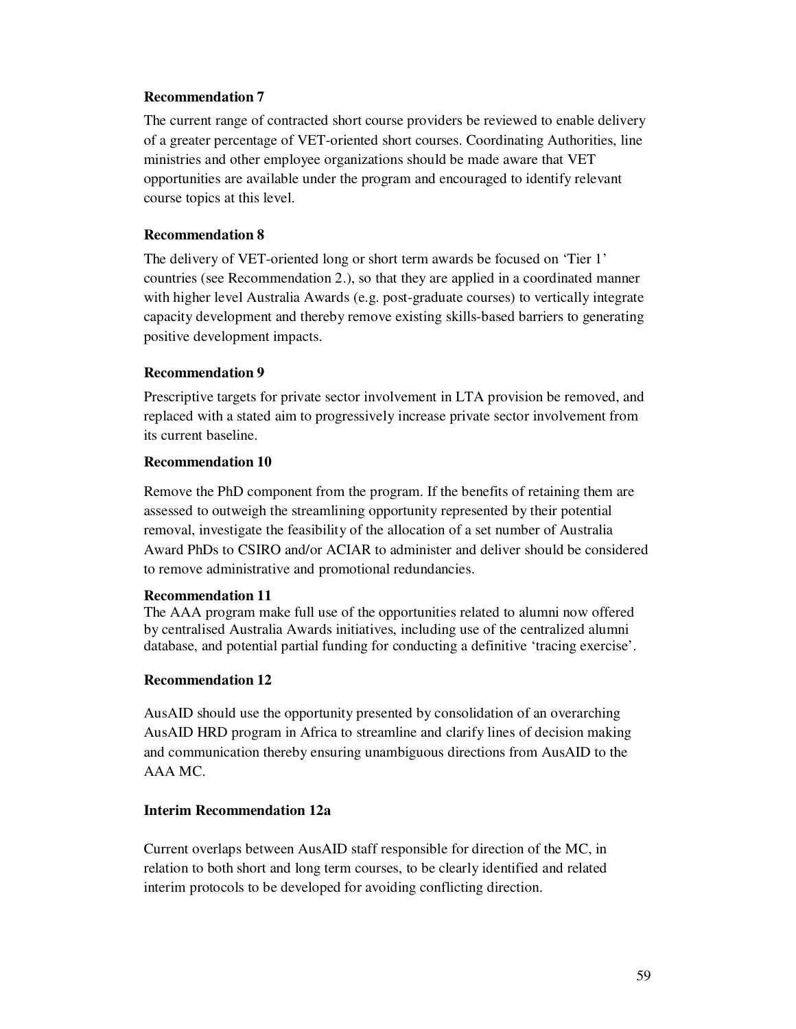**Recommendation 7**

The current range of contracted short course providers be reviewed to enable delivery of a greater percentage of VET-oriented short courses. Coordinating Authorities, line ministries and other employee organizations should be made aware that VET opportunities are available under the program and encouraged to identify relevant course topics at this level.

**Recommendation 8**

The delivery of VET-oriented long or short term awards be focused on 'Tier 1' countries (see Recommendation 2.), so that they are applied in a coordinated manner with higher level Australia Awards (e.g. post-graduate courses) to vertically integrate capacity development and thereby remove existing skills-based barriers to generating positive development impacts.

**Recommendation 9**

Prescriptive targets for private sector involvement in LTA provision be removed, and replaced with a stated aim to progressively increase private sector involvement from its current baseline.

**Recommendation 10**

Remove the PhD component from the program. If the benefits of retaining them are assessed to outweigh the streamlining opportunity represented by their potential removal, investigate the feasibility of the allocation of a set number of Australia Award PhDs to CSIRO and/or ACIAR to administer and deliver should be considered to remove administrative and promotional redundancies.

**Recommendation 11**

The AAA program make full use of the opportunities related to alumni now offered by centralised Australia Awards initiatives, including use of the centralized alumni database, and potential partial funding for conducting a definitive 'tracing exercise'.

**Recommendation 12**

AusAID should use the opportunity presented by consolidation of an overarching AusAID HRD program in Africa to streamline and clarify lines of decision making and communication thereby ensuring unambiguous directions from AusAID to the AAA MC.

**Interim Recommendation 12a**

Current overlaps between AusAID staff responsible for direction of the MC, in relation to both short and long term courses, to be clearly identified and related interim protocols to be developed for avoiding conflicting direction.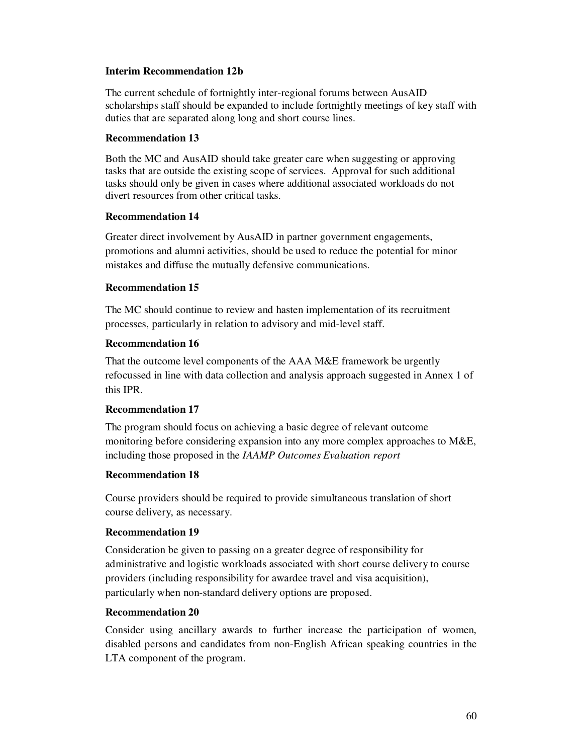**Interim Recommendation 12b**

The current schedule of fortnightly inter-regional forums between AusAID scholarships staff should be expanded to include fortnightly meetings of key staff with duties that are separated along long and short course lines.

**Recommendation 13**

Both the MC and AusAID should take greater care when suggesting or approving tasks that are outside the existing scope of services. Approval for such additional tasks should only be given in cases where additional associated workloads do not divert resources from other critical tasks.

**Recommendation 14**

Greater direct involvement by AusAID in partner government engagements, promotions and alumni activities, should be used to reduce the potential for minor mistakes and diffuse the mutually defensive communications.

**Recommendation 15**

The MC should continue to review and hasten implementation of its recruitment processes, particularly in relation to advisory and mid-level staff.

**Recommendation 16**

That the outcome level components of the AAA M&E framework be urgently refocussed in line with data collection and analysis approach suggested in Annex 1 of this IPR.

**Recommendation 17**

The program should focus on achieving a basic degree of relevant outcome monitoring before considering expansion into any more complex approaches to M&E, including those proposed in the *IAAMP Outcomes Evaluation report*

**Recommendation 18**

Course providers should be required to provide simultaneous translation of short course delivery, as necessary.

**Recommendation 19**

Consideration be given to passing on a greater degree of responsibility for administrative and logistic workloads associated with short course delivery to course providers (including responsibility for awardee travel and visa acquisition), particularly when non-standard delivery options are proposed.

**Recommendation 20**

Consider using ancillary awards to further increase the participation of women, disabled persons and candidates from non-English African speaking countries in the LTA component of the program.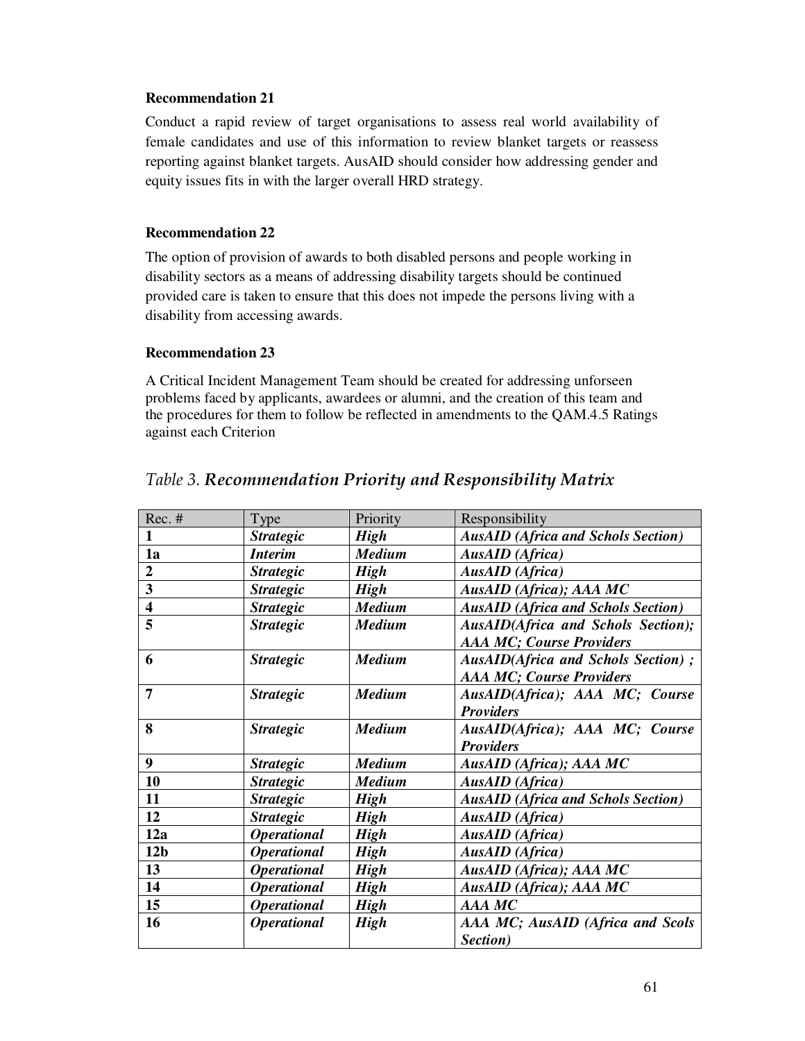**Recommendation 21**

Conduct a rapid review of target organisations to assess real world availability of female candidates and use of this information to review blanket targets or reassess reporting against blanket targets. AusAID should consider how addressing gender and equity issues fits in with the larger overall HRD strategy.

**Recommendation 22**

The option of provision of awards to both disabled persons and people working in disability sectors as a means of addressing disability targets should be continued provided care is taken to ensure that this does not impede the persons living with a disability from accessing awards.

**Recommendation 23**

A Critical Incident Management Team should be created for addressing unforseen problems faced by applicants, awardees or alumni, and the creation of this team and the procedures for them to follow be reflected in amendments to the QAM.4.5 Ratings against each Criterion

*Table 3.* ***Recommendation Priority and Responsibility Matrix***

| Rec. # | Type | Priority | Responsibility |
|---|---|---|---|
| **1** | ***Strategic*** | ***High*** | ***AusAID (Africa and Schols Section)*** |
| **1a** | ***Interim*** | ***Medium*** | ***AusAID (Africa)*** |
| **2** | ***Strategic*** | ***High*** | ***AusAID (Africa)*** |
| **3** | ***Strategic*** | ***High*** | ***AusAID (Africa); AAA MC*** |
| **4** | ***Strategic*** | ***Medium*** | ***AusAID (Africa and Schols Section)*** |
| **5** | ***Strategic*** | ***Medium*** | ***AusAID(Africa and Schols Section); AAA MC; Course Providers*** |
| **6** | ***Strategic*** | ***Medium*** | ***AusAID(Africa and Schols Section) ; AAA MC; Course Providers*** |
| **7** | ***Strategic*** | ***Medium*** | ***AusAID(Africa); AAA MC; Course Providers*** |
| **8** | ***Strategic*** | ***Medium*** | ***AusAID(Africa); AAA MC; Course Providers*** |
| **9** | ***Strategic*** | ***Medium*** | ***AusAID (Africa); AAA MC*** |
| **10** | ***Strategic*** | ***Medium*** | ***AusAID (Africa)*** |
| **11** | ***Strategic*** | ***High*** | ***AusAID (Africa and Schols Section)*** |
| **12** | ***Strategic*** | ***High*** | ***AusAID (Africa)*** |
| **12a** | ***Operational*** | ***High*** | ***AusAID (Africa)*** |
| **12b** | ***Operational*** | ***High*** | ***AusAID (Africa)*** |
| **13** | ***Operational*** | ***High*** | ***AusAID (Africa); AAA MC*** |
| **14** | ***Operational*** | ***High*** | ***AusAID (Africa); AAA MC*** |
| **15** | ***Operational*** | ***High*** | ***AAA MC*** |
| **16** | ***Operational*** | ***High*** | ***AAA MC; AusAID (Africa and Scols Section)*** |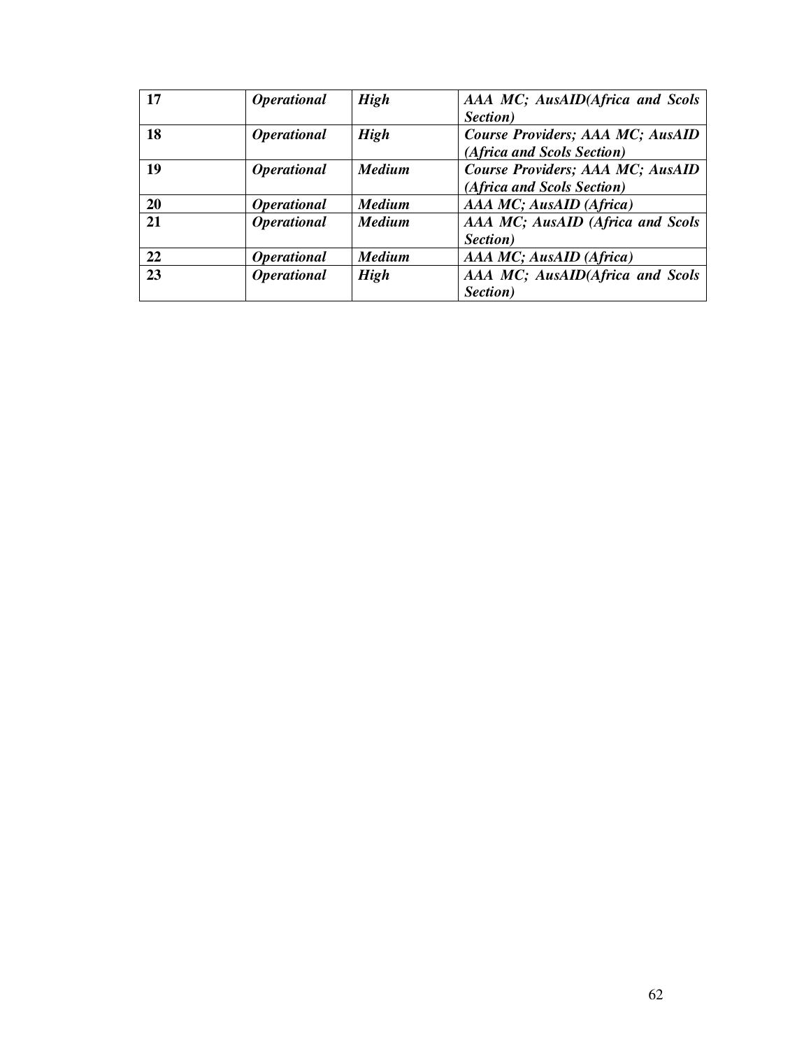| 17 | *Operational* | *High* | *AAA MC; AusAID(Africa and Scols Section)* |
|---|---|---|---|
| 18 | *Operational* | *High* | *Course Providers; AAA MC; AusAID (Africa and Scols Section)* |
| 19 | *Operational* | *Medium* | *Course Providers; AAA MC; AusAID (Africa and Scols Section)* |
| 20 | *Operational* | *Medium* | *AAA MC; AusAID (Africa)* |
| 21 | *Operational* | *Medium* | *AAA MC; AusAID (Africa and Scols Section)* |
| 22 | *Operational* | *Medium* | *AAA MC; AusAID (Africa)* |
| 23 | *Operational* | *High* | *AAA MC; AusAID(Africa and Scols Section)* |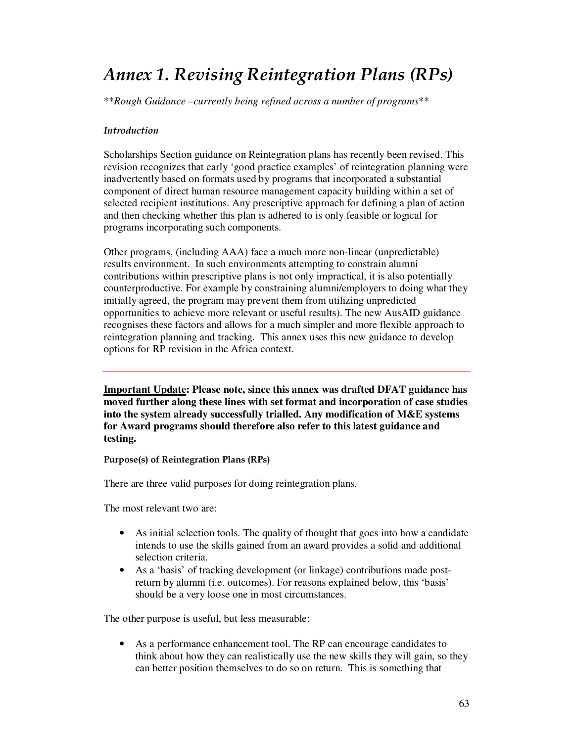# *Annex 1. Revising Reintegration Plans (RPs)*

***Rough Guidance –currently being refined across a number of programs***

*Introduction*

Scholarships Section guidance on Reintegration plans has recently been revised. This revision recognizes that early 'good practice examples' of reintegration planning were inadvertently based on formats used by programs that incorporated a substantial component of direct human resource management capacity building within a set of selected recipient institutions. Any prescriptive approach for defining a plan of action and then checking whether this plan is adhered to is only feasible or logical for programs incorporating such components.

Other programs, (including AAA) face a much more non-linear (unpredictable) results environment. In such environments attempting to constrain alumni contributions within prescriptive plans is not only impractical, it is also potentially counterproductive. For example by constraining alumni/employers to doing what they initially agreed, the program may prevent them from utilizing unpredicted opportunities to achieve more relevant or useful results). The new AusAID guidance recognises these factors and allows for a much simpler and more flexible approach to reintegration planning and tracking. This annex uses this new guidance to develop options for RP revision in the Africa context.

---

**<u>Important Update</u>: Please note, since this annex was drafted DFAT guidance has moved further along these lines with set format and incorporation of case studies into the system already successfully trialled. Any modification of M&E systems for Award programs should therefore also refer to this latest guidance and testing.**

**Purpose(s) of Reintegration Plans (RPs)**

There are three valid purposes for doing reintegration plans.

The most relevant two are:

- As initial selection tools. The quality of thought that goes into how a candidate intends to use the skills gained from an award provides a solid and additional selection criteria.
- As a 'basis' of tracking development (or linkage) contributions made post-return by alumni (i.e. outcomes). For reasons explained below, this 'basis' should be a very loose one in most circumstances.

The other purpose is useful, but less measurable:

- As a performance enhancement tool. The RP can encourage candidates to think about how they can realistically use the new skills they will gain, so they can better position themselves to do so on return. This is something that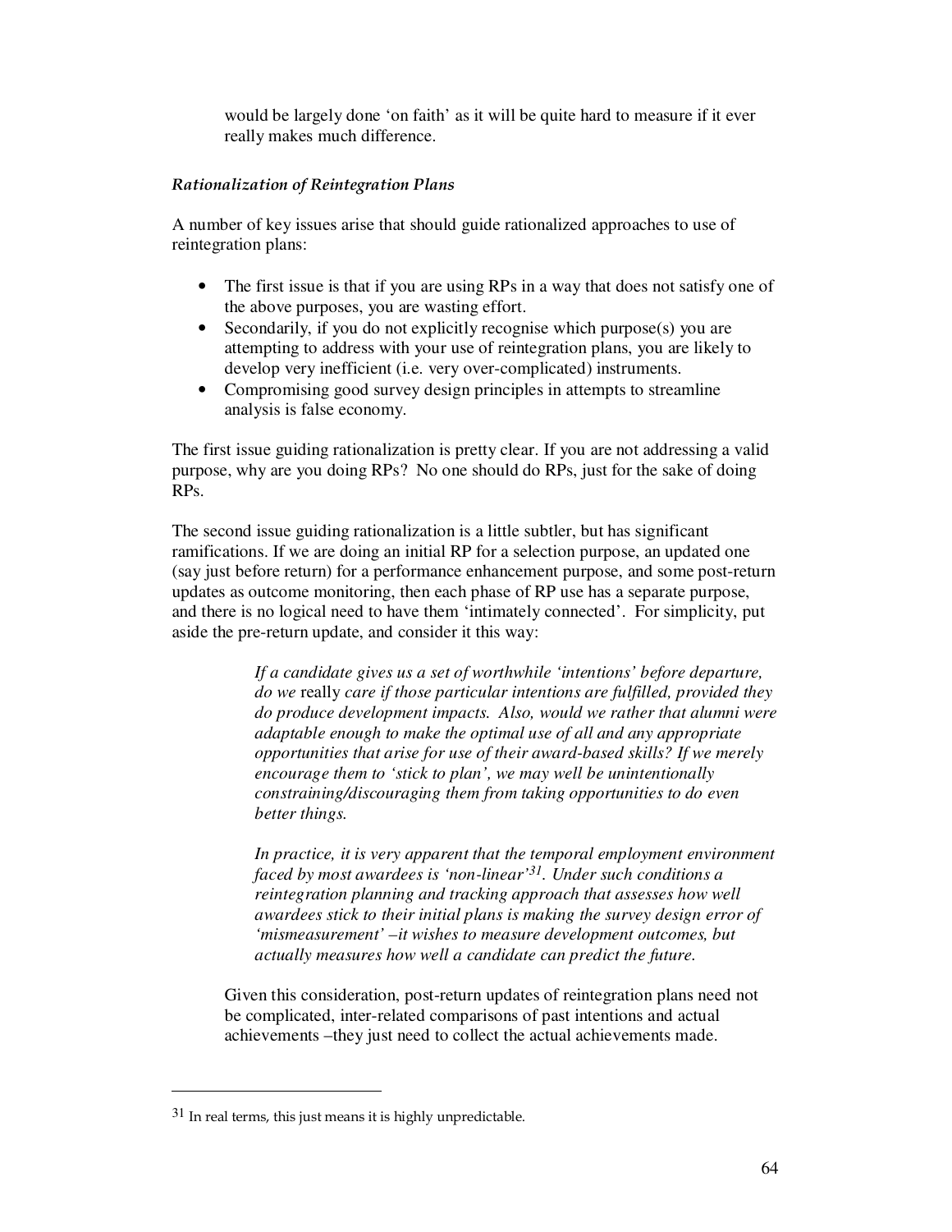would be largely done 'on faith' as it will be quite hard to measure if it ever really makes much difference.

### *Rationalization of Reintegration Plans*

A number of key issues arise that should guide rationalized approaches to use of reintegration plans:

- The first issue is that if you are using RPs in a way that does not satisfy one of the above purposes, you are wasting effort.
- Secondarily, if you do not explicitly recognise which purpose(s) you are attempting to address with your use of reintegration plans, you are likely to develop very inefficient (i.e. very over-complicated) instruments.
- Compromising good survey design principles in attempts to streamline analysis is false economy.

The first issue guiding rationalization is pretty clear. If you are not addressing a valid purpose, why are you doing RPs? No one should do RPs, just for the sake of doing RPs.

The second issue guiding rationalization is a little subtler, but has significant ramifications. If we are doing an initial RP for a selection purpose, an updated one (say just before return) for a performance enhancement purpose, and some post-return updates as outcome monitoring, then each phase of RP use has a separate purpose, and there is no logical need to have them 'intimately connected'. For simplicity, put aside the pre-return update, and consider it this way:

> *If a candidate gives us a set of worthwhile 'intentions' before departure, do we* really *care if those particular intentions are fulfilled, provided they do produce development impacts. Also, would we rather that alumni were adaptable enough to make the optimal use of all and any appropriate opportunities that arise for use of their award-based skills? If we merely encourage them to 'stick to plan', we may well be unintentionally constraining/discouraging them from taking opportunities to do even better things.*
>
> *In practice, it is very apparent that the temporal employment environment faced by most awardees is 'non-linear'*[31]*. Under such conditions a reintegration planning and tracking approach that assesses how well awardees stick to their initial plans is making the survey design error of 'mismeasurement' –it wishes to measure development outcomes, but actually measures how well a candidate can predict the future.*

Given this consideration, post-return updates of reintegration plans need not be complicated, inter-related comparisons of past intentions and actual achievements –they just need to collect the actual achievements made.

---

[31] In real terms, this just means it is highly unpredictable.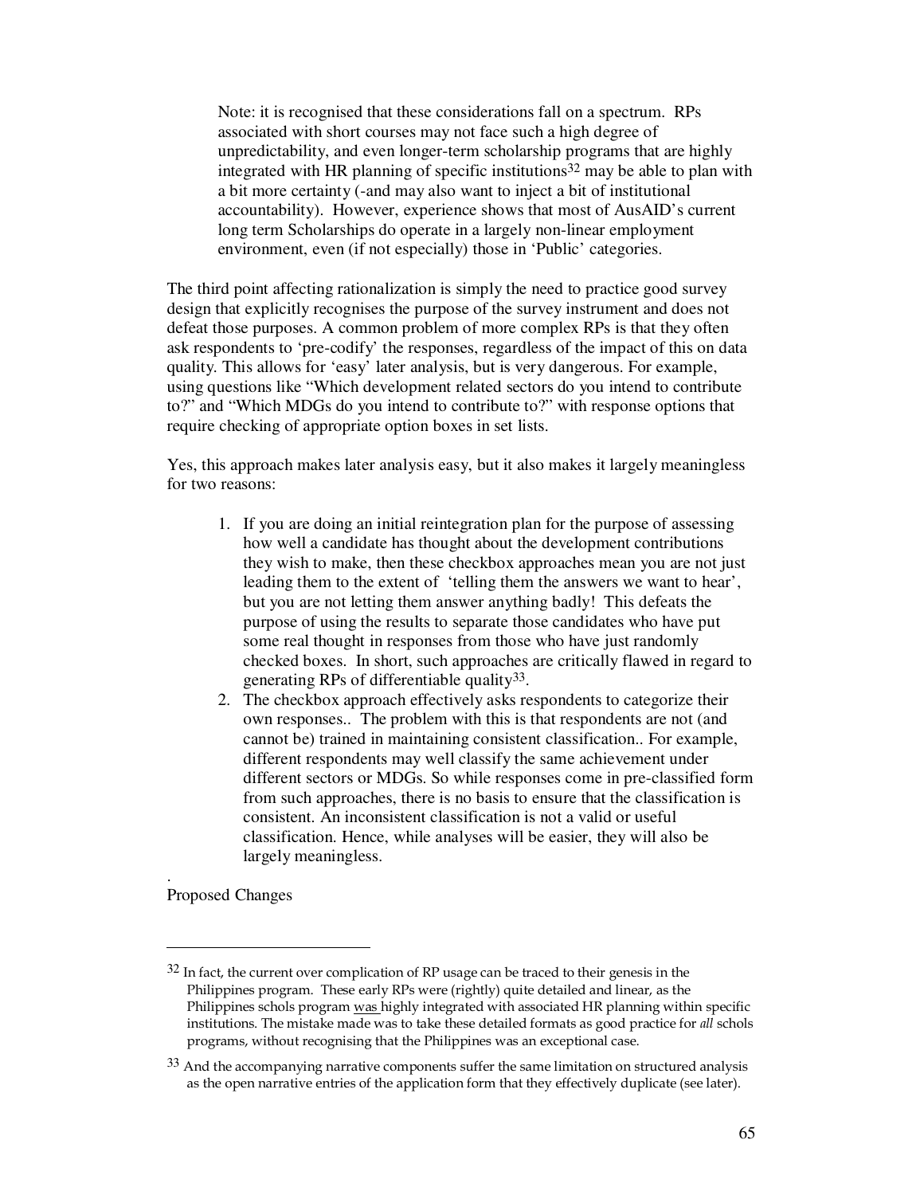> Note: it is recognised that these considerations fall on a spectrum. RPs associated with short courses may not face such a high degree of unpredictability, and even longer-term scholarship programs that are highly integrated with HR planning of specific institutions[32] may be able to plan with a bit more certainty (-and may also want to inject a bit of institutional accountability). However, experience shows that most of AusAID's current long term Scholarships do operate in a largely non-linear employment environment, even (if not especially) those in 'Public' categories.

The third point affecting rationalization is simply the need to practice good survey design that explicitly recognises the purpose of the survey instrument and does not defeat those purposes. A common problem of more complex RPs is that they often ask respondents to 'pre-codify' the responses, regardless of the impact of this on data quality. This allows for 'easy' later analysis, but is very dangerous. For example, using questions like "Which development related sectors do you intend to contribute to?" and "Which MDGs do you intend to contribute to?" with response options that require checking of appropriate option boxes in set lists.

Yes, this approach makes later analysis easy, but it also makes it largely meaningless for two reasons:

1. If you are doing an initial reintegration plan for the purpose of assessing how well a candidate has thought about the development contributions they wish to make, then these checkbox approaches mean you are not just leading them to the extent of 'telling them the answers we want to hear', but you are not letting them answer anything badly! This defeats the purpose of using the results to separate those candidates who have put some real thought in responses from those who have just randomly checked boxes. In short, such approaches are critically flawed in regard to generating RPs of differentiable quality[33].
2. The checkbox approach effectively asks respondents to categorize their own responses.. The problem with this is that respondents are not (and cannot be) trained in maintaining consistent classification.. For example, different respondents may well classify the same achievement under different sectors or MDGs. So while responses come in pre-classified form from such approaches, there is no basis to ensure that the classification is consistent. An inconsistent classification is not a valid or useful classification. Hence, while analyses will be easier, they will also be largely meaningless.

.

Proposed Changes

---

[32] In fact, the current over complication of RP usage can be traced to their genesis in the Philippines program. These early RPs were (rightly) quite detailed and linear, as the Philippines schols program was highly integrated with associated HR planning within specific institutions. The mistake made was to take these detailed formats as good practice for *all* schols programs, without recognising that the Philippines was an exceptional case.

[33] And the accompanying narrative components suffer the same limitation on structured analysis as the open narrative entries of the application form that they effectively duplicate (see later).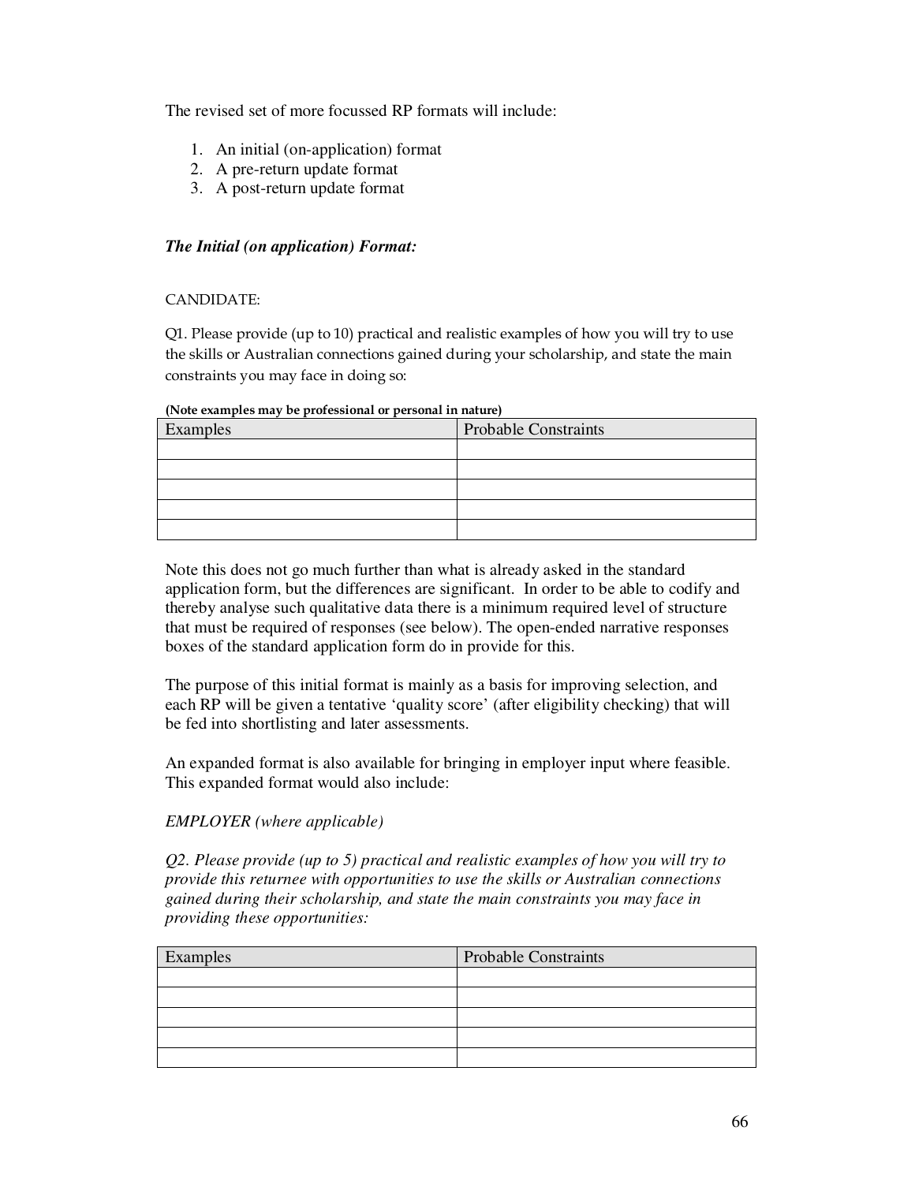The revised set of more focussed RP formats will include:

1. An initial (on-application) format
2. A pre-return update format
3. A post-return update format

***The Initial (on application) Format:***

CANDIDATE:

Q1. Please provide (up to 10) practical and realistic examples of how you will try to use the skills or Australian connections gained during your scholarship, and state the main constraints you may face in doing so:

**(Note examples may be professional or personal in nature)**

| Examples | Probable Constraints |
|---|---|
| | |
| | |
| | |
| | |
| | |

Note this does not go much further than what is already asked in the standard application form, but the differences are significant. In order to be able to codify and thereby analyse such qualitative data there is a minimum required level of structure that must be required of responses (see below). The open-ended narrative responses boxes of the standard application form do in provide for this.

The purpose of this initial format is mainly as a basis for improving selection, and each RP will be given a tentative 'quality score' (after eligibility checking) that will be fed into shortlisting and later assessments.

An expanded format is also available for bringing in employer input where feasible. This expanded format would also include:

*EMPLOYER (where applicable)*

*Q2. Please provide (up to 5) practical and realistic examples of how you will try to provide this returnee with opportunities to use the skills or Australian connections gained during their scholarship, and state the main constraints you may face in providing these opportunities:*

| Examples | Probable Constraints |
|---|---|
| | |
| | |
| | |
| | |
| | |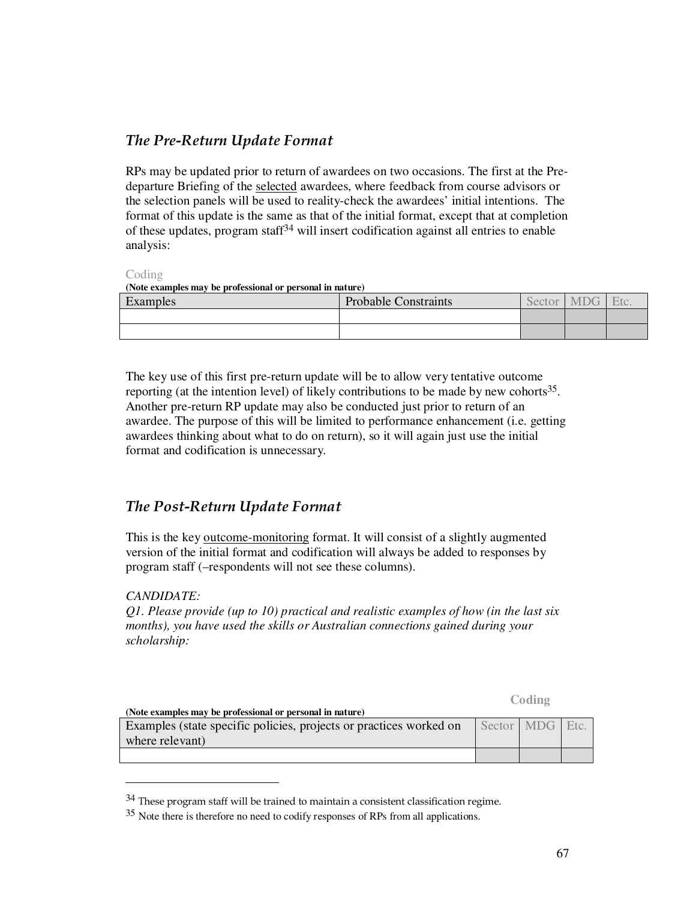### *The Pre-Return Update Format*

RPs may be updated prior to return of awardees on two occasions. The first at the Pre-departure Briefing of the selected awardees, where feedback from course advisors or the selection panels will be used to reality-check the awardees' initial intentions. The format of this update is the same as that of the initial format, except that at completion of these updates, program staff[34] will insert codification against all entries to enable analysis:

Coding

**(Note examples may be professional or personal in nature)**

| Examples | Probable Constraints | Sector | MDG | Etc. |
|---|---|---|---|---|
| | | | | |
| | | | | |

The key use of this first pre-return update will be to allow very tentative outcome reporting (at the intention level) of likely contributions to be made by new cohorts[35]. Another pre-return RP update may also be conducted just prior to return of an awardee. The purpose of this will be limited to performance enhancement (i.e. getting awardees thinking about what to do on return), so it will again just use the initial format and codification is unnecessary.

### *The Post-Return Update Format*

This is the key outcome-monitoring format. It will consist of a slightly augmented version of the initial format and codification will always be added to responses by program staff (–respondents will not see these columns).

*CANDIDATE:*

*Q1. Please provide (up to 10) practical and realistic examples of how (in the last six months), you have used the skills or Australian connections gained during your scholarship:*

**Coding**

**(Note examples may be professional or personal in nature)**

| Examples (state specific policies, projects or practices worked on where relevant) | Sector | MDG | Etc. |
|---|---|---|---|
| | | | |

---

[34] These program staff will be trained to maintain a consistent classification regime.

[35] Note there is therefore no need to codify responses of RPs from all applications.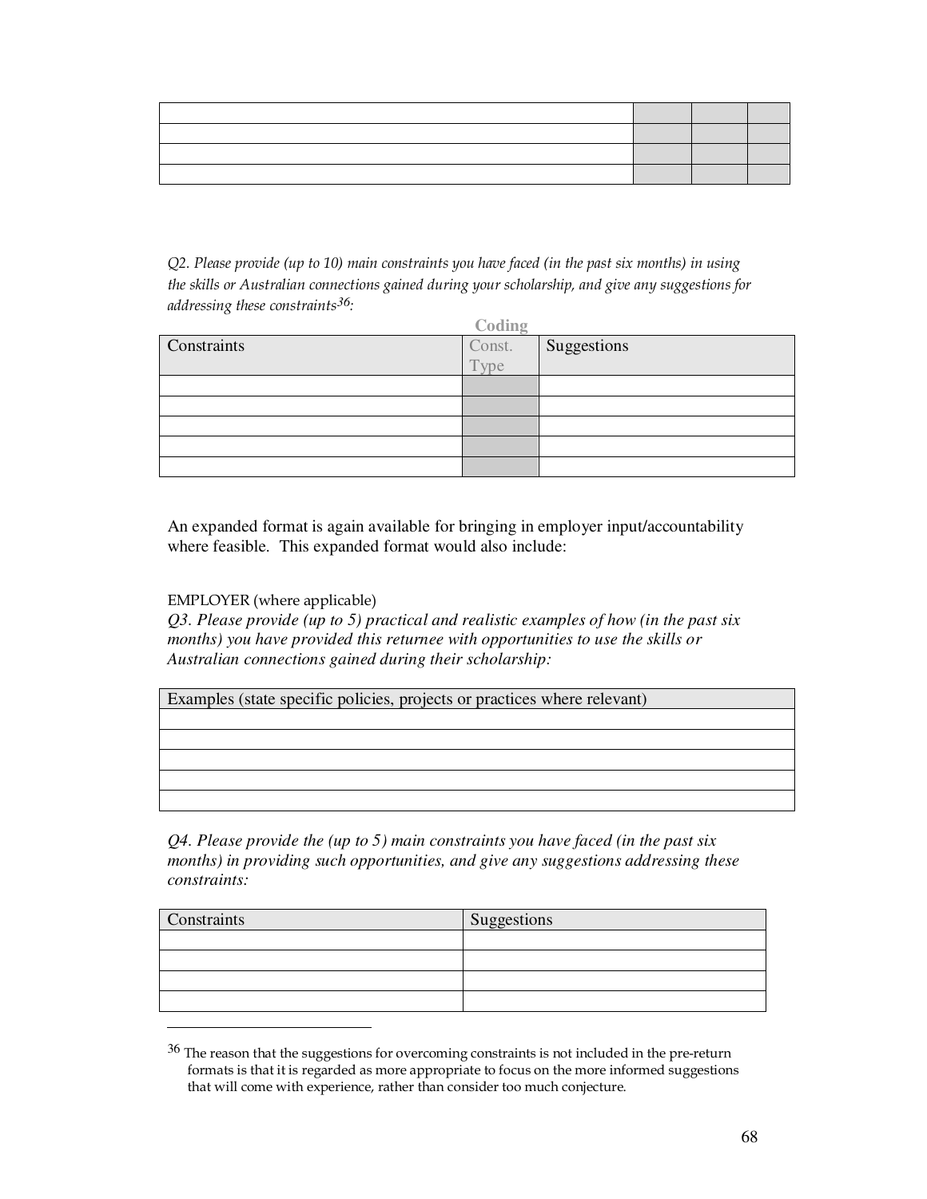| | | | |
|---|---|---|---|
| | | | |
| | | | |
| | | | |
| | | | |

*Q2. Please provide (up to 10) main constraints you have faced (in the past six months) in using the skills or Australian connections gained during your scholarship, and give any suggestions for addressing these constraints*[36]*:*

| Constraints | Coding<br>Const. Type | Suggestions |
|---|---|---|
| | | |
| | | |
| | | |
| | | |
| | | |

An expanded format is again available for bringing in employer input/accountability where feasible. This expanded format would also include:

EMPLOYER (where applicable)

*Q3. Please provide (up to 5) practical and realistic examples of how (in the past six months) you have provided this returnee with opportunities to use the skills or Australian connections gained during their scholarship:*

| Examples (state specific policies, projects or practices where relevant) |
|---|
| |
| |
| |
| |
| |

*Q4. Please provide the (up to 5) main constraints you have faced (in the past six months) in providing such opportunities, and give any suggestions addressing these constraints:*

| Constraints | Suggestions |
|---|---|
| | |
| | |
| | |
| | |

---

[36] The reason that the suggestions for overcoming constraints is not included in the pre-return formats is that it is regarded as more appropriate to focus on the more informed suggestions that will come with experience, rather than consider too much conjecture.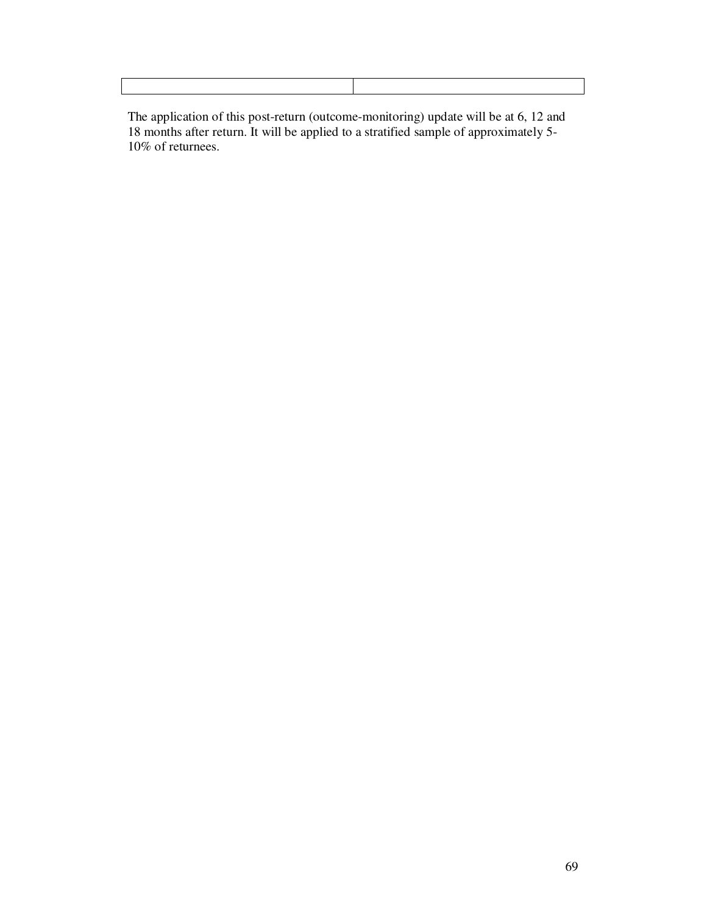| | |
|---|---|

The application of this post-return (outcome-monitoring) update will be at 6, 12 and 18 months after return. It will be applied to a stratified sample of approximately 5-10% of returnees.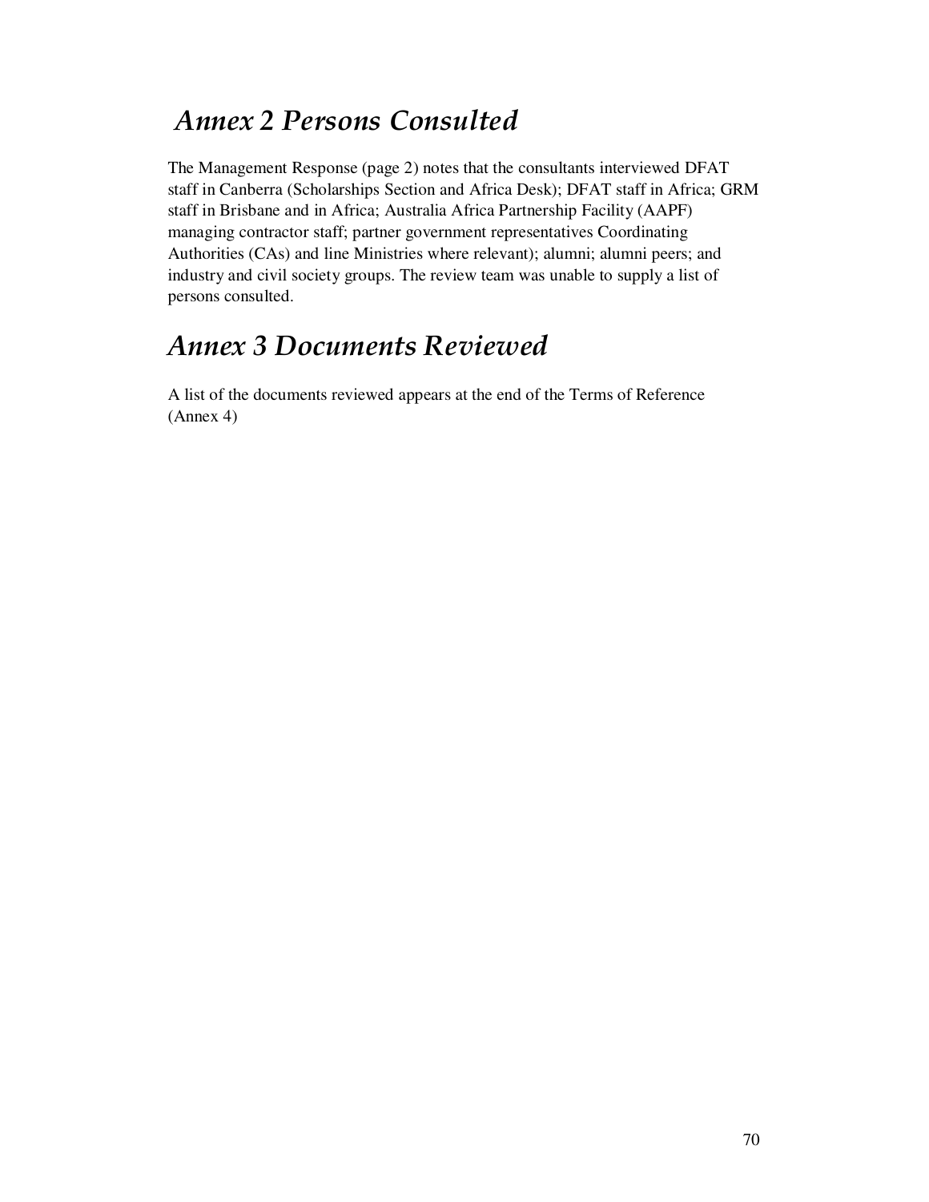# *Annex 2 Persons Consulted*

The Management Response (page 2) notes that the consultants interviewed DFAT staff in Canberra (Scholarships Section and Africa Desk); DFAT staff in Africa; GRM staff in Brisbane and in Africa; Australia Africa Partnership Facility (AAPF) managing contractor staff; partner government representatives Coordinating Authorities (CAs) and line Ministries where relevant); alumni; alumni peers; and industry and civil society groups. The review team was unable to supply a list of persons consulted.

# *Annex 3 Documents Reviewed*

A list of the documents reviewed appears at the end of the Terms of Reference (Annex 4)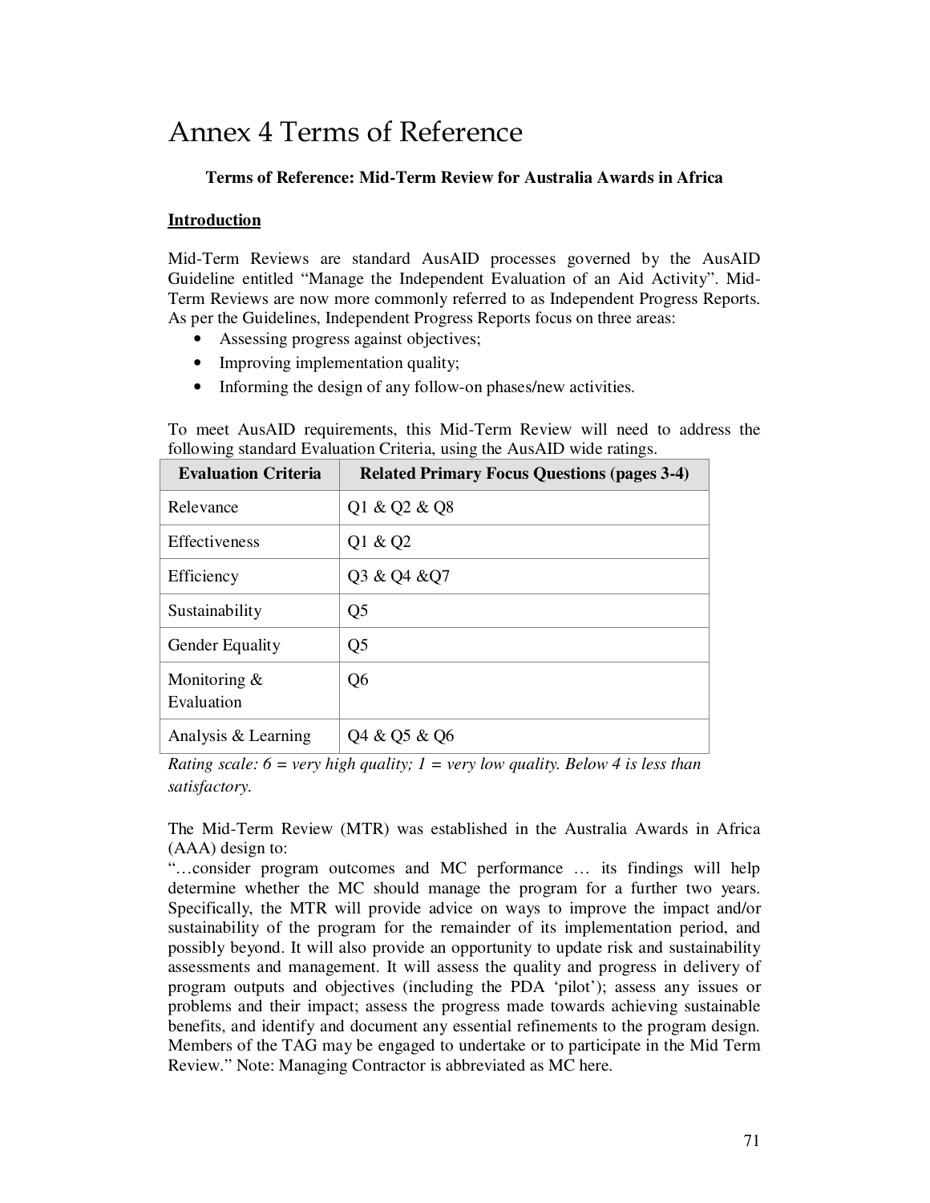# Annex 4 Terms of Reference

**Terms of Reference: Mid-Term Review for Australia Awards in Africa**

**Introduction**

Mid-Term Reviews are standard AusAID processes governed by the AusAID Guideline entitled "Manage the Independent Evaluation of an Aid Activity". Mid-Term Reviews are now more commonly referred to as Independent Progress Reports. As per the Guidelines, Independent Progress Reports focus on three areas:

- Assessing progress against objectives;
- Improving implementation quality;
- Informing the design of any follow-on phases/new activities.

To meet AusAID requirements, this Mid-Term Review will need to address the following standard Evaluation Criteria, using the AusAID wide ratings.

| Evaluation Criteria | Related Primary Focus Questions (pages 3-4) |
|---|---|
| Relevance | Q1 & Q2 & Q8 |
| Effectiveness | Q1 & Q2 |
| Efficiency | Q3 & Q4 &Q7 |
| Sustainability | Q5 |
| Gender Equality | Q5 |
| Monitoring & Evaluation | Q6 |
| Analysis & Learning | Q4 & Q5 & Q6 |

*Rating scale: 6 = very high quality; 1 = very low quality. Below 4 is less than satisfactory.*

The Mid-Term Review (MTR) was established in the Australia Awards in Africa (AAA) design to:

"…consider program outcomes and MC performance … its findings will help determine whether the MC should manage the program for a further two years. Specifically, the MTR will provide advice on ways to improve the impact and/or sustainability of the program for the remainder of its implementation period, and possibly beyond. It will also provide an opportunity to update risk and sustainability assessments and management. It will assess the quality and progress in delivery of program outputs and objectives (including the PDA 'pilot'); assess any issues or problems and their impact; assess the progress made towards achieving sustainable benefits, and identify and document any essential refinements to the program design. Members of the TAG may be engaged to undertake or to participate in the Mid Term Review." Note: Managing Contractor is abbreviated as MC here.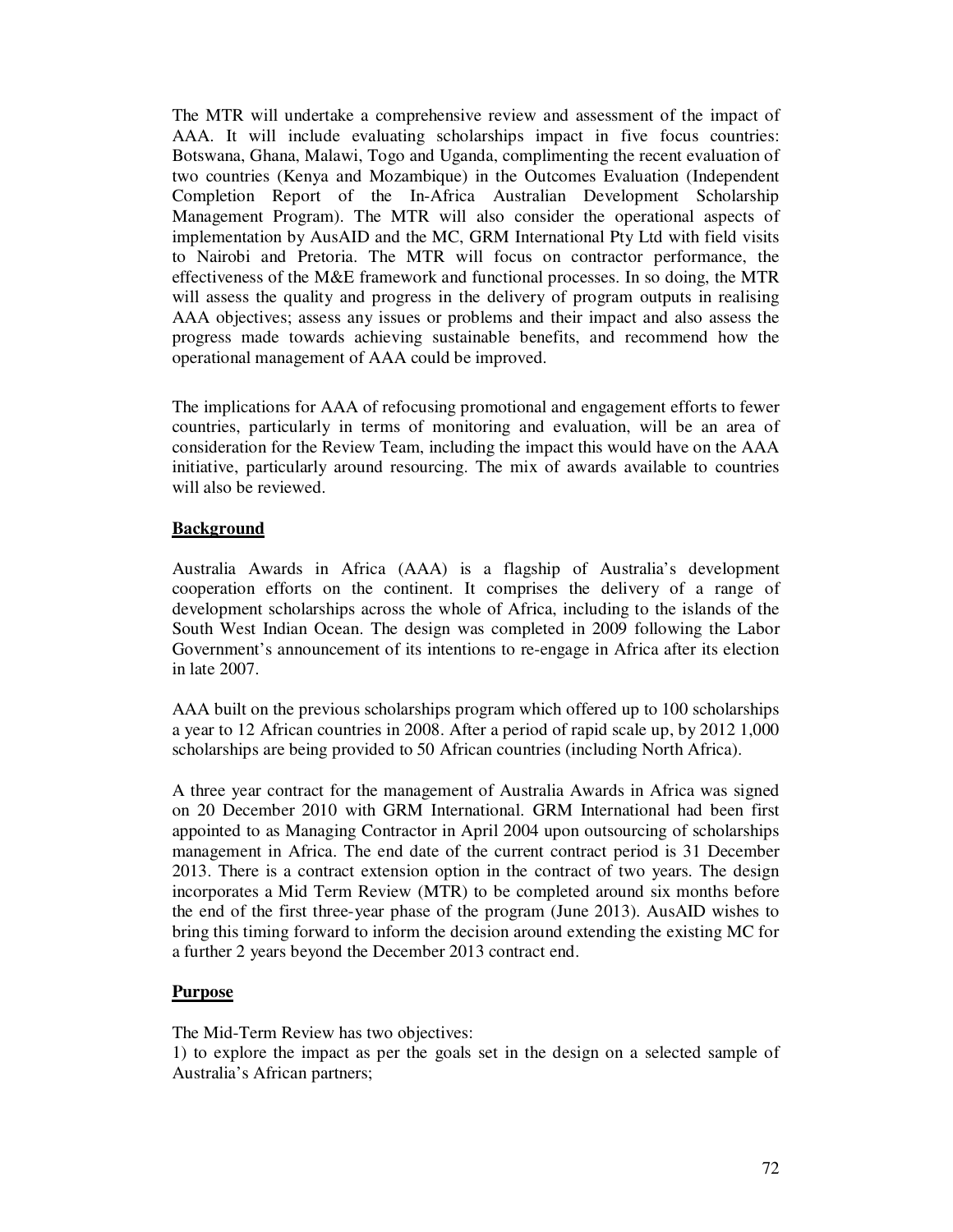The MTR will undertake a comprehensive review and assessment of the impact of AAA. It will include evaluating scholarships impact in five focus countries: Botswana, Ghana, Malawi, Togo and Uganda, complimenting the recent evaluation of two countries (Kenya and Mozambique) in the Outcomes Evaluation (Independent Completion Report of the In-Africa Australian Development Scholarship Management Program). The MTR will also consider the operational aspects of implementation by AusAID and the MC, GRM International Pty Ltd with field visits to Nairobi and Pretoria. The MTR will focus on contractor performance, the effectiveness of the M&E framework and functional processes. In so doing, the MTR will assess the quality and progress in the delivery of program outputs in realising AAA objectives; assess any issues or problems and their impact and also assess the progress made towards achieving sustainable benefits, and recommend how the operational management of AAA could be improved.

The implications for AAA of refocusing promotional and engagement efforts to fewer countries, particularly in terms of monitoring and evaluation, will be an area of consideration for the Review Team, including the impact this would have on the AAA initiative, particularly around resourcing. The mix of awards available to countries will also be reviewed.

## Background

Australia Awards in Africa (AAA) is a flagship of Australia's development cooperation efforts on the continent. It comprises the delivery of a range of development scholarships across the whole of Africa, including to the islands of the South West Indian Ocean. The design was completed in 2009 following the Labor Government's announcement of its intentions to re-engage in Africa after its election in late 2007.

AAA built on the previous scholarships program which offered up to 100 scholarships a year to 12 African countries in 2008. After a period of rapid scale up, by 2012 1,000 scholarships are being provided to 50 African countries (including North Africa).

A three year contract for the management of Australia Awards in Africa was signed on 20 December 2010 with GRM International. GRM International had been first appointed to as Managing Contractor in April 2004 upon outsourcing of scholarships management in Africa. The end date of the current contract period is 31 December 2013. There is a contract extension option in the contract of two years. The design incorporates a Mid Term Review (MTR) to be completed around six months before the end of the first three-year phase of the program (June 2013). AusAID wishes to bring this timing forward to inform the decision around extending the existing MC for a further 2 years beyond the December 2013 contract end.

## Purpose

The Mid-Term Review has two objectives:

1) to explore the impact as per the goals set in the design on a selected sample of Australia's African partners;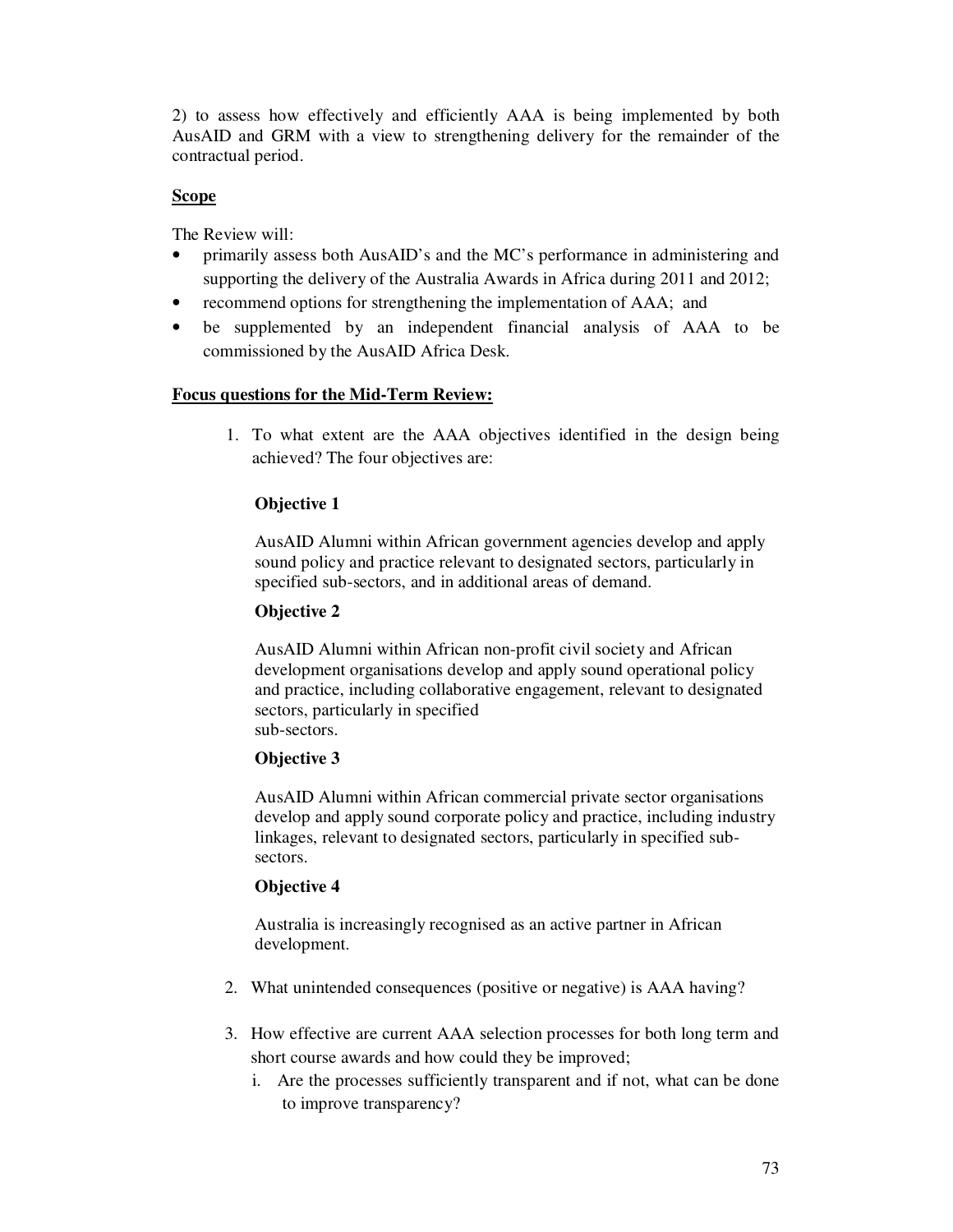2) to assess how effectively and efficiently AAA is being implemented by both AusAID and GRM with a view to strengthening delivery for the remainder of the contractual period.

**Scope**

The Review will:

- primarily assess both AusAID's and the MC's performance in administering and supporting the delivery of the Australia Awards in Africa during 2011 and 2012;
- recommend options for strengthening the implementation of AAA; and
- be supplemented by an independent financial analysis of AAA to be commissioned by the AusAID Africa Desk.

**Focus questions for the Mid-Term Review:**

1. To what extent are the AAA objectives identified in the design being achieved? The four objectives are:

   **Objective 1**

   AusAID Alumni within African government agencies develop and apply sound policy and practice relevant to designated sectors, particularly in specified sub-sectors, and in additional areas of demand.

   **Objective 2**

   AusAID Alumni within African non-profit civil society and African development organisations develop and apply sound operational policy and practice, including collaborative engagement, relevant to designated sectors, particularly in specified sub-sectors.

   **Objective 3**

   AusAID Alumni within African commercial private sector organisations develop and apply sound corporate policy and practice, including industry linkages, relevant to designated sectors, particularly in specified sub-sectors.

   **Objective 4**

   Australia is increasingly recognised as an active partner in African development.

2. What unintended consequences (positive or negative) is AAA having?

3. How effective are current AAA selection processes for both long term and short course awards and how could they be improved;
   i. Are the processes sufficiently transparent and if not, what can be done to improve transparency?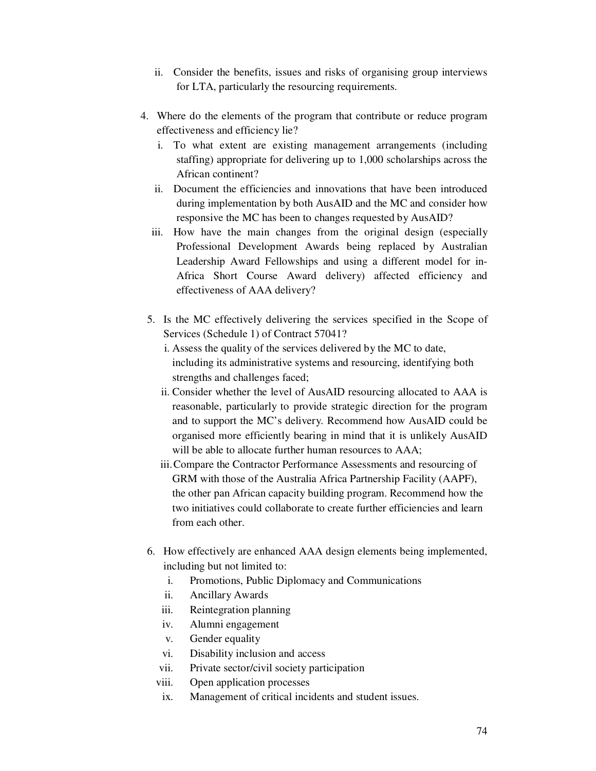ii. Consider the benefits, issues and risks of organising group interviews for LTA, particularly the resourcing requirements.

4. Where do the elements of the program that contribute or reduce program effectiveness and efficiency lie?
   i. To what extent are existing management arrangements (including staffing) appropriate for delivering up to 1,000 scholarships across the African continent?
   ii. Document the efficiencies and innovations that have been introduced during implementation by both AusAID and the MC and consider how responsive the MC has been to changes requested by AusAID?
   iii. How have the main changes from the original design (especially Professional Development Awards being replaced by Australian Leadership Award Fellowships and using a different model for in-Africa Short Course Award delivery) affected efficiency and effectiveness of AAA delivery?

5. Is the MC effectively delivering the services specified in the Scope of Services (Schedule 1) of Contract 57041?
   i. Assess the quality of the services delivered by the MC to date, including its administrative systems and resourcing, identifying both strengths and challenges faced;
   ii. Consider whether the level of AusAID resourcing allocated to AAA is reasonable, particularly to provide strategic direction for the program and to support the MC's delivery. Recommend how AusAID could be organised more efficiently bearing in mind that it is unlikely AusAID will be able to allocate further human resources to AAA;
   iii. Compare the Contractor Performance Assessments and resourcing of GRM with those of the Australia Africa Partnership Facility (AAPF), the other pan African capacity building program. Recommend how the two initiatives could collaborate to create further efficiencies and learn from each other.

6. How effectively are enhanced AAA design elements being implemented, including but not limited to:
   i. Promotions, Public Diplomacy and Communications
   ii. Ancillary Awards
   iii. Reintegration planning
   iv. Alumni engagement
   v. Gender equality
   vi. Disability inclusion and access
   vii. Private sector/civil society participation
   viii. Open application processes
   ix. Management of critical incidents and student issues.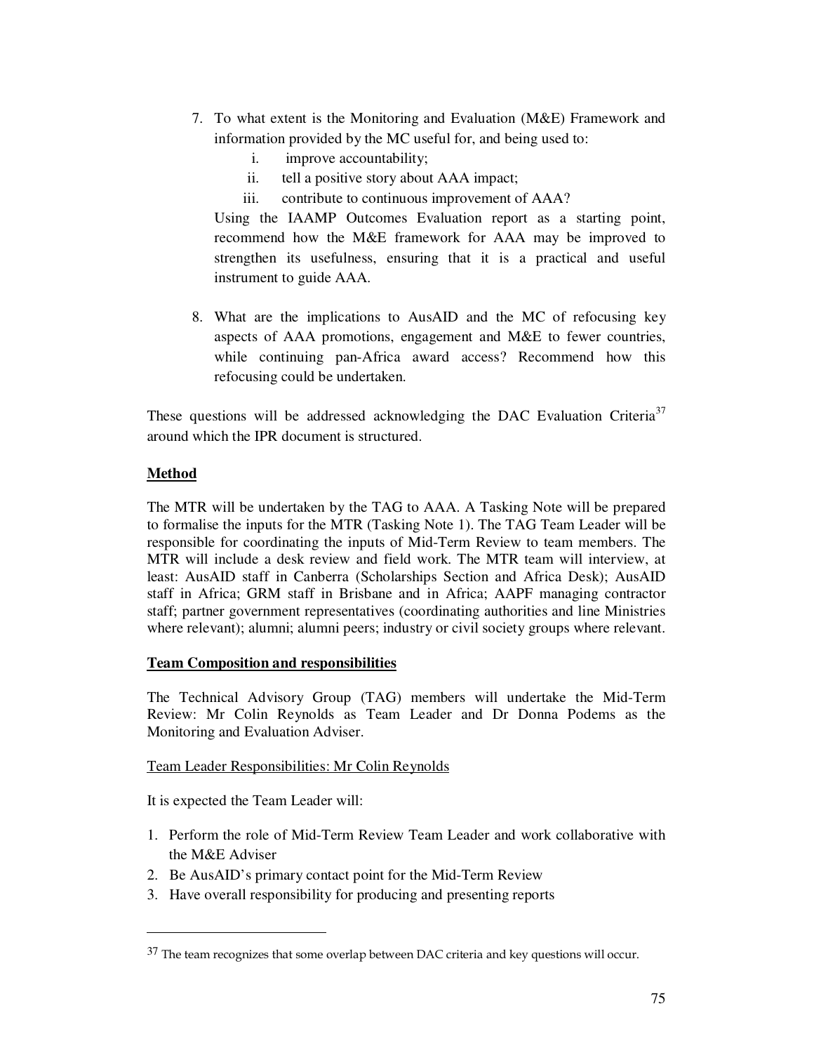7. To what extent is the Monitoring and Evaluation (M&E) Framework and information provided by the MC useful for, and being used to:
    i. improve accountability;
    ii. tell a positive story about AAA impact;
    iii. contribute to continuous improvement of AAA?

   Using the IAAMP Outcomes Evaluation report as a starting point, recommend how the M&E framework for AAA may be improved to strengthen its usefulness, ensuring that it is a practical and useful instrument to guide AAA.

8. What are the implications to AusAID and the MC of refocusing key aspects of AAA promotions, engagement and M&E to fewer countries, while continuing pan-Africa award access? Recommend how this refocusing could be undertaken.

These questions will be addressed acknowledging the DAC Evaluation Criteria[37] around which the IPR document is structured.

**Method**

The MTR will be undertaken by the TAG to AAA. A Tasking Note will be prepared to formalise the inputs for the MTR (Tasking Note 1). The TAG Team Leader will be responsible for coordinating the inputs of Mid-Term Review to team members. The MTR will include a desk review and field work. The MTR team will interview, at least: AusAID staff in Canberra (Scholarships Section and Africa Desk); AusAID staff in Africa; GRM staff in Brisbane and in Africa; AAPF managing contractor staff; partner government representatives (coordinating authorities and line Ministries where relevant); alumni; alumni peers; industry or civil society groups where relevant.

**Team Composition and responsibilities**

The Technical Advisory Group (TAG) members will undertake the Mid-Term Review: Mr Colin Reynolds as Team Leader and Dr Donna Podems as the Monitoring and Evaluation Adviser.

Team Leader Responsibilities: Mr Colin Reynolds

It is expected the Team Leader will:

1. Perform the role of Mid-Term Review Team Leader and work collaborative with the M&E Adviser
2. Be AusAID's primary contact point for the Mid-Term Review
3. Have overall responsibility for producing and presenting reports

---

[37] The team recognizes that some overlap between DAC criteria and key questions will occur.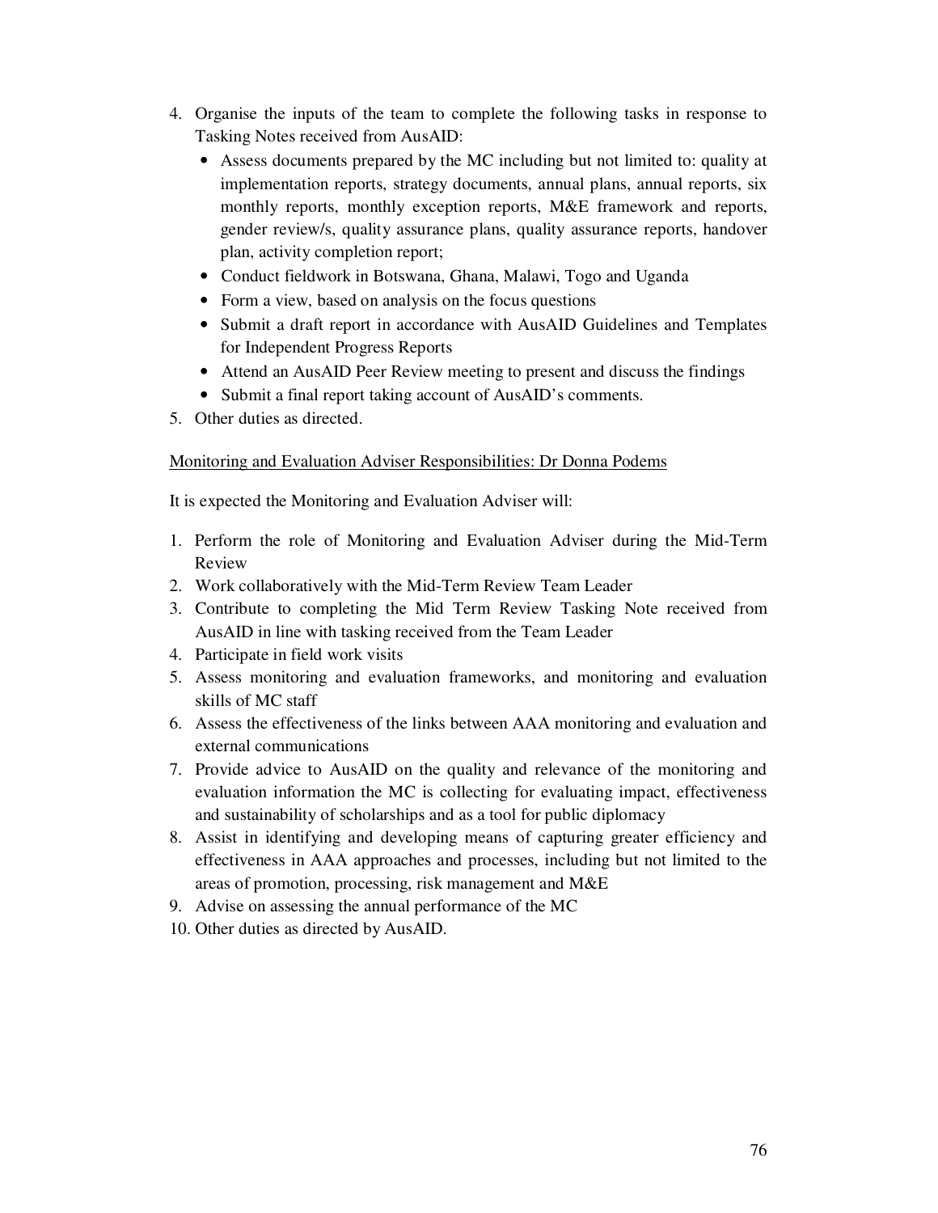4. Organise the inputs of the team to complete the following tasks in response to Tasking Notes received from AusAID:
   - Assess documents prepared by the MC including but not limited to: quality at implementation reports, strategy documents, annual plans, annual reports, six monthly reports, monthly exception reports, M&E framework and reports, gender review/s, quality assurance plans, quality assurance reports, handover plan, activity completion report;
   - Conduct fieldwork in Botswana, Ghana, Malawi, Togo and Uganda
   - Form a view, based on analysis on the focus questions
   - Submit a draft report in accordance with AusAID Guidelines and Templates for Independent Progress Reports
   - Attend an AusAID Peer Review meeting to present and discuss the findings
   - Submit a final report taking account of AusAID's comments.
5. Other duties as directed.

<u>Monitoring and Evaluation Adviser Responsibilities: Dr Donna Podems</u>

It is expected the Monitoring and Evaluation Adviser will:

1. Perform the role of Monitoring and Evaluation Adviser during the Mid-Term Review
2. Work collaboratively with the Mid-Term Review Team Leader
3. Contribute to completing the Mid Term Review Tasking Note received from AusAID in line with tasking received from the Team Leader
4. Participate in field work visits
5. Assess monitoring and evaluation frameworks, and monitoring and evaluation skills of MC staff
6. Assess the effectiveness of the links between AAA monitoring and evaluation and external communications
7. Provide advice to AusAID on the quality and relevance of the monitoring and evaluation information the MC is collecting for evaluating impact, effectiveness and sustainability of scholarships and as a tool for public diplomacy
8. Assist in identifying and developing means of capturing greater efficiency and effectiveness in AAA approaches and processes, including but not limited to the areas of promotion, processing, risk management and M&E
9. Advise on assessing the annual performance of the MC
10. Other duties as directed by AusAID.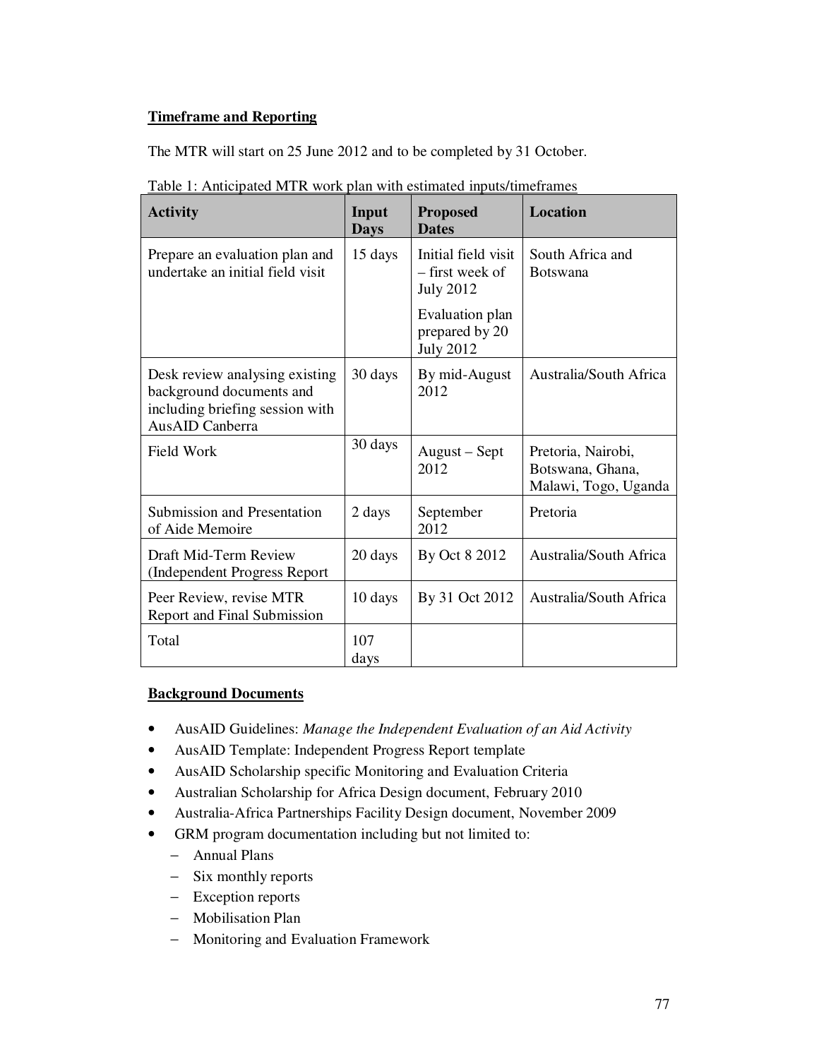**Timeframe and Reporting**

The MTR will start on 25 June 2012 and to be completed by 31 October.

Table 1: Anticipated MTR work plan with estimated inputs/timeframes

| Activity | Input Days | Proposed Dates | Location |
|---|---|---|---|
| Prepare an evaluation plan and undertake an initial field visit | 15 days | Initial field visit – first week of July 2012<br>Evaluation plan prepared by 20 July 2012 | South Africa and Botswana |
| Desk review analysing existing background documents and including briefing session with AusAID Canberra | 30 days | By mid-August 2012 | Australia/South Africa |
| Field Work | 30 days | August – Sept 2012 | Pretoria, Nairobi, Botswana, Ghana, Malawi, Togo, Uganda |
| Submission and Presentation of Aide Memoire | 2 days | September 2012 | Pretoria |
| Draft Mid-Term Review (Independent Progress Report | 20 days | By Oct 8 2012 | Australia/South Africa |
| Peer Review, revise MTR Report and Final Submission | 10 days | By 31 Oct 2012 | Australia/South Africa |
| Total | 107 days | | |

**Background Documents**

- AusAID Guidelines: *Manage the Independent Evaluation of an Aid Activity*
- AusAID Template: Independent Progress Report template
- AusAID Scholarship specific Monitoring and Evaluation Criteria
- Australian Scholarship for Africa Design document, February 2010
- Australia-Africa Partnerships Facility Design document, November 2009
- GRM program documentation including but not limited to:
  - Annual Plans
  - Six monthly reports
  - Exception reports
  - Mobilisation Plan
  - Monitoring and Evaluation Framework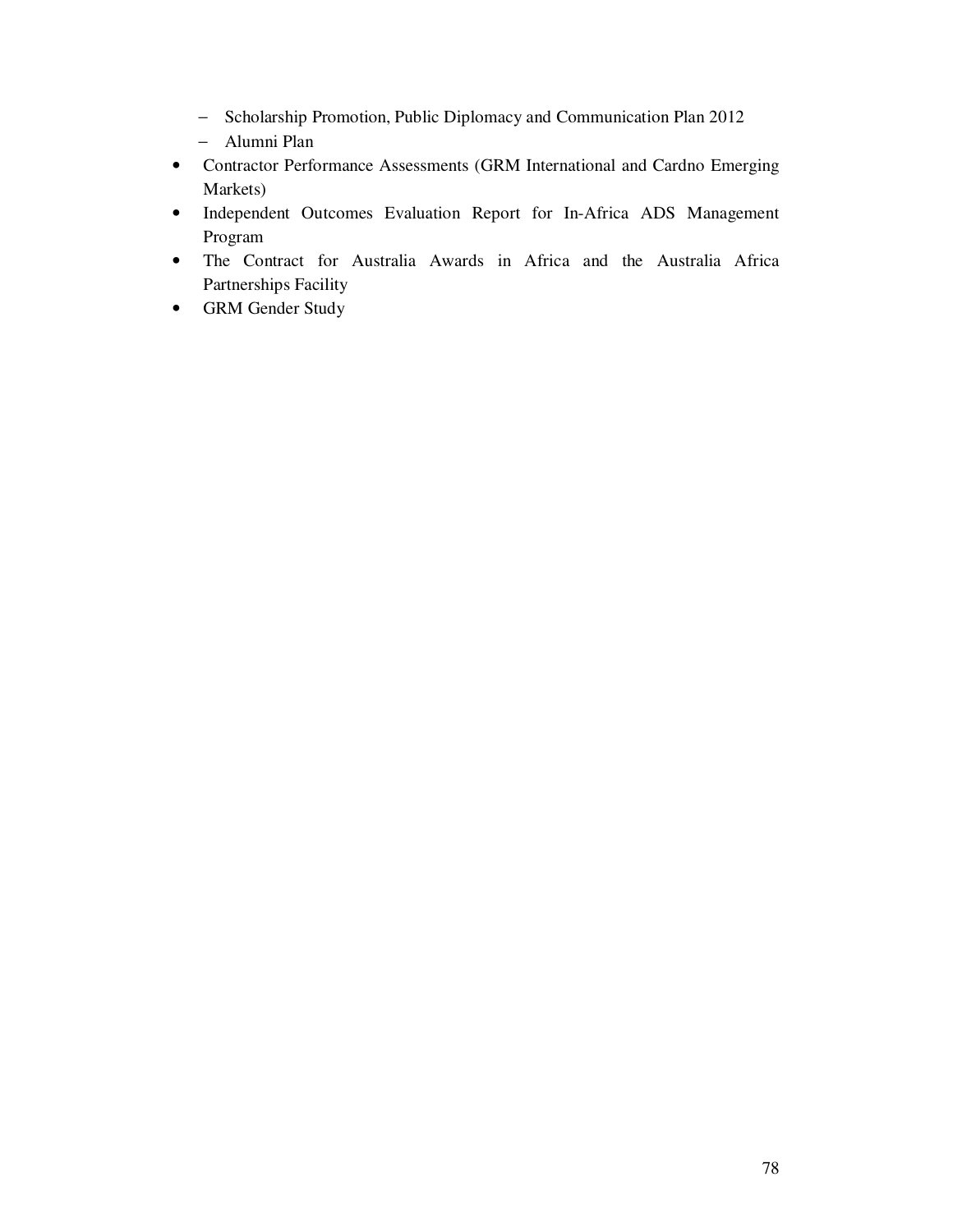- Scholarship Promotion, Public Diplomacy and Communication Plan 2012
  - Alumni Plan
- Contractor Performance Assessments (GRM International and Cardno Emerging Markets)
- Independent Outcomes Evaluation Report for In-Africa ADS Management Program
- The Contract for Australia Awards in Africa and the Australia Africa Partnerships Facility
- GRM Gender Study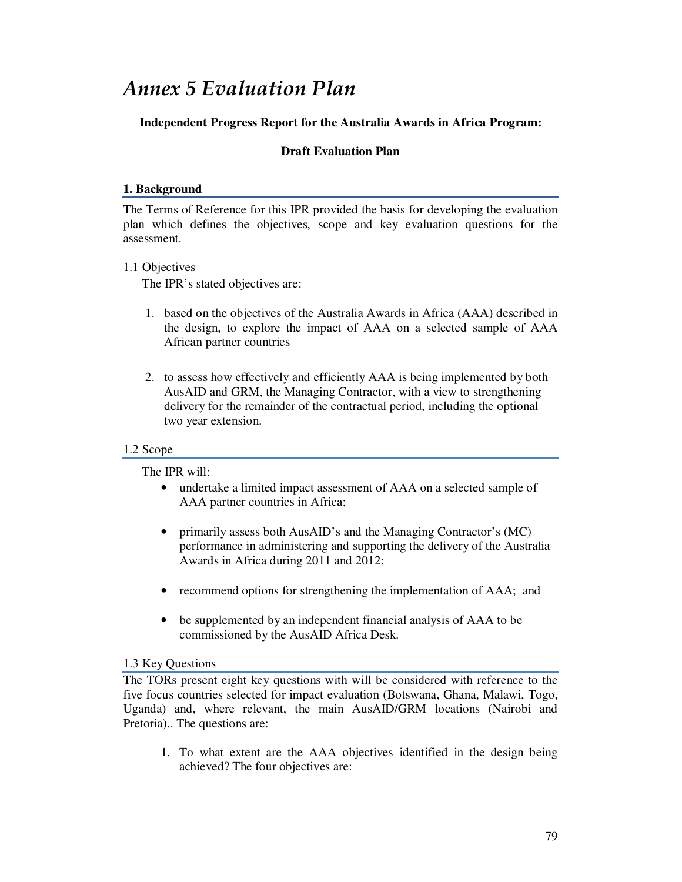# *Annex 5 Evaluation Plan*

**Independent Progress Report for the Australia Awards in Africa Program:**

**Draft Evaluation Plan**

## 1. Background

The Terms of Reference for this IPR provided the basis for developing the evaluation plan which defines the objectives, scope and key evaluation questions for the assessment.

### 1.1 Objectives

The IPR's stated objectives are:

1. based on the objectives of the Australia Awards in Africa (AAA) described in the design, to explore the impact of AAA on a selected sample of AAA African partner countries

2. to assess how effectively and efficiently AAA is being implemented by both AusAID and GRM, the Managing Contractor, with a view to strengthening delivery for the remainder of the contractual period, including the optional two year extension.

### 1.2 Scope

The IPR will:

- undertake a limited impact assessment of AAA on a selected sample of AAA partner countries in Africa;

- primarily assess both AusAID's and the Managing Contractor's (MC) performance in administering and supporting the delivery of the Australia Awards in Africa during 2011 and 2012;

- recommend options for strengthening the implementation of AAA; and

- be supplemented by an independent financial analysis of AAA to be commissioned by the AusAID Africa Desk.

### 1.3 Key Questions

The TORs present eight key questions with will be considered with reference to the five focus countries selected for impact evaluation (Botswana, Ghana, Malawi, Togo, Uganda) and, where relevant, the main AusAID/GRM locations (Nairobi and Pretoria).. The questions are:

1. To what extent are the AAA objectives identified in the design being achieved? The four objectives are: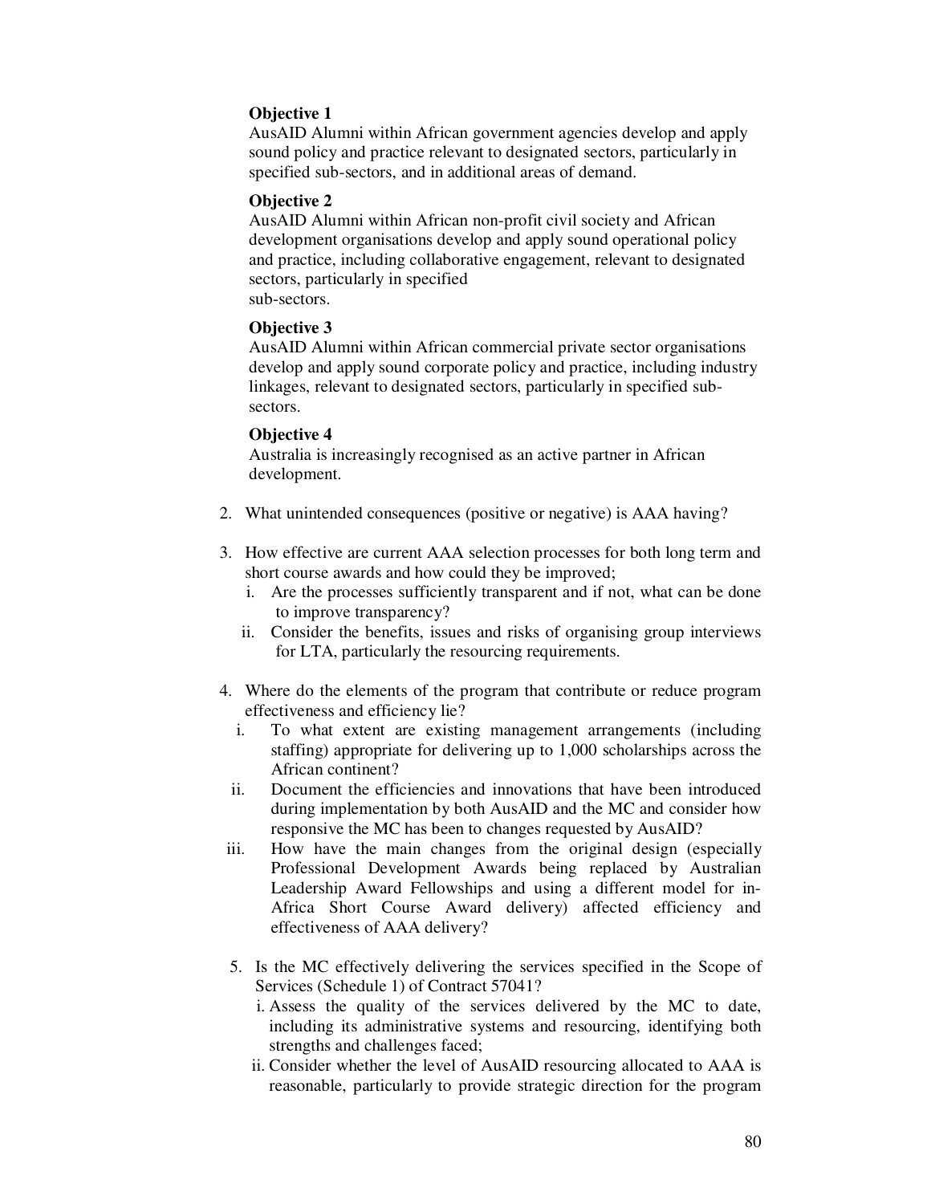**Objective 1**
AusAID Alumni within African government agencies develop and apply sound policy and practice relevant to designated sectors, particularly in specified sub-sectors, and in additional areas of demand.

**Objective 2**
AusAID Alumni within African non-profit civil society and African development organisations develop and apply sound operational policy and practice, including collaborative engagement, relevant to designated sectors, particularly in specified sub-sectors.

**Objective 3**
AusAID Alumni within African commercial private sector organisations develop and apply sound corporate policy and practice, including industry linkages, relevant to designated sectors, particularly in specified sub-sectors.

**Objective 4**
Australia is increasingly recognised as an active partner in African development.

2. What unintended consequences (positive or negative) is AAA having?

3. How effective are current AAA selection processes for both long term and short course awards and how could they be improved;
   i. Are the processes sufficiently transparent and if not, what can be done to improve transparency?
   ii. Consider the benefits, issues and risks of organising group interviews for LTA, particularly the resourcing requirements.

4. Where do the elements of the program that contribute or reduce program effectiveness and efficiency lie?
   i. To what extent are existing management arrangements (including staffing) appropriate for delivering up to 1,000 scholarships across the African continent?
   ii. Document the efficiencies and innovations that have been introduced during implementation by both AusAID and the MC and consider how responsive the MC has been to changes requested by AusAID?
   iii. How have the main changes from the original design (especially Professional Development Awards being replaced by Australian Leadership Award Fellowships and using a different model for in-Africa Short Course Award delivery) affected efficiency and effectiveness of AAA delivery?

5. Is the MC effectively delivering the services specified in the Scope of Services (Schedule 1) of Contract 57041?
   i. Assess the quality of the services delivered by the MC to date, including its administrative systems and resourcing, identifying both strengths and challenges faced;
   ii. Consider whether the level of AusAID resourcing allocated to AAA is reasonable, particularly to provide strategic direction for the program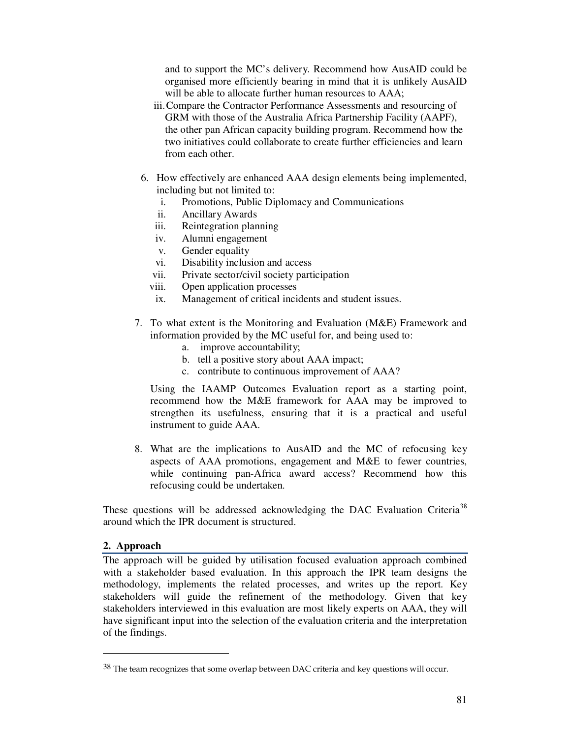and to support the MC's delivery. Recommend how AusAID could be organised more efficiently bearing in mind that it is unlikely AusAID will be able to allocate further human resources to AAA;

iii. Compare the Contractor Performance Assessments and resourcing of GRM with those of the Australia Africa Partnership Facility (AAPF), the other pan African capacity building program. Recommend how the two initiatives could collaborate to create further efficiencies and learn from each other.

6. How effectively are enhanced AAA design elements being implemented, including but not limited to:
   i. Promotions, Public Diplomacy and Communications
   ii. Ancillary Awards
   iii. Reintegration planning
   iv. Alumni engagement
   v. Gender equality
   vi. Disability inclusion and access
   vii. Private sector/civil society participation
   viii. Open application processes
   ix. Management of critical incidents and student issues.

7. To what extent is the Monitoring and Evaluation (M&E) Framework and information provided by the MC useful for, and being used to:
   a. improve accountability;
   b. tell a positive story about AAA impact;
   c. contribute to continuous improvement of AAA?

   Using the IAAMP Outcomes Evaluation report as a starting point, recommend how the M&E framework for AAA may be improved to strengthen its usefulness, ensuring that it is a practical and useful instrument to guide AAA.

8. What are the implications to AusAID and the MC of refocusing key aspects of AAA promotions, engagement and M&E to fewer countries, while continuing pan-Africa award access? Recommend how this refocusing could be undertaken.

These questions will be addressed acknowledging the DAC Evaluation Criteria[38] around which the IPR document is structured.

**2. Approach**

The approach will be guided by utilisation focused evaluation approach combined with a stakeholder based evaluation. In this approach the IPR team designs the methodology, implements the related processes, and writes up the report. Key stakeholders will guide the refinement of the methodology. Given that key stakeholders interviewed in this evaluation are most likely experts on AAA, they will have significant input into the selection of the evaluation criteria and the interpretation of the findings.

---

[38] The team recognizes that some overlap between DAC criteria and key questions will occur.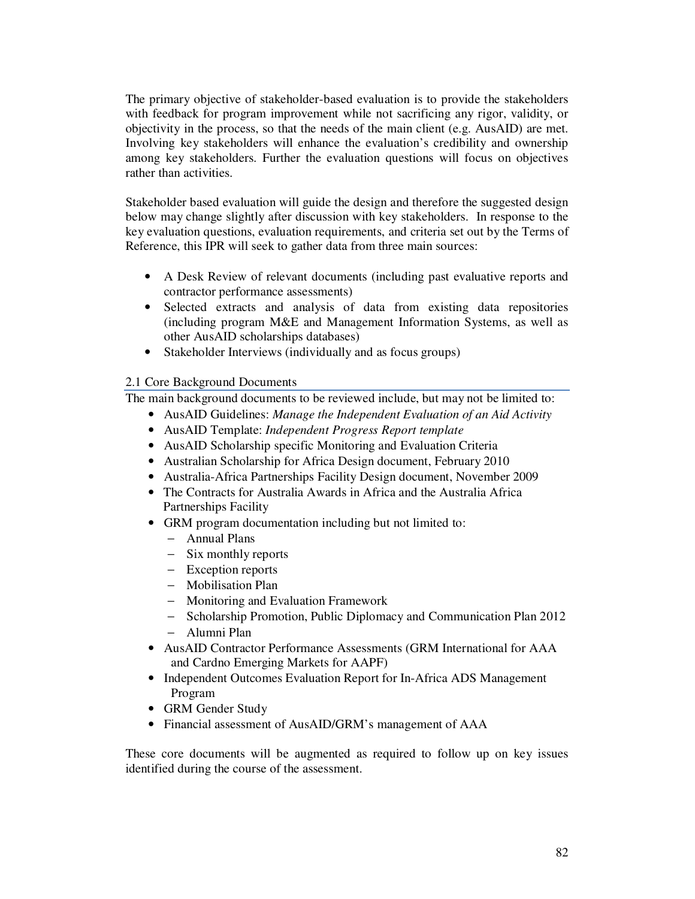The primary objective of stakeholder-based evaluation is to provide the stakeholders with feedback for program improvement while not sacrificing any rigor, validity, or objectivity in the process, so that the needs of the main client (e.g. AusAID) are met. Involving key stakeholders will enhance the evaluation's credibility and ownership among key stakeholders. Further the evaluation questions will focus on objectives rather than activities.

Stakeholder based evaluation will guide the design and therefore the suggested design below may change slightly after discussion with key stakeholders. In response to the key evaluation questions, evaluation requirements, and criteria set out by the Terms of Reference, this IPR will seek to gather data from three main sources:

- A Desk Review of relevant documents (including past evaluative reports and contractor performance assessments)
- Selected extracts and analysis of data from existing data repositories (including program M&E and Management Information Systems, as well as other AusAID scholarships databases)
- Stakeholder Interviews (individually and as focus groups)

## 2.1 Core Background Documents

The main background documents to be reviewed include, but may not be limited to:

- AusAID Guidelines: *Manage the Independent Evaluation of an Aid Activity*
- AusAID Template: *Independent Progress Report template*
- AusAID Scholarship specific Monitoring and Evaluation Criteria
- Australian Scholarship for Africa Design document, February 2010
- Australia-Africa Partnerships Facility Design document, November 2009
- The Contracts for Australia Awards in Africa and the Australia Africa Partnerships Facility
- GRM program documentation including but not limited to:
  - Annual Plans
  - Six monthly reports
  - Exception reports
  - Mobilisation Plan
  - Monitoring and Evaluation Framework
  - Scholarship Promotion, Public Diplomacy and Communication Plan 2012
  - Alumni Plan
- AusAID Contractor Performance Assessments (GRM International for AAA and Cardno Emerging Markets for AAPF)
- Independent Outcomes Evaluation Report for In-Africa ADS Management Program
- GRM Gender Study
- Financial assessment of AusAID/GRM's management of AAA

These core documents will be augmented as required to follow up on key issues identified during the course of the assessment.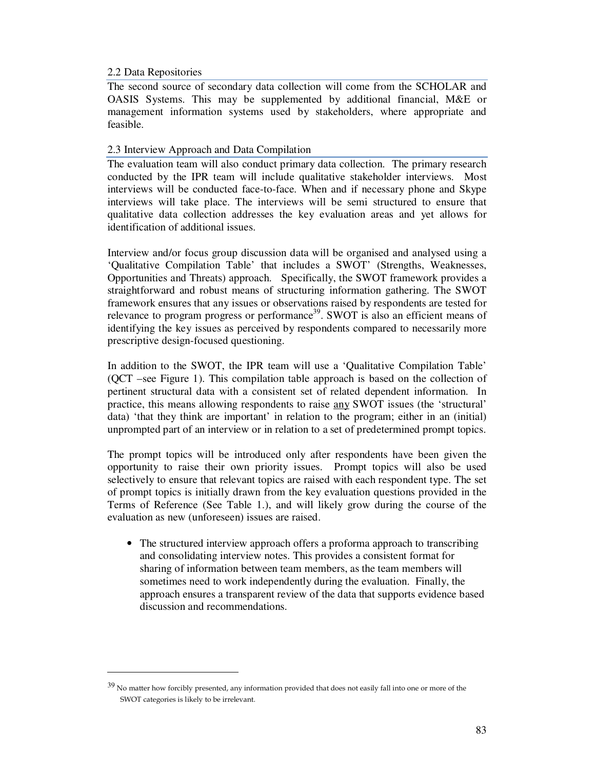### 2.2 Data Repositories

The second source of secondary data collection will come from the SCHOLAR and OASIS Systems. This may be supplemented by additional financial, M&E or management information systems used by stakeholders, where appropriate and feasible.

### 2.3 Interview Approach and Data Compilation

The evaluation team will also conduct primary data collection. The primary research conducted by the IPR team will include qualitative stakeholder interviews. Most interviews will be conducted face-to-face. When and if necessary phone and Skype interviews will take place. The interviews will be semi structured to ensure that qualitative data collection addresses the key evaluation areas and yet allows for identification of additional issues.

Interview and/or focus group discussion data will be organised and analysed using a 'Qualitative Compilation Table' that includes a SWOT' (Strengths, Weaknesses, Opportunities and Threats) approach. Specifically, the SWOT framework provides a straightforward and robust means of structuring information gathering. The SWOT framework ensures that any issues or observations raised by respondents are tested for relevance to program progress or performance[39]. SWOT is also an efficient means of identifying the key issues as perceived by respondents compared to necessarily more prescriptive design-focused questioning.

In addition to the SWOT, the IPR team will use a 'Qualitative Compilation Table' (QCT –see Figure 1). This compilation table approach is based on the collection of pertinent structural data with a consistent set of related dependent information. In practice, this means allowing respondents to raise <u>any</u> SWOT issues (the 'structural' data) 'that they think are important' in relation to the program; either in an (initial) unprompted part of an interview or in relation to a set of predetermined prompt topics.

The prompt topics will be introduced only after respondents have been given the opportunity to raise their own priority issues. Prompt topics will also be used selectively to ensure that relevant topics are raised with each respondent type. The set of prompt topics is initially drawn from the key evaluation questions provided in the Terms of Reference (See Table 1.), and will likely grow during the course of the evaluation as new (unforeseen) issues are raised.

- The structured interview approach offers a proforma approach to transcribing and consolidating interview notes. This provides a consistent format for sharing of information between team members, as the team members will sometimes need to work independently during the evaluation. Finally, the approach ensures a transparent review of the data that supports evidence based discussion and recommendations.

---

[39] No matter how forcibly presented, any information provided that does not easily fall into one or more of the SWOT categories is likely to be irrelevant.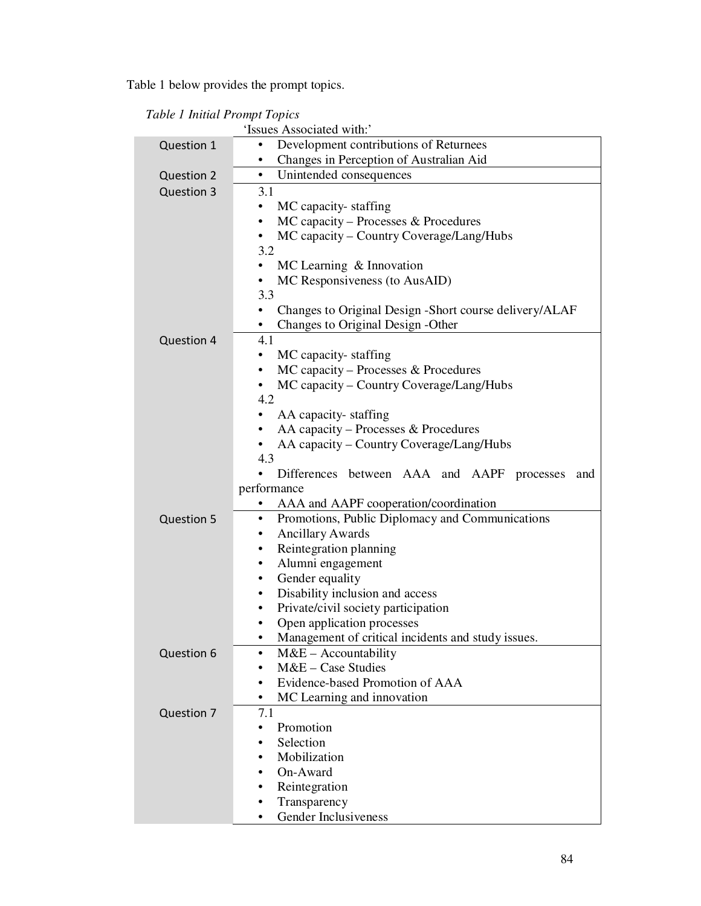Table 1 below provides the prompt topics.

*Table 1 Initial Prompt Topics*

| | 'Issues Associated with:' |
|---|---|
| Question 1 | • Development contributions of Returnees<br>• Changes in Perception of Australian Aid |
| Question 2 | • Unintended consequences |
| Question 3 | 3.1<br>• MC capacity- staffing<br>• MC capacity – Processes & Procedures<br>• MC capacity – Country Coverage/Lang/Hubs<br>3.2<br>• MC Learning & Innovation<br>• MC Responsiveness (to AusAID)<br>3.3<br>• Changes to Original Design -Short course delivery/ALAF<br>• Changes to Original Design -Other |
| Question 4 | 4.1<br>• MC capacity- staffing<br>• MC capacity – Processes & Procedures<br>• MC capacity – Country Coverage/Lang/Hubs<br>4.2<br>• AA capacity- staffing<br>• AA capacity – Processes & Procedures<br>• AA capacity – Country Coverage/Lang/Hubs<br>4.3<br>• Differences between AAA and AAPF processes and performance<br>• AAA and AAPF cooperation/coordination |
| Question 5 | • Promotions, Public Diplomacy and Communications<br>• Ancillary Awards<br>• Reintegration planning<br>• Alumni engagement<br>• Gender equality<br>• Disability inclusion and access<br>• Private/civil society participation<br>• Open application processes<br>• Management of critical incidents and study issues. |
| Question 6 | • M&E – Accountability<br>• M&E – Case Studies<br>• Evidence-based Promotion of AAA<br>• MC Learning and innovation |
| Question 7 | 7.1<br>• Promotion<br>• Selection<br>• Mobilization<br>• On-Award<br>• Reintegration<br>• Transparency<br>• Gender Inclusiveness |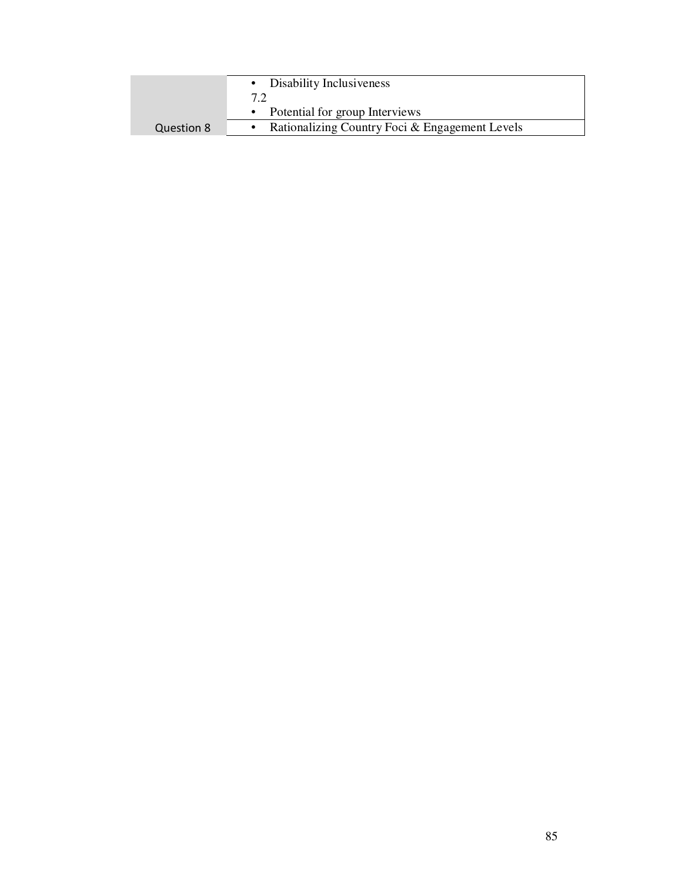| | |
|---|---|
| | • Disability Inclusiveness<br>7.2<br>• Potential for group Interviews |
| Question 8 | • Rationalizing Country Foci & Engagement Levels |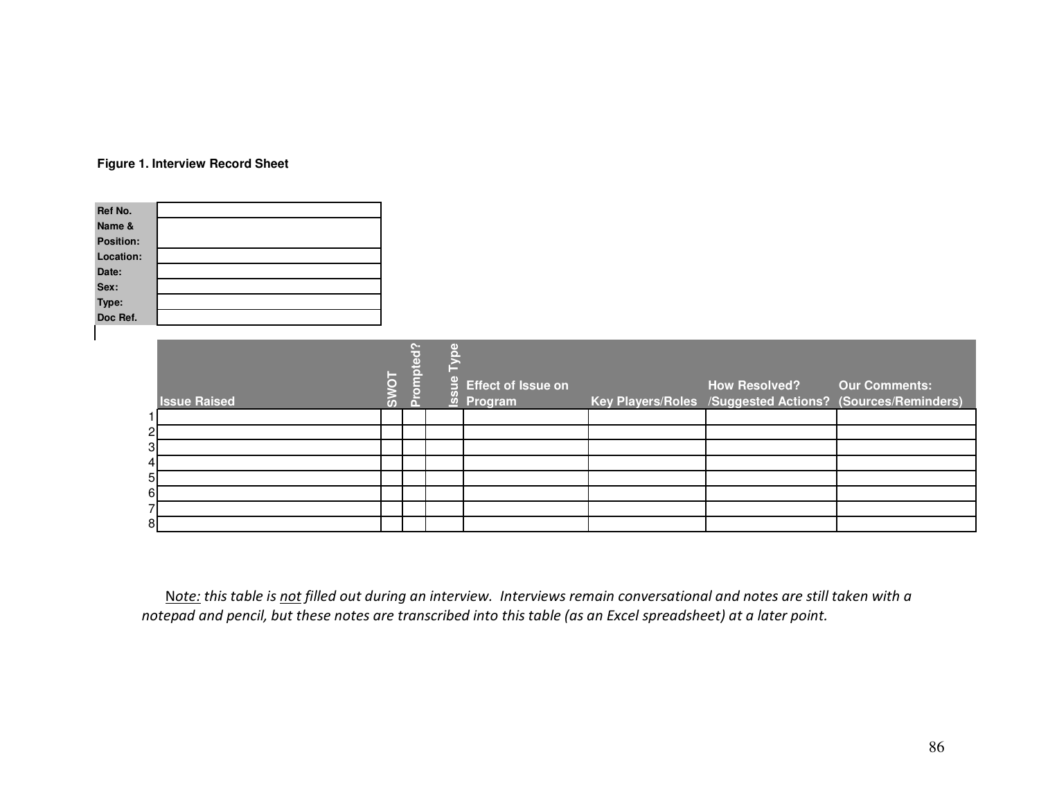**Figure 1. Interview Record Sheet**

| | |
|---|---|
| **Ref No.** | |
| **Name & Position:** | |
| **Location:** | |
| **Date:** | |
| **Sex:** | |
| **Type:** | |
| **Doc Ref.** | |

| | Issue Raised | SWOT | Prompted? | Issue Type | Effect of Issue on Program | Key Players/Roles | How Resolved? /Suggested Actions? | Our Comments: (Sources/Reminders) |
|---|---|---|---|---|---|---|---|---|
| 1 | | | | | | | | |
| 2 | | | | | | | | |
| 3 | | | | | | | | |
| 4 | | | | | | | | |
| 5 | | | | | | | | |
| 6 | | | | | | | | |
| 7 | | | | | | | | |
| 8 | | | | | | | | |

N*ote: this table is* *not* *filled out during an interview. Interviews remain conversational and notes are still taken with a notepad and pencil, but these notes are transcribed into this table (as an Excel spreadsheet) at a later point.*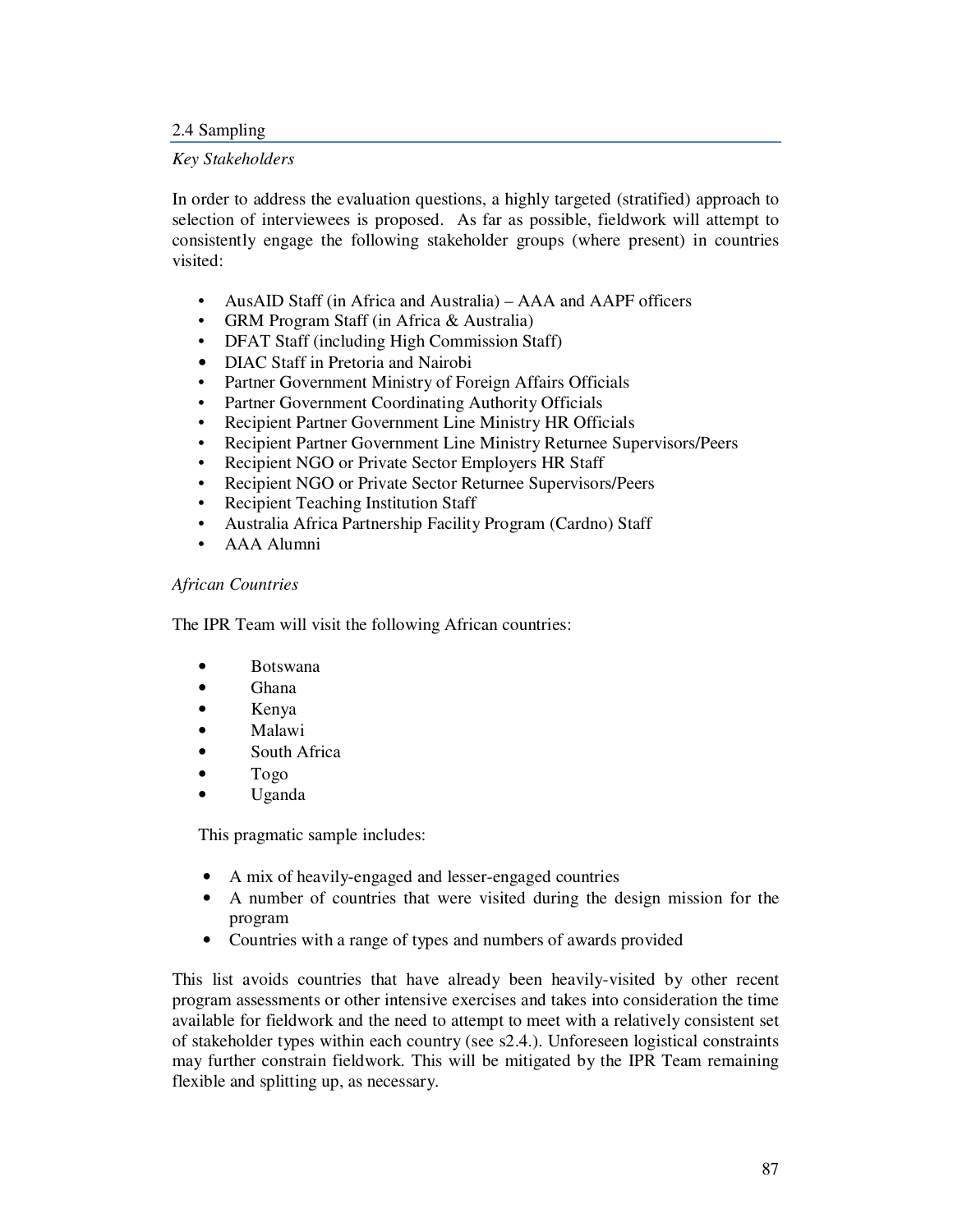## 2.4 Sampling

*Key Stakeholders*

In order to address the evaluation questions, a highly targeted (stratified) approach to selection of interviewees is proposed. As far as possible, fieldwork will attempt to consistently engage the following stakeholder groups (where present) in countries visited:

- AusAID Staff (in Africa and Australia) – AAA and AAPF officers
- GRM Program Staff (in Africa & Australia)
- DFAT Staff (including High Commission Staff)
- DIAC Staff in Pretoria and Nairobi
- Partner Government Ministry of Foreign Affairs Officials
- Partner Government Coordinating Authority Officials
- Recipient Partner Government Line Ministry HR Officials
- Recipient Partner Government Line Ministry Returnee Supervisors/Peers
- Recipient NGO or Private Sector Employers HR Staff
- Recipient NGO or Private Sector Returnee Supervisors/Peers
- Recipient Teaching Institution Staff
- Australia Africa Partnership Facility Program (Cardno) Staff
- AAA Alumni

*African Countries*

The IPR Team will visit the following African countries:

- Botswana
- Ghana
- Kenya
- Malawi
- South Africa
- Togo
- Uganda

This pragmatic sample includes:

- A mix of heavily-engaged and lesser-engaged countries
- A number of countries that were visited during the design mission for the program
- Countries with a range of types and numbers of awards provided

This list avoids countries that have already been heavily-visited by other recent program assessments or other intensive exercises and takes into consideration the time available for fieldwork and the need to attempt to meet with a relatively consistent set of stakeholder types within each country (see s2.4.). Unforeseen logistical constraints may further constrain fieldwork. This will be mitigated by the IPR Team remaining flexible and splitting up, as necessary.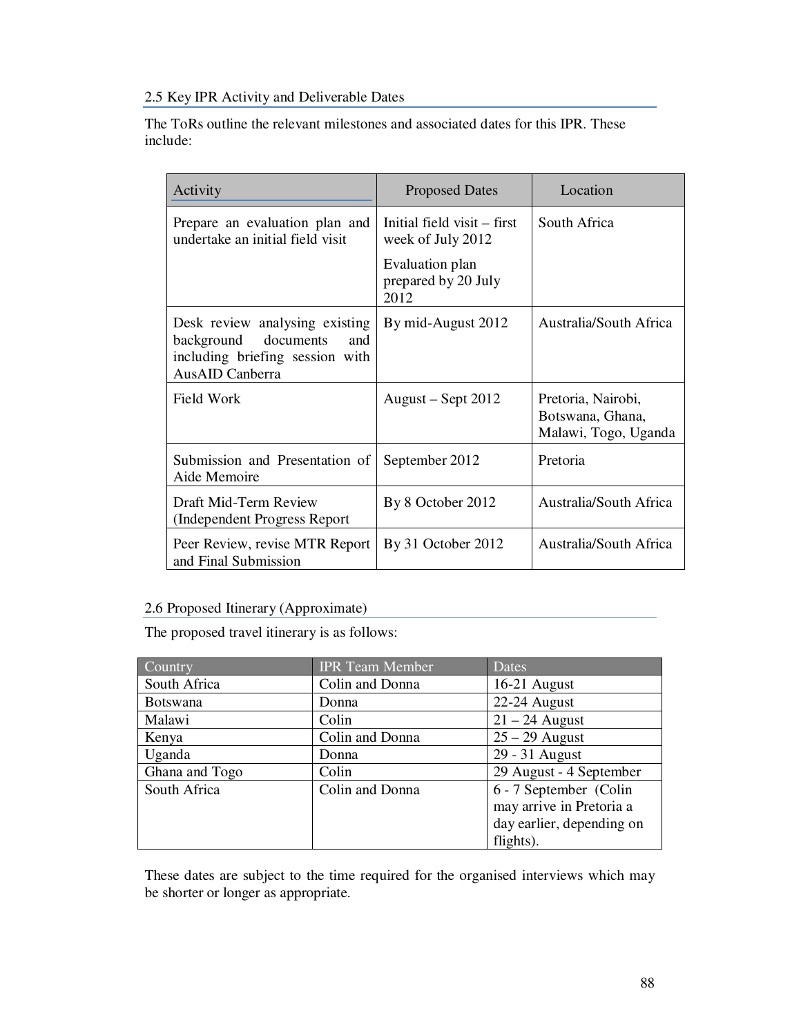### 2.5 Key IPR Activity and Deliverable Dates

The ToRs outline the relevant milestones and associated dates for this IPR. These include:

| Activity | Proposed Dates | Location |
|---|---|---|
| Prepare an evaluation plan and undertake an initial field visit | Initial field visit – first week of July 2012<br><br>Evaluation plan prepared by 20 July 2012 | South Africa |
| Desk review analysing existing background documents and including briefing session with AusAID Canberra | By mid-August 2012 | Australia/South Africa |
| Field Work | August – Sept 2012 | Pretoria, Nairobi, Botswana, Ghana, Malawi, Togo, Uganda |
| Submission and Presentation of Aide Memoire | September 2012 | Pretoria |
| Draft Mid-Term Review (Independent Progress Report | By 8 October 2012 | Australia/South Africa |
| Peer Review, revise MTR Report and Final Submission | By 31 October 2012 | Australia/South Africa |

### 2.6 Proposed Itinerary (Approximate)

The proposed travel itinerary is as follows:

| Country | IPR Team Member | Dates |
|---|---|---|
| South Africa | Colin and Donna | 16-21 August |
| Botswana | Donna | 22-24 August |
| Malawi | Colin | 21 – 24 August |
| Kenya | Colin and Donna | 25 – 29 August |
| Uganda | Donna | 29 - 31 August |
| Ghana and Togo | Colin | 29 August - 4 September |
| South Africa | Colin and Donna | 6 - 7 September (Colin may arrive in Pretoria a day earlier, depending on flights). |

These dates are subject to the time required for the organised interviews which may be shorter or longer as appropriate.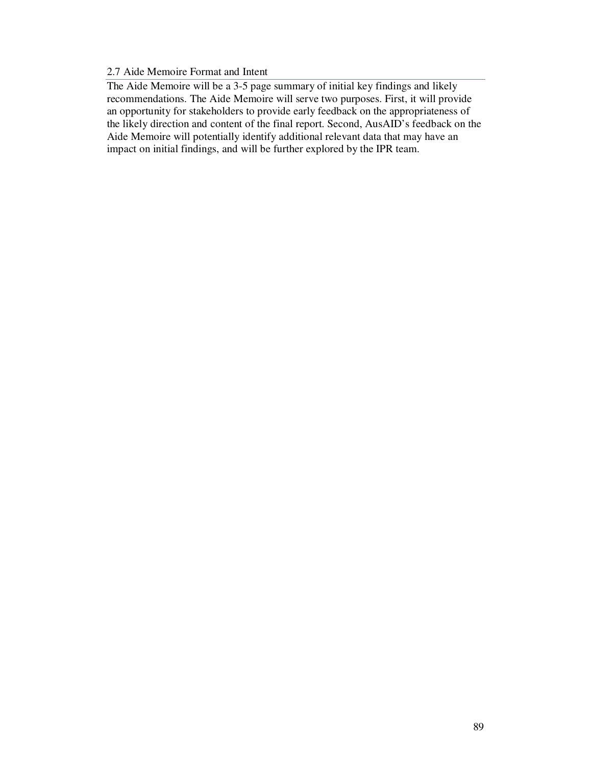### 2.7 Aide Memoire Format and Intent

The Aide Memoire will be a 3-5 page summary of initial key findings and likely recommendations. The Aide Memoire will serve two purposes. First, it will provide an opportunity for stakeholders to provide early feedback on the appropriateness of the likely direction and content of the final report. Second, AusAID's feedback on the Aide Memoire will potentially identify additional relevant data that may have an impact on initial findings, and will be further explored by the IPR team.